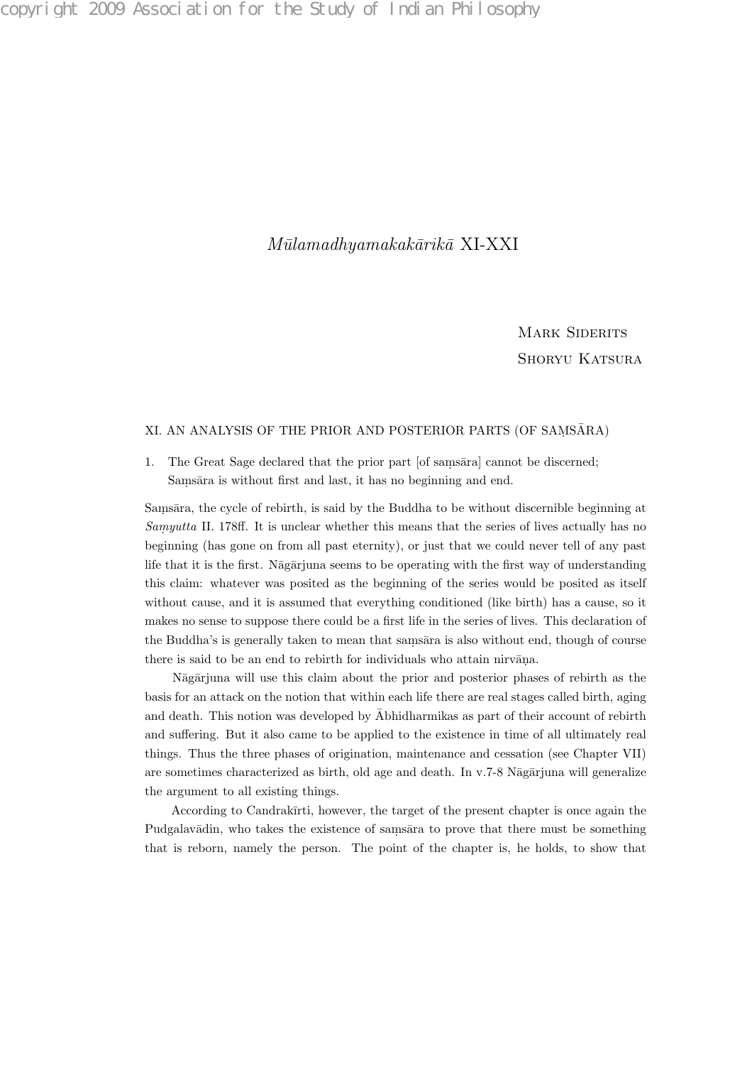# *Mūlamadhyamakakārikā* XI-XXI

Mark Siderits
Shoryu Katsura

## XI. AN ANALYSIS OF THE PRIOR AND POSTERIOR PARTS (OF SAṂSĀRA)

1. The Great Sage declared that the prior part [of saṃsāra] cannot be discerned;
   Saṃsāra is without first and last, it has no beginning and end.

Saṃsāra, the cycle of rebirth, is said by the Buddha to be without discernible beginning at *Saṃyutta* II. 178ff. It is unclear whether this means that the series of lives actually has no beginning (has gone on from all past eternity), or just that we could never tell of any past life that it is the first. Nāgārjuna seems to be operating with the first way of understanding this claim: whatever was posited as the beginning of the series would be posited as itself without cause, and it is assumed that everything conditioned (like birth) has a cause, so it makes no sense to suppose there could be a first life in the series of lives. This declaration of the Buddha's is generally taken to mean that saṃsāra is also without end, though of course there is said to be an end to rebirth for individuals who attain nirvāṇa.

Nāgārjuna will use this claim about the prior and posterior phases of rebirth as the basis for an attack on the notion that within each life there are real stages called birth, aging and death. This notion was developed by Ābhidharmikas as part of their account of rebirth and suffering. But it also came to be applied to the existence in time of all ultimately real things. Thus the three phases of origination, maintenance and cessation (see Chapter VII) are sometimes characterized as birth, old age and death. In v.7-8 Nāgārjuna will generalize the argument to all existing things.

According to Candrakīrti, however, the target of the present chapter is once again the Pudgalavādin, who takes the existence of saṃsāra to prove that there must be something that is reborn, namely the person. The point of the chapter is, he holds, to show that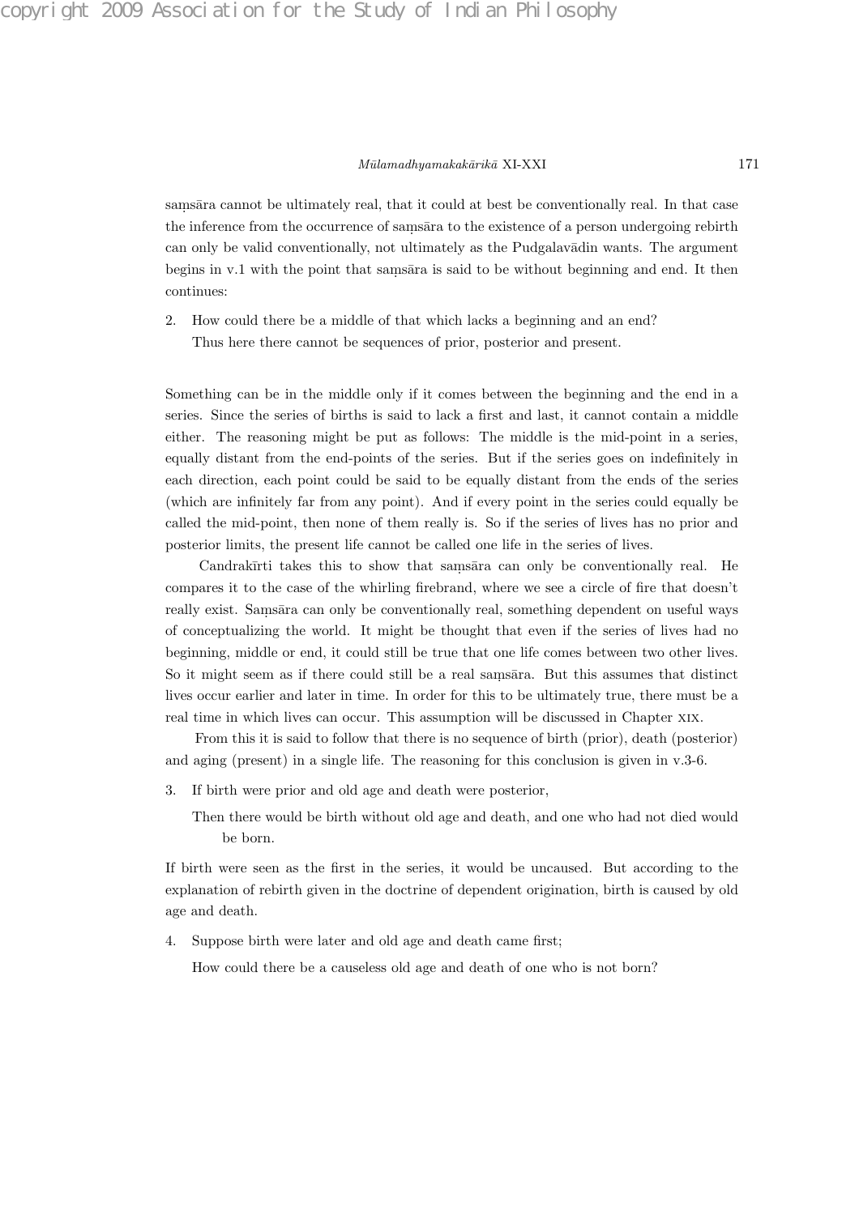saṃsāra cannot be ultimately real, that it could at best be conventionally real. In that case the inference from the occurrence of saṃsāra to the existence of a person undergoing rebirth can only be valid conventionally, not ultimately as the Pudgalavādin wants. The argument begins in v.1 with the point that saṃsāra is said to be without beginning and end. It then continues:

2. How could there be a middle of that which lacks a beginning and an end?
   Thus here there cannot be sequences of prior, posterior and present.

Something can be in the middle only if it comes between the beginning and the end in a series. Since the series of births is said to lack a first and last, it cannot contain a middle either. The reasoning might be put as follows: The middle is the mid-point in a series, equally distant from the end-points of the series. But if the series goes on indefinitely in each direction, each point could be said to be equally distant from the ends of the series (which are infinitely far from any point). And if every point in the series could equally be called the mid-point, then none of them really is. So if the series of lives has no prior and posterior limits, the present life cannot be called one life in the series of lives.

Candrakīrti takes this to show that saṃsāra can only be conventionally real. He compares it to the case of the whirling firebrand, where we see a circle of fire that doesn't really exist. Saṃsāra can only be conventionally real, something dependent on useful ways of conceptualizing the world. It might be thought that even if the series of lives had no beginning, middle or end, it could still be true that one life comes between two other lives. So it might seem as if there could still be a real saṃsāra. But this assumes that distinct lives occur earlier and later in time. In order for this to be ultimately true, there must be a real time in which lives can occur. This assumption will be discussed in Chapter XIX.

From this it is said to follow that there is no sequence of birth (prior), death (posterior) and aging (present) in a single life. The reasoning for this conclusion is given in v.3-6.

3. If birth were prior and old age and death were posterior,
   Then there would be birth without old age and death, and one who had not died would be born.

If birth were seen as the first in the series, it would be uncaused. But according to the explanation of rebirth given in the doctrine of dependent origination, birth is caused by old age and death.

4. Suppose birth were later and old age and death came first;
   How could there be a causeless old age and death of one who is not born?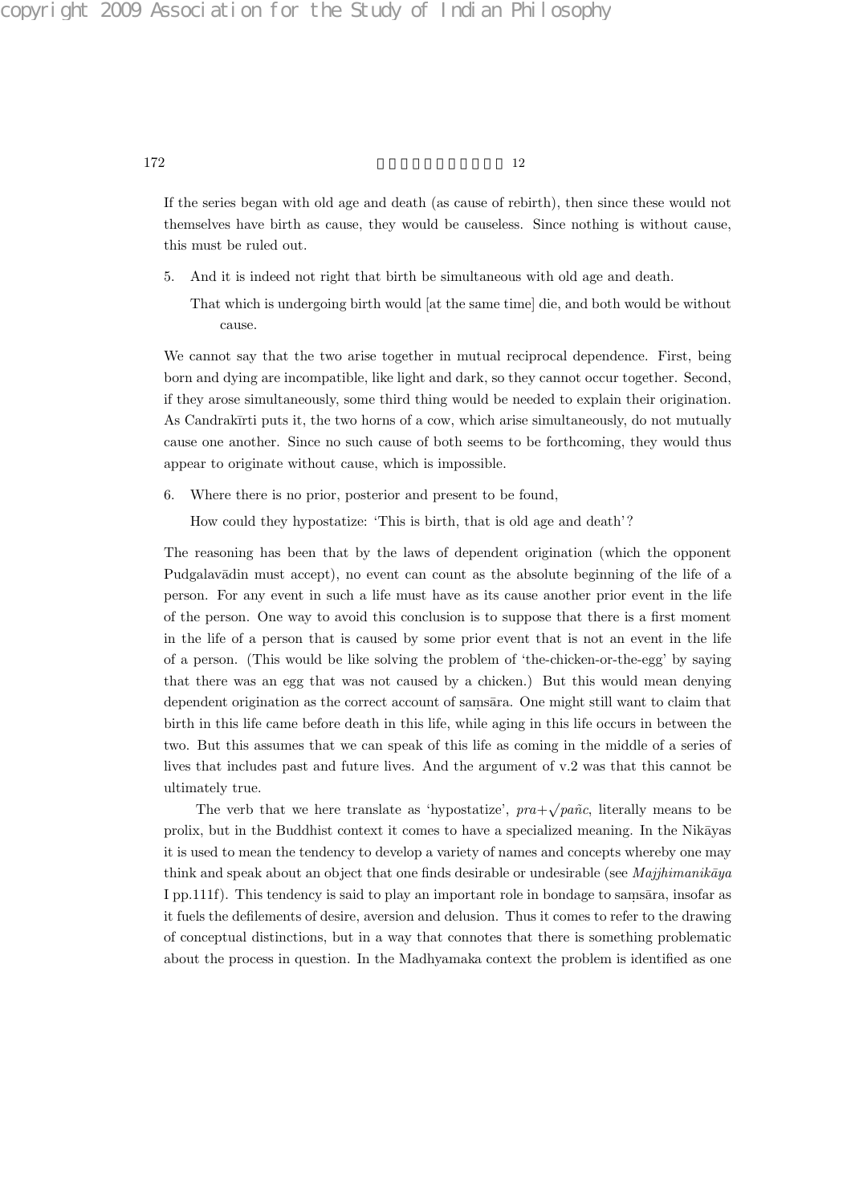If the series began with old age and death (as cause of rebirth), then since these would not themselves have birth as cause, they would be causeless. Since nothing is without cause, this must be ruled out.

5. And it is indeed not right that birth be simultaneous with old age and death.

   That which is undergoing birth would [at the same time] die, and both would be without cause.

We cannot say that the two arise together in mutual reciprocal dependence. First, being born and dying are incompatible, like light and dark, so they cannot occur together. Second, if they arose simultaneously, some third thing would be needed to explain their origination. As Candrakīrti puts it, the two horns of a cow, which arise simultaneously, do not mutually cause one another. Since no such cause of both seems to be forthcoming, they would thus appear to originate without cause, which is impossible.

6. Where there is no prior, posterior and present to be found,

   How could they hypostatize: 'This is birth, that is old age and death'?

The reasoning has been that by the laws of dependent origination (which the opponent Pudgalavādin must accept), no event can count as the absolute beginning of the life of a person. For any event in such a life must have as its cause another prior event in the life of the person. One way to avoid this conclusion is to suppose that there is a first moment in the life of a person that is caused by some prior event that is not an event in the life of a person. (This would be like solving the problem of 'the-chicken-or-the-egg' by saying that there was an egg that was not caused by a chicken.) But this would mean denying dependent origination as the correct account of saṃsāra. One might still want to claim that birth in this life came before death in this life, while aging in this life occurs in between the two. But this assumes that we can speak of this life as coming in the middle of a series of lives that includes past and future lives. And the argument of v.2 was that this cannot be ultimately true.

The verb that we here translate as 'hypostatize', $pra+\sqrt{}$*pañc*, literally means to be prolix, but in the Buddhist context it comes to have a specialized meaning. In the Nikāyas it is used to mean the tendency to develop a variety of names and concepts whereby one may think and speak about an object that one finds desirable or undesirable (see *Majjhimanikāya* I pp.111f). This tendency is said to play an important role in bondage to saṃsāra, insofar as it fuels the defilements of desire, aversion and delusion. Thus it comes to refer to the drawing of conceptual distinctions, but in a way that connotes that there is something problematic about the process in question. In the Madhyamaka context the problem is identified as one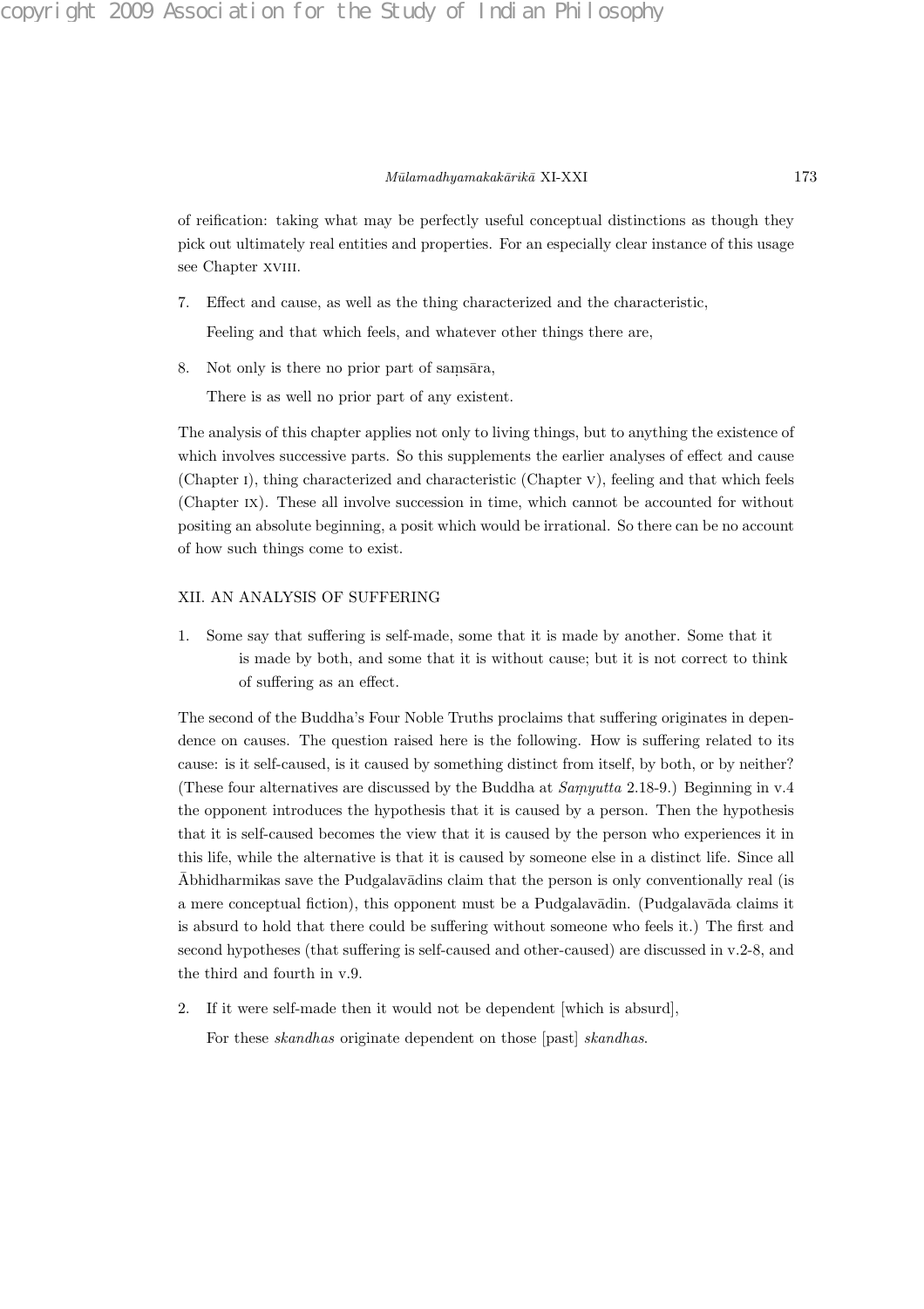of reification: taking what may be perfectly useful conceptual distinctions as though they pick out ultimately real entities and properties. For an especially clear instance of this usage see Chapter XVIII.

7. Effect and cause, as well as the thing characterized and the characteristic,

   Feeling and that which feels, and whatever other things there are,

8. Not only is there no prior part of saṃsāra,

   There is as well no prior part of any existent.

The analysis of this chapter applies not only to living things, but to anything the existence of which involves successive parts. So this supplements the earlier analyses of effect and cause (Chapter I), thing characterized and characteristic (Chapter V), feeling and that which feels (Chapter IX). These all involve succession in time, which cannot be accounted for without positing an absolute beginning, a posit which would be irrational. So there can be no account of how such things come to exist.

## XII. AN ANALYSIS OF SUFFERING

1. Some say that suffering is self-made, some that it is made by another. Some that it is made by both, and some that it is without cause; but it is not correct to think of suffering as an effect.

The second of the Buddha's Four Noble Truths proclaims that suffering originates in dependence on causes. The question raised here is the following. How is suffering related to its cause: is it self-caused, is it caused by something distinct from itself, by both, or by neither? (These four alternatives are discussed by the Buddha at *Saṃyutta* 2.18-9.) Beginning in v.4 the opponent introduces the hypothesis that it is caused by a person. Then the hypothesis that it is self-caused becomes the view that it is caused by the person who experiences it in this life, while the alternative is that it is caused by someone else in a distinct life. Since all Ābhidharmikas save the Pudgalavādins claim that the person is only conventionally real (is a mere conceptual fiction), this opponent must be a Pudgalavādin. (Pudgalavāda claims it is absurd to hold that there could be suffering without someone who feels it.) The first and second hypotheses (that suffering is self-caused and other-caused) are discussed in v.2-8, and the third and fourth in v.9.

2. If it were self-made then it would not be dependent [which is absurd],

   For these *skandhas* originate dependent on those [past] *skandhas*.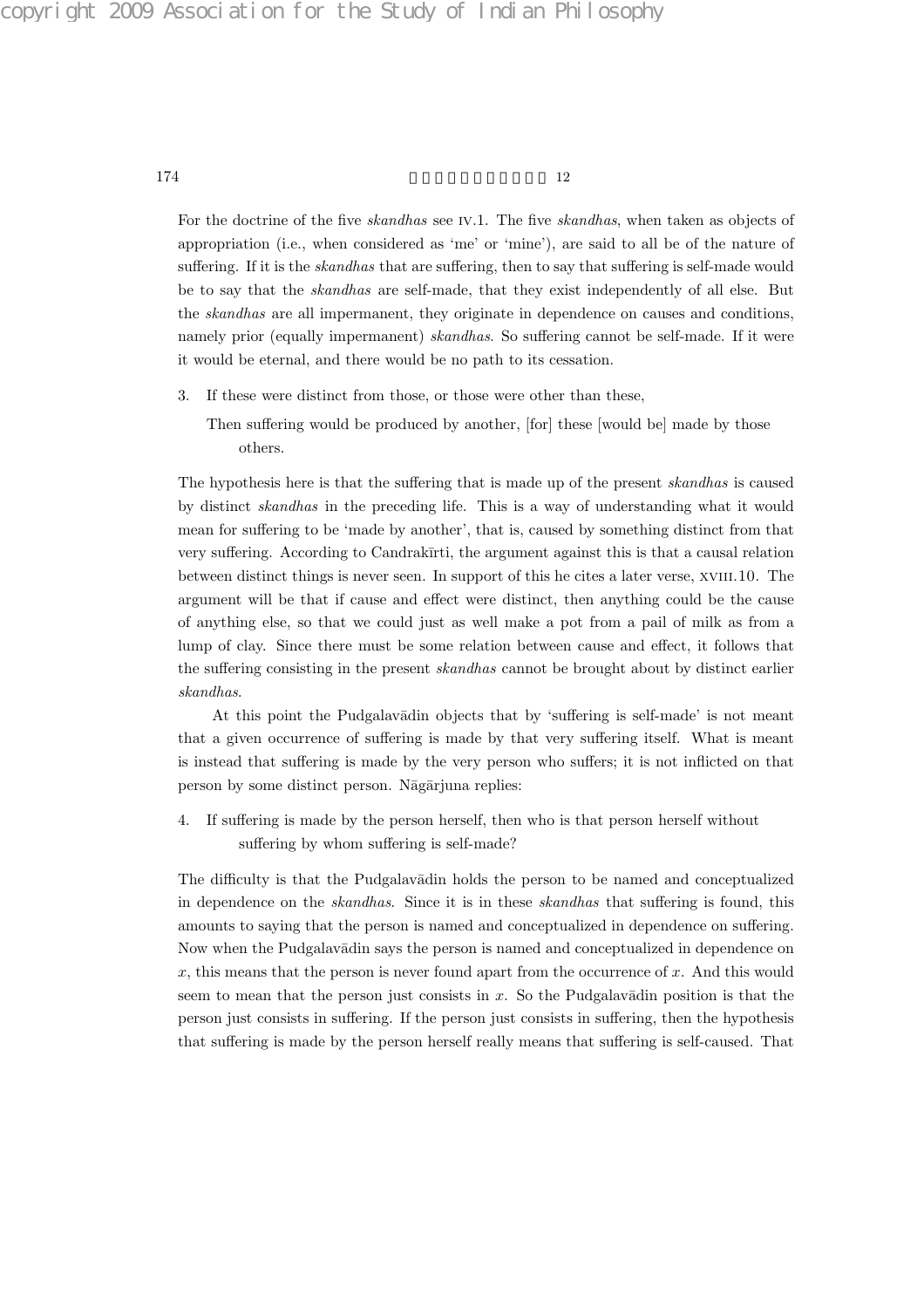For the doctrine of the five *skandhas* see IV.1. The five *skandhas*, when taken as objects of appropriation (i.e., when considered as 'me' or 'mine'), are said to all be of the nature of suffering. If it is the *skandhas* that are suffering, then to say that suffering is self-made would be to say that the *skandhas* are self-made, that they exist independently of all else. But the *skandhas* are all impermanent, they originate in dependence on causes and conditions, namely prior (equally impermanent) *skandhas*. So suffering cannot be self-made. If it were it would be eternal, and there would be no path to its cessation.

3. If these were distinct from those, or those were other than these,

 Then suffering would be produced by another, [for] these [would be] made by those others.

The hypothesis here is that the suffering that is made up of the present *skandhas* is caused by distinct *skandhas* in the preceding life. This is a way of understanding what it would mean for suffering to be 'made by another', that is, caused by something distinct from that very suffering. According to Candrakīrti, the argument against this is that a causal relation between distinct things is never seen. In support of this he cites a later verse, XVIII.10. The argument will be that if cause and effect were distinct, then anything could be the cause of anything else, so that we could just as well make a pot from a pail of milk as from a lump of clay. Since there must be some relation between cause and effect, it follows that the suffering consisting in the present *skandhas* cannot be brought about by distinct earlier *skandhas*.

At this point the Pudgalavādin objects that by 'suffering is self-made' is not meant that a given occurrence of suffering is made by that very suffering itself. What is meant is instead that suffering is made by the very person who suffers; it is not inflicted on that person by some distinct person. Nāgārjuna replies:

4. If suffering is made by the person herself, then who is that person herself without suffering by whom suffering is self-made?

The difficulty is that the Pudgalavādin holds the person to be named and conceptualized in dependence on the *skandhas*. Since it is in these *skandhas* that suffering is found, this amounts to saying that the person is named and conceptualized in dependence on suffering. Now when the Pudgalavādin says the person is named and conceptualized in dependence on $x$, this means that the person is never found apart from the occurrence of $x$. And this would seem to mean that the person just consists in $x$. So the Pudgalavādin position is that the person just consists in suffering. If the person just consists in suffering, then the hypothesis that suffering is made by the person herself really means that suffering is self-caused. That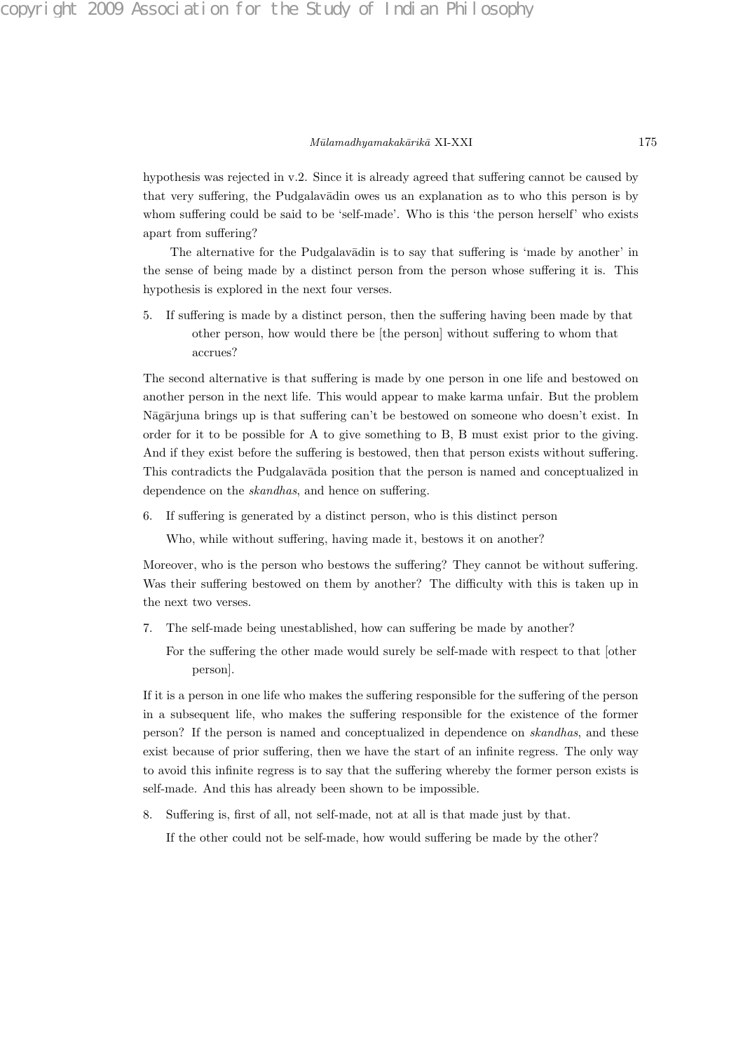hypothesis was rejected in v.2. Since it is already agreed that suffering cannot be caused by that very suffering, the Pudgalavādin owes us an explanation as to who this person is by whom suffering could be said to be 'self-made'. Who is this 'the person herself' who exists apart from suffering?

The alternative for the Pudgalavādin is to say that suffering is 'made by another' in the sense of being made by a distinct person from the person whose suffering it is. This hypothesis is explored in the next four verses.

5. If suffering is made by a distinct person, then the suffering having been made by that other person, how would there be [the person] without suffering to whom that accrues?

The second alternative is that suffering is made by one person in one life and bestowed on another person in the next life. This would appear to make karma unfair. But the problem Nāgārjuna brings up is that suffering can't be bestowed on someone who doesn't exist. In order for it to be possible for A to give something to B, B must exist prior to the giving. And if they exist before the suffering is bestowed, then that person exists without suffering. This contradicts the Pudgalavāda position that the person is named and conceptualized in dependence on the *skandhas*, and hence on suffering.

6. If suffering is generated by a distinct person, who is this distinct person

   Who, while without suffering, having made it, bestows it on another?

Moreover, who is the person who bestows the suffering? They cannot be without suffering. Was their suffering bestowed on them by another? The difficulty with this is taken up in the next two verses.

7. The self-made being unestablished, how can suffering be made by another?

   For the suffering the other made would surely be self-made with respect to that [other person].

If it is a person in one life who makes the suffering responsible for the suffering of the person in a subsequent life, who makes the suffering responsible for the existence of the former person? If the person is named and conceptualized in dependence on *skandhas*, and these exist because of prior suffering, then we have the start of an infinite regress. The only way to avoid this infinite regress is to say that the suffering whereby the former person exists is self-made. And this has already been shown to be impossible.

8. Suffering is, first of all, not self-made, not at all is that made just by that.

   If the other could not be self-made, how would suffering be made by the other?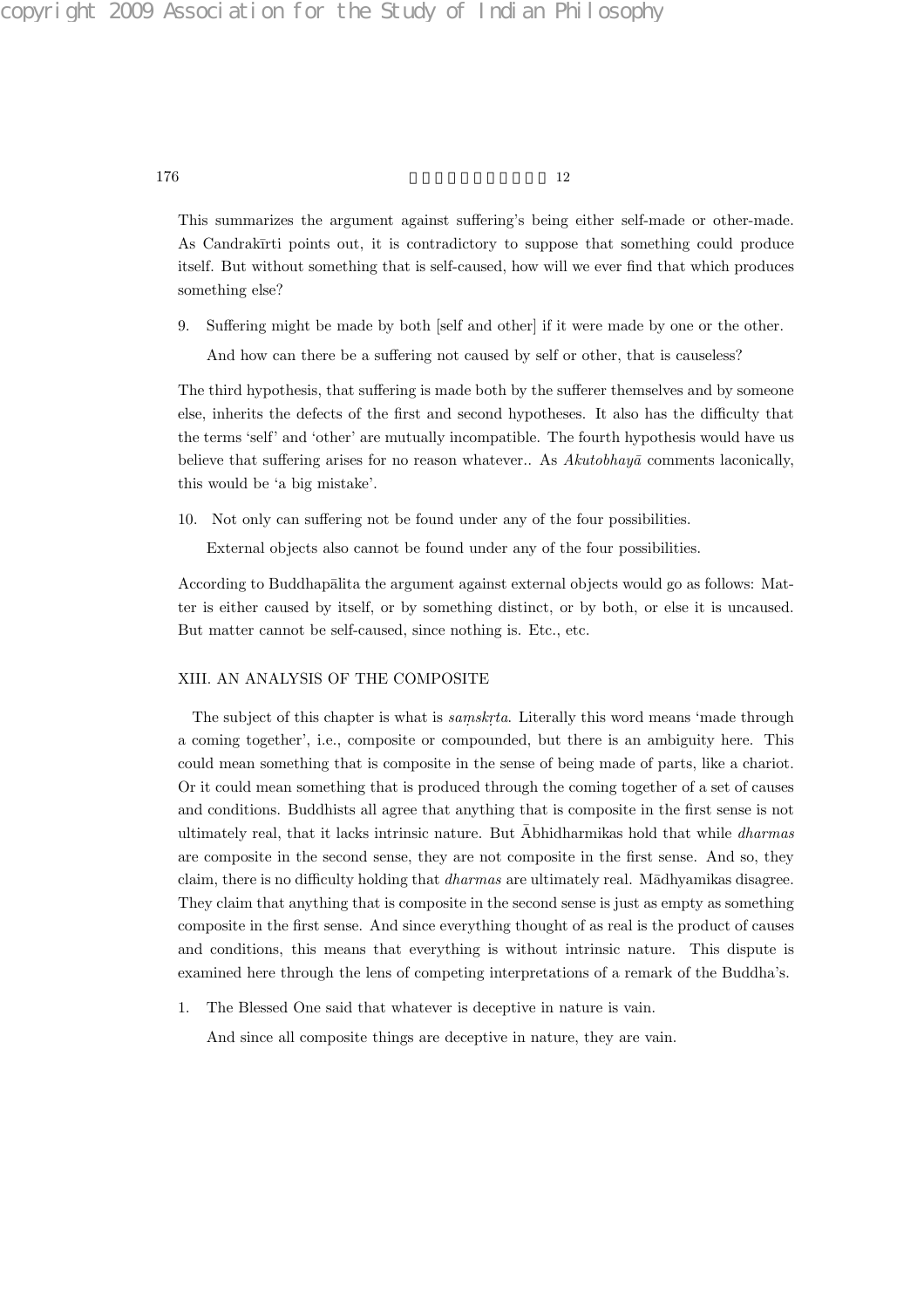This summarizes the argument against suffering's being either self-made or other-made. As Candrakīrti points out, it is contradictory to suppose that something could produce itself. But without something that is self-caused, how will we ever find that which produces something else?

9. Suffering might be made by both [self and other] if it were made by one or the other.

   And how can there be a suffering not caused by self or other, that is causeless?

The third hypothesis, that suffering is made both by the sufferer themselves and by someone else, inherits the defects of the first and second hypotheses. It also has the difficulty that the terms 'self' and 'other' are mutually incompatible. The fourth hypothesis would have us believe that suffering arises for no reason whatever.. As *Akutobhayā* comments laconically, this would be 'a big mistake'.

10. Not only can suffering not be found under any of the four possibilities.

    External objects also cannot be found under any of the four possibilities.

According to Buddhapālita the argument against external objects would go as follows: Matter is either caused by itself, or by something distinct, or by both, or else it is uncaused. But matter cannot be self-caused, since nothing is. Etc., etc.

## XIII. AN ANALYSIS OF THE COMPOSITE

The subject of this chapter is what is *saṃskṛta*. Literally this word means 'made through a coming together', i.e., composite or compounded, but there is an ambiguity here. This could mean something that is composite in the sense of being made of parts, like a chariot. Or it could mean something that is produced through the coming together of a set of causes and conditions. Buddhists all agree that anything that is composite in the first sense is not ultimately real, that it lacks intrinsic nature. But Ābhidharmikas hold that while *dharmas* are composite in the second sense, they are not composite in the first sense. And so, they claim, there is no difficulty holding that *dharmas* are ultimately real. Mādhyamikas disagree. They claim that anything that is composite in the second sense is just as empty as something composite in the first sense. And since everything thought of as real is the product of causes and conditions, this means that everything is without intrinsic nature. This dispute is examined here through the lens of competing interpretations of a remark of the Buddha's.

1. The Blessed One said that whatever is deceptive in nature is vain.

   And since all composite things are deceptive in nature, they are vain.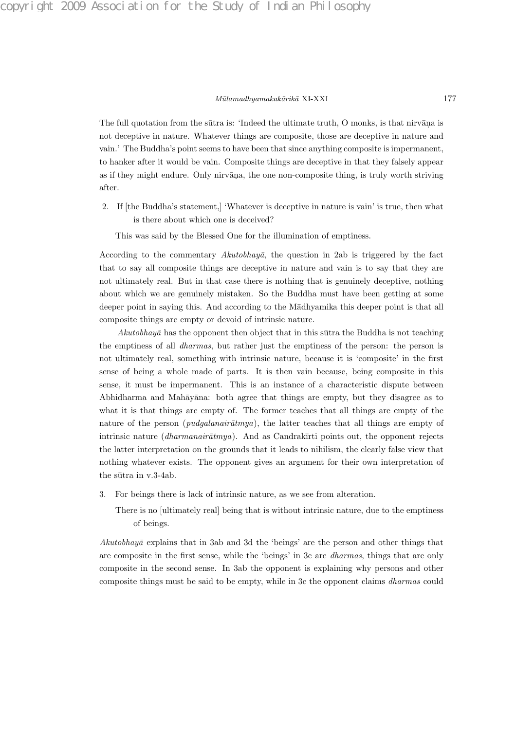The full quotation from the sūtra is: 'Indeed the ultimate truth, O monks, is that nirvāṇa is not deceptive in nature. Whatever things are composite, those are deceptive in nature and vain.' The Buddha's point seems to have been that since anything composite is impermanent, to hanker after it would be vain. Composite things are deceptive in that they falsely appear as if they might endure. Only nirvāṇa, the one non-composite thing, is truly worth striving after.

2. If [the Buddha's statement,] 'Whatever is deceptive in nature is vain' is true, then what is there about which one is deceived?

   This was said by the Blessed One for the illumination of emptiness.

According to the commentary *Akutobhayā*, the question in 2ab is triggered by the fact that to say all composite things are deceptive in nature and vain is to say that they are not ultimately real. But in that case there is nothing that is genuinely deceptive, nothing about which we are genuinely mistaken. So the Buddha must have been getting at some deeper point in saying this. And according to the Mādhyamika this deeper point is that all composite things are empty or devoid of intrinsic nature.

*Akutobhayā* has the opponent then object that in this sūtra the Buddha is not teaching the emptiness of all *dharmas*, but rather just the emptiness of the person: the person is not ultimately real, something with intrinsic nature, because it is 'composite' in the first sense of being a whole made of parts. It is then vain because, being composite in this sense, it must be impermanent. This is an instance of a characteristic dispute between Abhidharma and Mahāyāna: both agree that things are empty, but they disagree as to what it is that things are empty of. The former teaches that all things are empty of the nature of the person (*pudgalanairātmya*), the latter teaches that all things are empty of intrinsic nature (*dharmanairātmya*). And as Candrakīrti points out, the opponent rejects the latter interpretation on the grounds that it leads to nihilism, the clearly false view that nothing whatever exists. The opponent gives an argument for their own interpretation of the sūtra in v.3-4ab.

3. For beings there is lack of intrinsic nature, as we see from alteration.

   There is no [ultimately real] being that is without intrinsic nature, due to the emptiness of beings.

*Akutobhayā* explains that in 3ab and 3d the 'beings' are the person and other things that are composite in the first sense, while the 'beings' in 3c are *dharmas*, things that are only composite in the second sense. In 3ab the opponent is explaining why persons and other composite things must be said to be empty, while in 3c the opponent claims *dharmas* could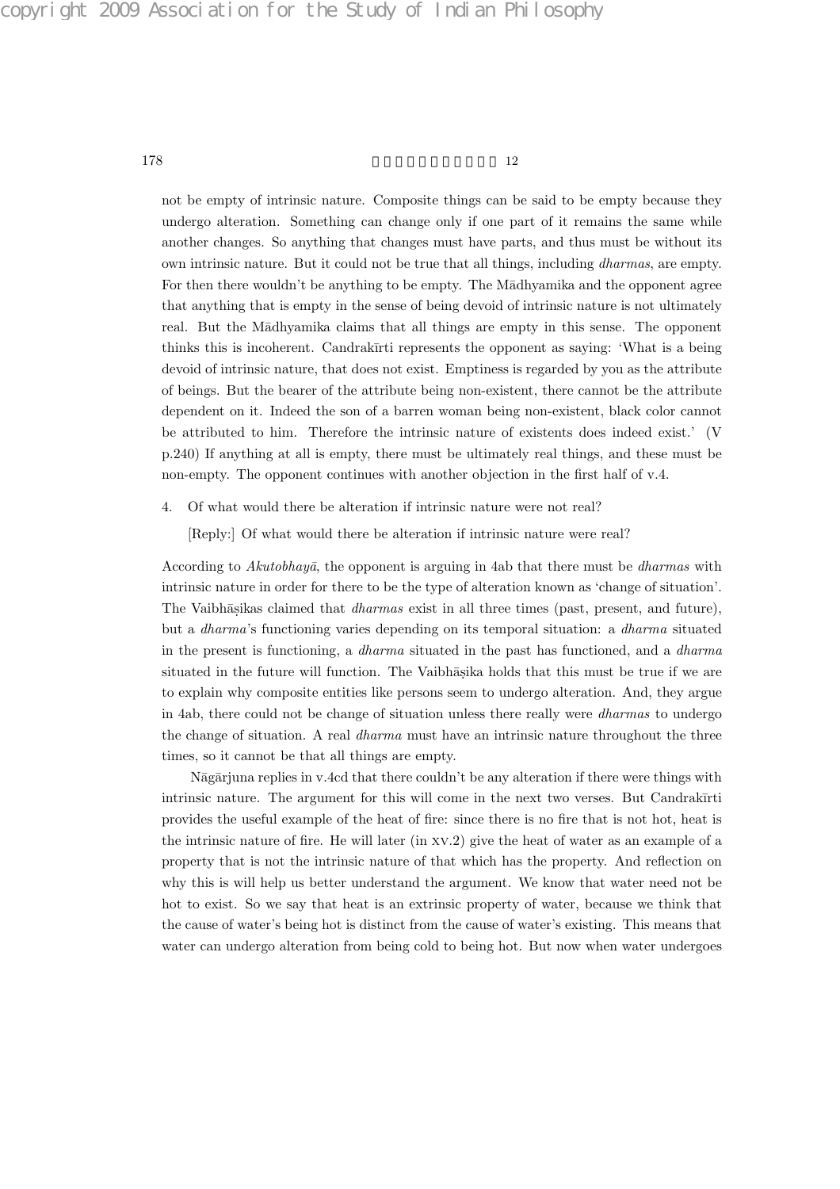not be empty of intrinsic nature. Composite things can be said to be empty because they undergo alteration. Something can change only if one part of it remains the same while another changes. So anything that changes must have parts, and thus must be without its own intrinsic nature. But it could not be true that all things, including *dharmas*, are empty. For then there wouldn't be anything to be empty. The Mādhyamika and the opponent agree that anything that is empty in the sense of being devoid of intrinsic nature is not ultimately real. But the Mādhyamika claims that all things are empty in this sense. The opponent thinks this is incoherent. Candrakīrti represents the opponent as saying: 'What is a being devoid of intrinsic nature, that does not exist. Emptiness is regarded by you as the attribute of beings. But the bearer of the attribute being non-existent, there cannot be the attribute dependent on it. Indeed the son of a barren woman being non-existent, black color cannot be attributed to him. Therefore the intrinsic nature of existents does indeed exist.' (V p.240) If anything at all is empty, there must be ultimately real things, and these must be non-empty. The opponent continues with another objection in the first half of v.4.

4. Of what would there be alteration if intrinsic nature were not real?

   [Reply:] Of what would there be alteration if intrinsic nature were real?

According to *Akutobhayā*, the opponent is arguing in 4ab that there must be *dharmas* with intrinsic nature in order for there to be the type of alteration known as 'change of situation'. The Vaibhāṣikas claimed that *dharmas* exist in all three times (past, present, and future), but a *dharma*'s functioning varies depending on its temporal situation: a *dharma* situated in the present is functioning, a *dharma* situated in the past has functioned, and a *dharma* situated in the future will function. The Vaibhāṣika holds that this must be true if we are to explain why composite entities like persons seem to undergo alteration. And, they argue in 4ab, there could not be change of situation unless there really were *dharmas* to undergo the change of situation. A real *dharma* must have an intrinsic nature throughout the three times, so it cannot be that all things are empty.

Nāgārjuna replies in v.4cd that there couldn't be any alteration if there were things with intrinsic nature. The argument for this will come in the next two verses. But Candrakīrti provides the useful example of the heat of fire: since there is no fire that is not hot, heat is the intrinsic nature of fire. He will later (in XV.2) give the heat of water as an example of a property that is not the intrinsic nature of that which has the property. And reflection on why this is will help us better understand the argument. We know that water need not be hot to exist. So we say that heat is an extrinsic property of water, because we think that the cause of water's being hot is distinct from the cause of water's existing. This means that water can undergo alteration from being cold to being hot. But now when water undergoes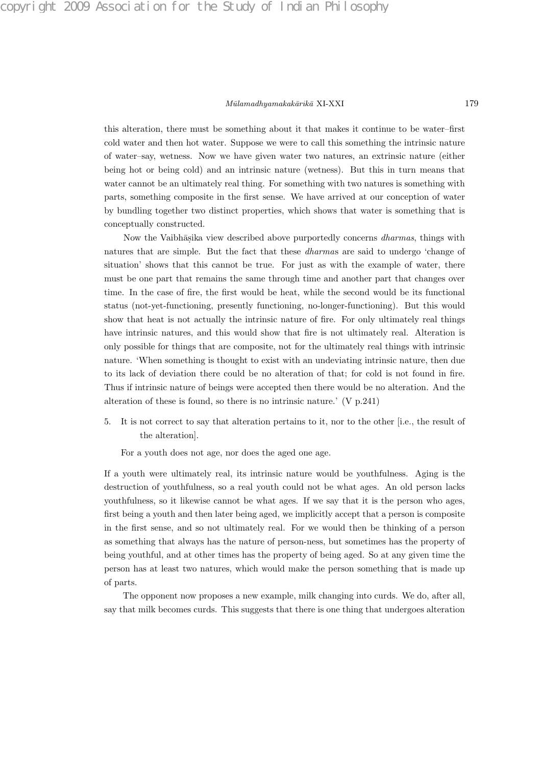this alteration, there must be something about it that makes it continue to be water–first cold water and then hot water. Suppose we were to call this something the intrinsic nature of water–say, wetness. Now we have given water two natures, an extrinsic nature (either being hot or being cold) and an intrinsic nature (wetness). But this in turn means that water cannot be an ultimately real thing. For something with two natures is something with parts, something composite in the first sense. We have arrived at our conception of water by bundling together two distinct properties, which shows that water is something that is conceptually constructed.

Now the Vaibhāṣika view described above purportedly concerns *dharmas*, things with natures that are simple. But the fact that these *dharma*s are said to undergo 'change of situation' shows that this cannot be true. For just as with the example of water, there must be one part that remains the same through time and another part that changes over time. In the case of fire, the first would be heat, while the second would be its functional status (not-yet-functioning, presently functioning, no-longer-functioning). But this would show that heat is not actually the intrinsic nature of fire. For only ultimately real things have intrinsic natures, and this would show that fire is not ultimately real. Alteration is only possible for things that are composite, not for the ultimately real things with intrinsic nature. 'When something is thought to exist with an undeviating intrinsic nature, then due to its lack of deviation there could be no alteration of that; for cold is not found in fire. Thus if intrinsic nature of beings were accepted then there would be no alteration. And the alteration of these is found, so there is no intrinsic nature.' (V p.241)

5. It is not correct to say that alteration pertains to it, nor to the other [i.e., the result of the alteration].

   For a youth does not age, nor does the aged one age.

If a youth were ultimately real, its intrinsic nature would be youthfulness. Aging is the destruction of youthfulness, so a real youth could not be what ages. An old person lacks youthfulness, so it likewise cannot be what ages. If we say that it is the person who ages, first being a youth and then later being aged, we implicitly accept that a person is composite in the first sense, and so not ultimately real. For we would then be thinking of a person as something that always has the nature of person-ness, but sometimes has the property of being youthful, and at other times has the property of being aged. So at any given time the person has at least two natures, which would make the person something that is made up of parts.

The opponent now proposes a new example, milk changing into curds. We do, after all, say that milk becomes curds. This suggests that there is one thing that undergoes alteration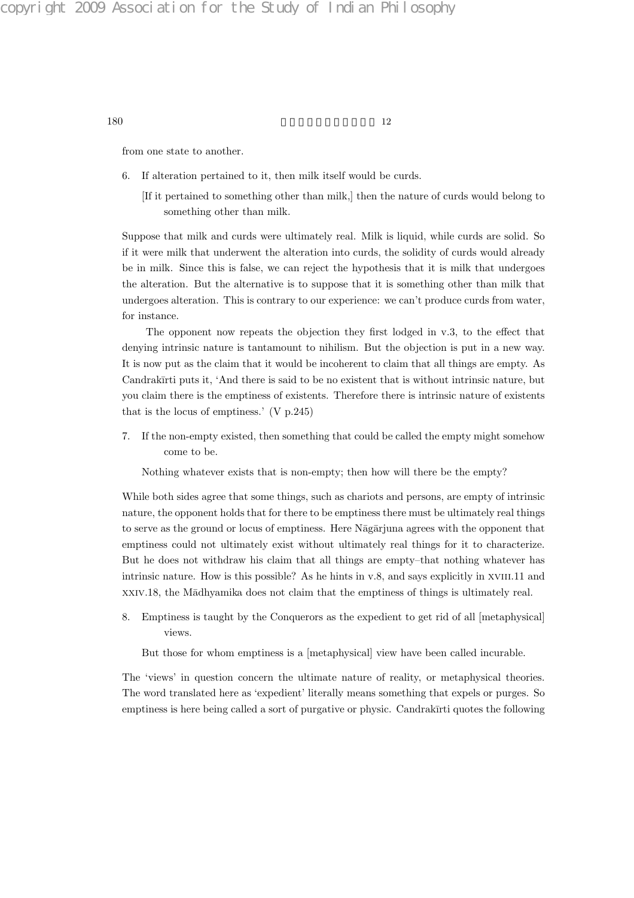from one state to another.

6. If alteration pertained to it, then milk itself would be curds.

   [If it pertained to something other than milk,] then the nature of curds would belong to something other than milk.

Suppose that milk and curds were ultimately real. Milk is liquid, while curds are solid. So if it were milk that underwent the alteration into curds, the solidity of curds would already be in milk. Since this is false, we can reject the hypothesis that it is milk that undergoes the alteration. But the alternative is to suppose that it is something other than milk that undergoes alteration. This is contrary to our experience: we can't produce curds from water, for instance.

The opponent now repeats the objection they first lodged in v.3, to the effect that denying intrinsic nature is tantamount to nihilism. But the objection is put in a new way. It is now put as the claim that it would be incoherent to claim that all things are empty. As Candrakīrti puts it, 'And there is said to be no existent that is without intrinsic nature, but you claim there is the emptiness of existents. Therefore there is intrinsic nature of existents that is the locus of emptiness.' (V p.245)

7. If the non-empty existed, then something that could be called the empty might somehow come to be.

   Nothing whatever exists that is non-empty; then how will there be the empty?

While both sides agree that some things, such as chariots and persons, are empty of intrinsic nature, the opponent holds that for there to be emptiness there must be ultimately real things to serve as the ground or locus of emptiness. Here Nāgārjuna agrees with the opponent that emptiness could not ultimately exist without ultimately real things for it to characterize. But he does not withdraw his claim that all things are empty–that nothing whatever has intrinsic nature. How is this possible? As he hints in v.8, and says explicitly in XVIII.11 and XXIV.18, the Mādhyamika does not claim that the emptiness of things is ultimately real.

8. Emptiness is taught by the Conquerors as the expedient to get rid of all [metaphysical] views.

   But those for whom emptiness is a [metaphysical] view have been called incurable.

The 'views' in question concern the ultimate nature of reality, or metaphysical theories. The word translated here as 'expedient' literally means something that expels or purges. So emptiness is here being called a sort of purgative or physic. Candrakīrti quotes the following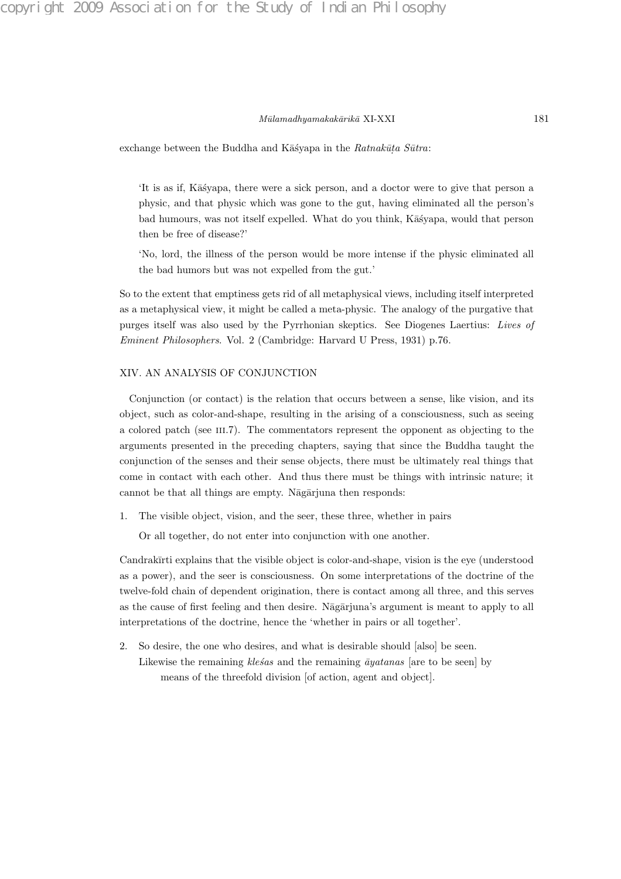exchange between the Buddha and Kāśyapa in the *Ratnakūṭa Sūtra*:

> 'It is as if, Kāśyapa, there were a sick person, and a doctor were to give that person a physic, and that physic which was gone to the gut, having eliminated all the person's bad humours, was not itself expelled. What do you think, Kāśyapa, would that person then be free of disease?'
>
> 'No, lord, the illness of the person would be more intense if the physic eliminated all the bad humors but was not expelled from the gut.'

So to the extent that emptiness gets rid of all metaphysical views, including itself interpreted as a metaphysical view, it might be called a meta-physic. The analogy of the purgative that purges itself was also used by the Pyrrhonian skeptics. See Diogenes Laertius: *Lives of Eminent Philosophers*. Vol. 2 (Cambridge: Harvard U Press, 1931) p.76.

## XIV. AN ANALYSIS OF CONJUNCTION

Conjunction (or contact) is the relation that occurs between a sense, like vision, and its object, such as color-and-shape, resulting in the arising of a consciousness, such as seeing a colored patch (see III.7). The commentators represent the opponent as objecting to the arguments presented in the preceding chapters, saying that since the Buddha taught the conjunction of the senses and their sense objects, there must be ultimately real things that come in contact with each other. And thus there must be things with intrinsic nature; it cannot be that all things are empty. Nāgārjuna then responds:

1. The visible object, vision, and the seer, these three, whether in pairs
   Or all together, do not enter into conjunction with one another.

Candrakīrti explains that the visible object is color-and-shape, vision is the eye (understood as a power), and the seer is consciousness. On some interpretations of the doctrine of the twelve-fold chain of dependent origination, there is contact among all three, and this serves as the cause of first feeling and then desire. Nāgārjuna's argument is meant to apply to all interpretations of the doctrine, hence the 'whether in pairs or all together'.

2. So desire, the one who desires, and what is desirable should [also] be seen.
   Likewise the remaining *kleśas* and the remaining *āyatanas* [are to be seen] by means of the threefold division [of action, agent and object].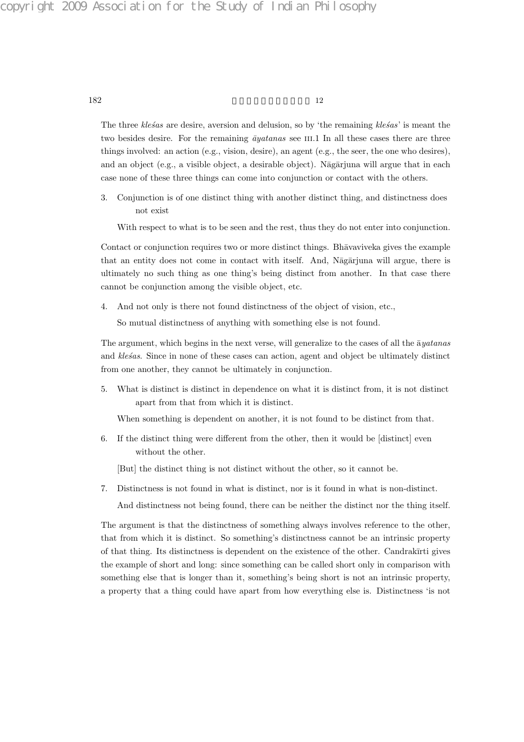The three *kleśas* are desire, aversion and delusion, so by 'the remaining *kleśas*' is meant the two besides desire. For the remaining *āyatanas* see III.1 In all these cases there are three things involved: an action (e.g., vision, desire), an agent (e.g., the seer, the one who desires), and an object (e.g., a visible object, a desirable object). Nāgārjuna will argue that in each case none of these three things can come into conjunction or contact with the others.

3. Conjunction is of one distinct thing with another distinct thing, and distinctness does not exist

   With respect to what is to be seen and the rest, thus they do not enter into conjunction.

Contact or conjunction requires two or more distinct things. Bhāvaviveka gives the example that an entity does not come in contact with itself. And, Nāgārjuna will argue, there is ultimately no such thing as one thing's being distinct from another. In that case there cannot be conjunction among the visible object, etc.

4. And not only is there not found distinctness of the object of vision, etc.,

   So mutual distinctness of anything with something else is not found.

The argument, which begins in the next verse, will generalize to the cases of all the ā*yatanas* and *kleśas*. Since in none of these cases can action, agent and object be ultimately distinct from one another, they cannot be ultimately in conjunction.

5. What is distinct is distinct in dependence on what it is distinct from, it is not distinct apart from that from which it is distinct.

   When something is dependent on another, it is not found to be distinct from that.

6. If the distinct thing were different from the other, then it would be [distinct] even without the other.

   [But] the distinct thing is not distinct without the other, so it cannot be.

7. Distinctness is not found in what is distinct, nor is it found in what is non-distinct.

   And distinctness not being found, there can be neither the distinct nor the thing itself.

The argument is that the distinctness of something always involves reference to the other, that from which it is distinct. So something's distinctness cannot be an intrinsic property of that thing. Its distinctness is dependent on the existence of the other. Candrakīrti gives the example of short and long: since something can be called short only in comparison with something else that is longer than it, something's being short is not an intrinsic property, a property that a thing could have apart from how everything else is. Distinctness 'is not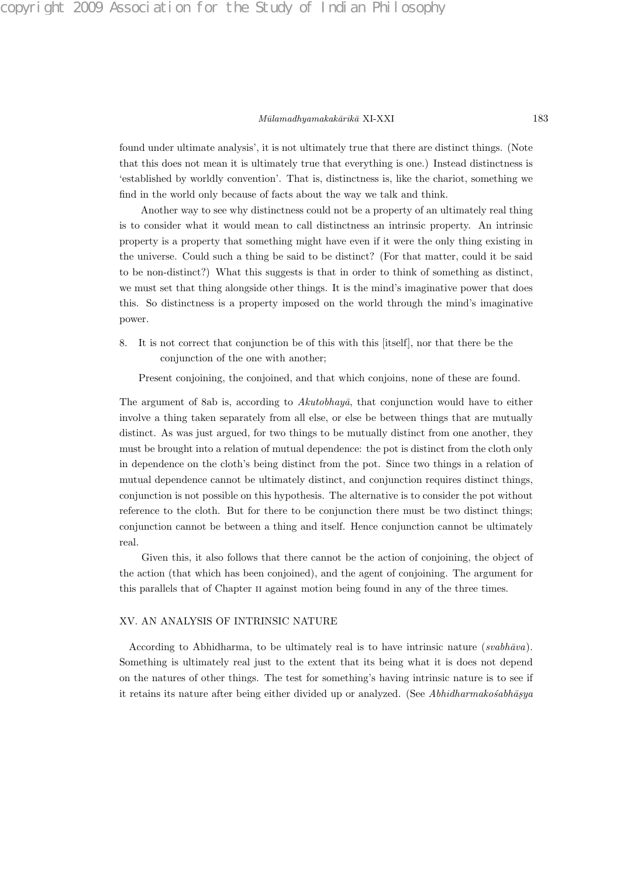found under ultimate analysis', it is not ultimately true that there are distinct things. (Note that this does not mean it is ultimately true that everything is one.) Instead distinctness is 'established by worldly convention'. That is, distinctness is, like the chariot, something we find in the world only because of facts about the way we talk and think.

Another way to see why distinctness could not be a property of an ultimately real thing is to consider what it would mean to call distinctness an intrinsic property. An intrinsic property is a property that something might have even if it were the only thing existing in the universe. Could such a thing be said to be distinct? (For that matter, could it be said to be non-distinct?) What this suggests is that in order to think of something as distinct, we must set that thing alongside other things. It is the mind's imaginative power that does this. So distinctness is a property imposed on the world through the mind's imaginative power.

8. It is not correct that conjunction be of this with this [itself], nor that there be the conjunction of the one with another;

   Present conjoining, the conjoined, and that which conjoins, none of these are found.

The argument of 8ab is, according to *Akutobhayā*, that conjunction would have to either involve a thing taken separately from all else, or else be between things that are mutually distinct. As was just argued, for two things to be mutually distinct from one another, they must be brought into a relation of mutual dependence: the pot is distinct from the cloth only in dependence on the cloth's being distinct from the pot. Since two things in a relation of mutual dependence cannot be ultimately distinct, and conjunction requires distinct things, conjunction is not possible on this hypothesis. The alternative is to consider the pot without reference to the cloth. But for there to be conjunction there must be two distinct things; conjunction cannot be between a thing and itself. Hence conjunction cannot be ultimately real.

Given this, it also follows that there cannot be the action of conjoining, the object of the action (that which has been conjoined), and the agent of conjoining. The argument for this parallels that of Chapter II against motion being found in any of the three times.

## XV. AN ANALYSIS OF INTRINSIC NATURE

According to Abhidharma, to be ultimately real is to have intrinsic nature (*svabhāva*). Something is ultimately real just to the extent that its being what it is does not depend on the natures of other things. The test for something's having intrinsic nature is to see if it retains its nature after being either divided up or analyzed. (See *Abhidharmakośabhāṣya*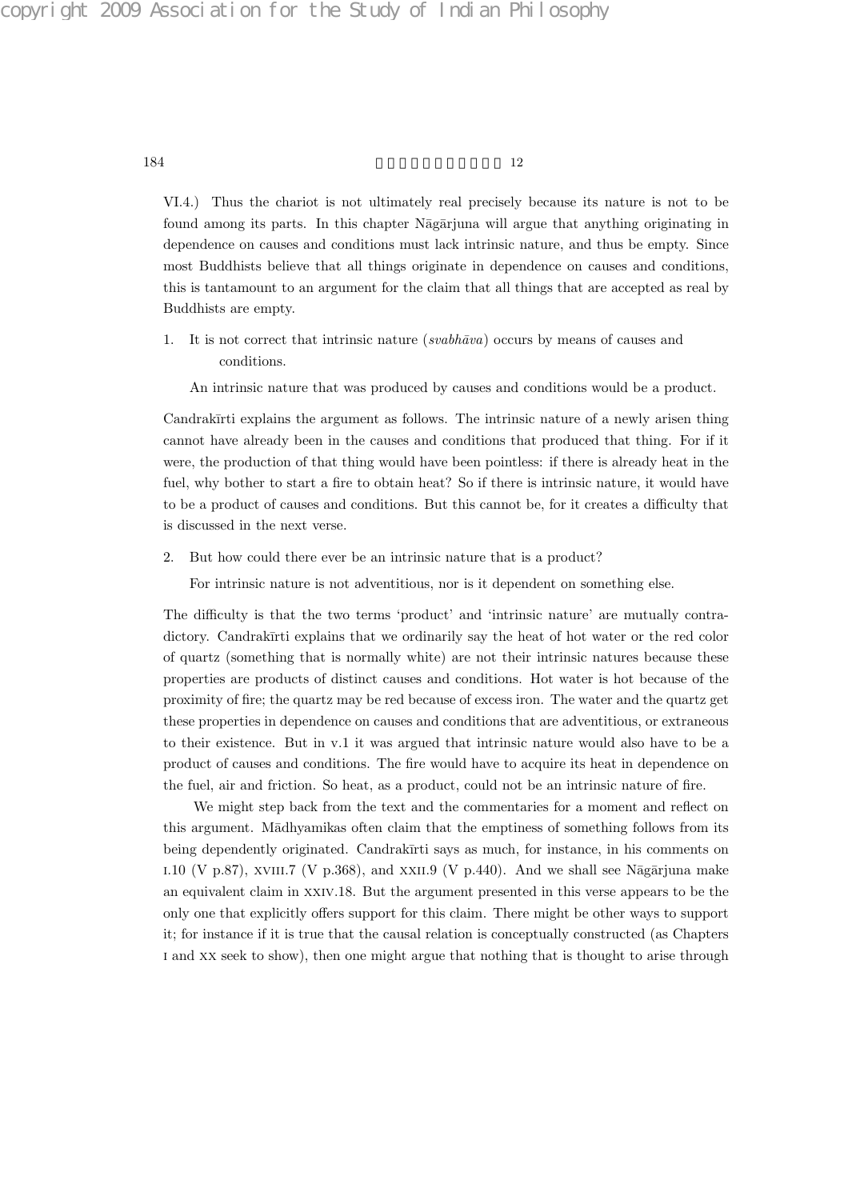VI.4.) Thus the chariot is not ultimately real precisely because its nature is not to be found among its parts. In this chapter Nāgārjuna will argue that anything originating in dependence on causes and conditions must lack intrinsic nature, and thus be empty. Since most Buddhists believe that all things originate in dependence on causes and conditions, this is tantamount to an argument for the claim that all things that are accepted as real by Buddhists are empty.

1. It is not correct that intrinsic nature (*svabhāva*) occurs by means of causes and conditions.

   An intrinsic nature that was produced by causes and conditions would be a product.

Candrakīrti explains the argument as follows. The intrinsic nature of a newly arisen thing cannot have already been in the causes and conditions that produced that thing. For if it were, the production of that thing would have been pointless: if there is already heat in the fuel, why bother to start a fire to obtain heat? So if there is intrinsic nature, it would have to be a product of causes and conditions. But this cannot be, for it creates a difficulty that is discussed in the next verse.

2. But how could there ever be an intrinsic nature that is a product?

   For intrinsic nature is not adventitious, nor is it dependent on something else.

The difficulty is that the two terms 'product' and 'intrinsic nature' are mutually contradictory. Candrakīrti explains that we ordinarily say the heat of hot water or the red color of quartz (something that is normally white) are not their intrinsic natures because these properties are products of distinct causes and conditions. Hot water is hot because of the proximity of fire; the quartz may be red because of excess iron. The water and the quartz get these properties in dependence on causes and conditions that are adventitious, or extraneous to their existence. But in v.1 it was argued that intrinsic nature would also have to be a product of causes and conditions. The fire would have to acquire its heat in dependence on the fuel, air and friction. So heat, as a product, could not be an intrinsic nature of fire.

We might step back from the text and the commentaries for a moment and reflect on this argument. Mādhyamikas often claim that the emptiness of something follows from its being dependently originated. Candrakīrti says as much, for instance, in his comments on I.10 (V p.87), XVIII.7 (V p.368), and XXII.9 (V p.440). And we shall see Nāgārjuna make an equivalent claim in XXIV.18. But the argument presented in this verse appears to be the only one that explicitly offers support for this claim. There might be other ways to support it; for instance if it is true that the causal relation is conceptually constructed (as Chapters I and XX seek to show), then one might argue that nothing that is thought to arise through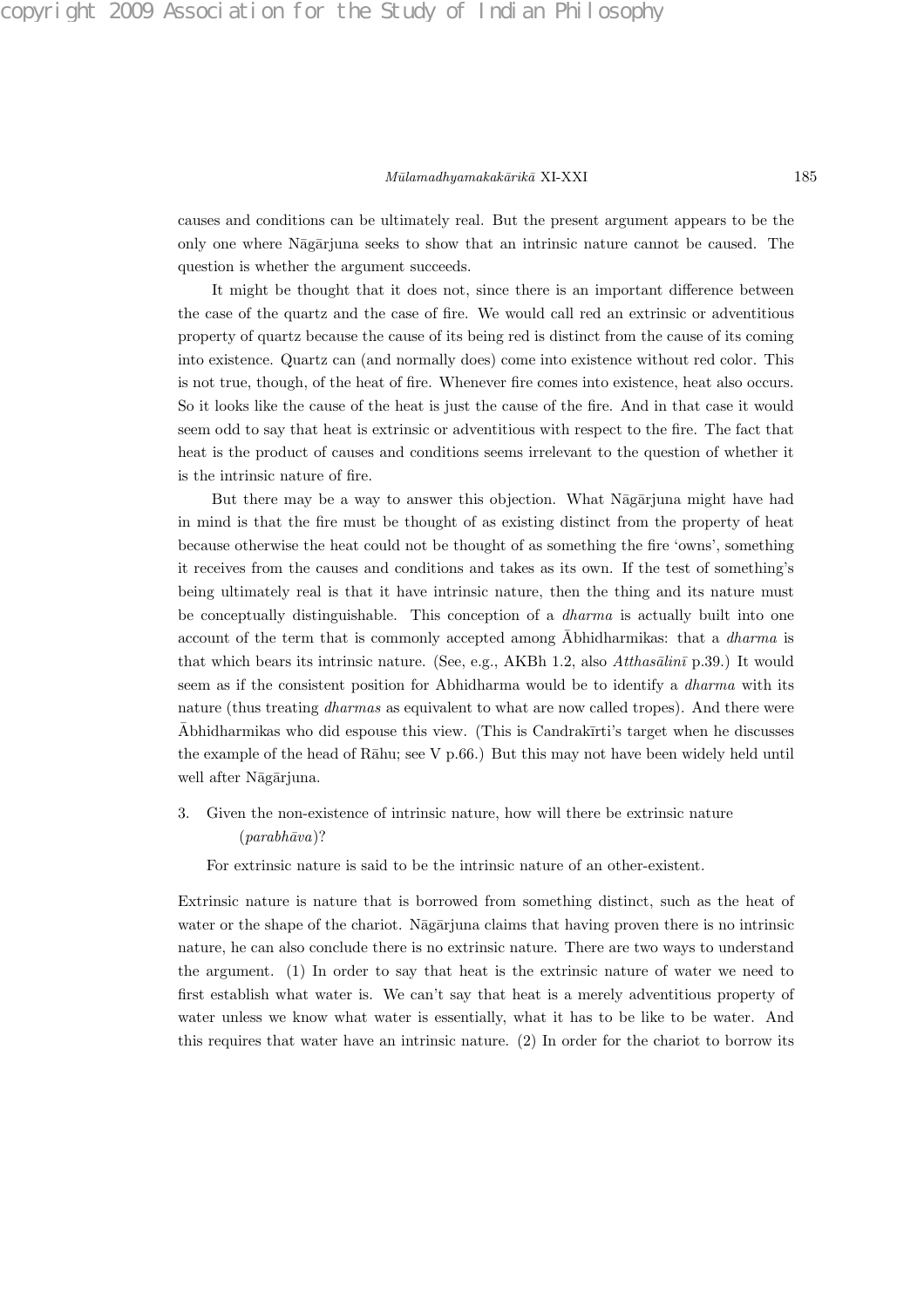causes and conditions can be ultimately real. But the present argument appears to be the only one where Nāgārjuna seeks to show that an intrinsic nature cannot be caused. The question is whether the argument succeeds.

It might be thought that it does not, since there is an important difference between the case of the quartz and the case of fire. We would call red an extrinsic or adventitious property of quartz because the cause of its being red is distinct from the cause of its coming into existence. Quartz can (and normally does) come into existence without red color. This is not true, though, of the heat of fire. Whenever fire comes into existence, heat also occurs. So it looks like the cause of the heat is just the cause of the fire. And in that case it would seem odd to say that heat is extrinsic or adventitious with respect to the fire. The fact that heat is the product of causes and conditions seems irrelevant to the question of whether it is the intrinsic nature of fire.

But there may be a way to answer this objection. What Nāgārjuna might have had in mind is that the fire must be thought of as existing distinct from the property of heat because otherwise the heat could not be thought of as something the fire 'owns', something it receives from the causes and conditions and takes as its own. If the test of something's being ultimately real is that it have intrinsic nature, then the thing and its nature must be conceptually distinguishable. This conception of a *dharma* is actually built into one account of the term that is commonly accepted among Ābhidharmikas: that a *dharma* is that which bears its intrinsic nature. (See, e.g., AKBh 1.2, also *Atthasālinī* p.39.) It would seem as if the consistent position for Abhidharma would be to identify a *dharma* with its nature (thus treating *dharmas* as equivalent to what are now called tropes). And there were Ābhidharmikas who did espouse this view. (This is Candrakīrti's target when he discusses the example of the head of Rāhu; see V p.66.) But this may not have been widely held until well after Nāgārjuna.

3. Given the non-existence of intrinsic nature, how will there be extrinsic nature (*parabhāva*)?

   For extrinsic nature is said to be the intrinsic nature of an other-existent.

Extrinsic nature is nature that is borrowed from something distinct, such as the heat of water or the shape of the chariot. Nāgārjuna claims that having proven there is no intrinsic nature, he can also conclude there is no extrinsic nature. There are two ways to understand the argument. (1) In order to say that heat is the extrinsic nature of water we need to first establish what water is. We can't say that heat is a merely adventitious property of water unless we know what water is essentially, what it has to be like to be water. And this requires that water have an intrinsic nature. (2) In order for the chariot to borrow its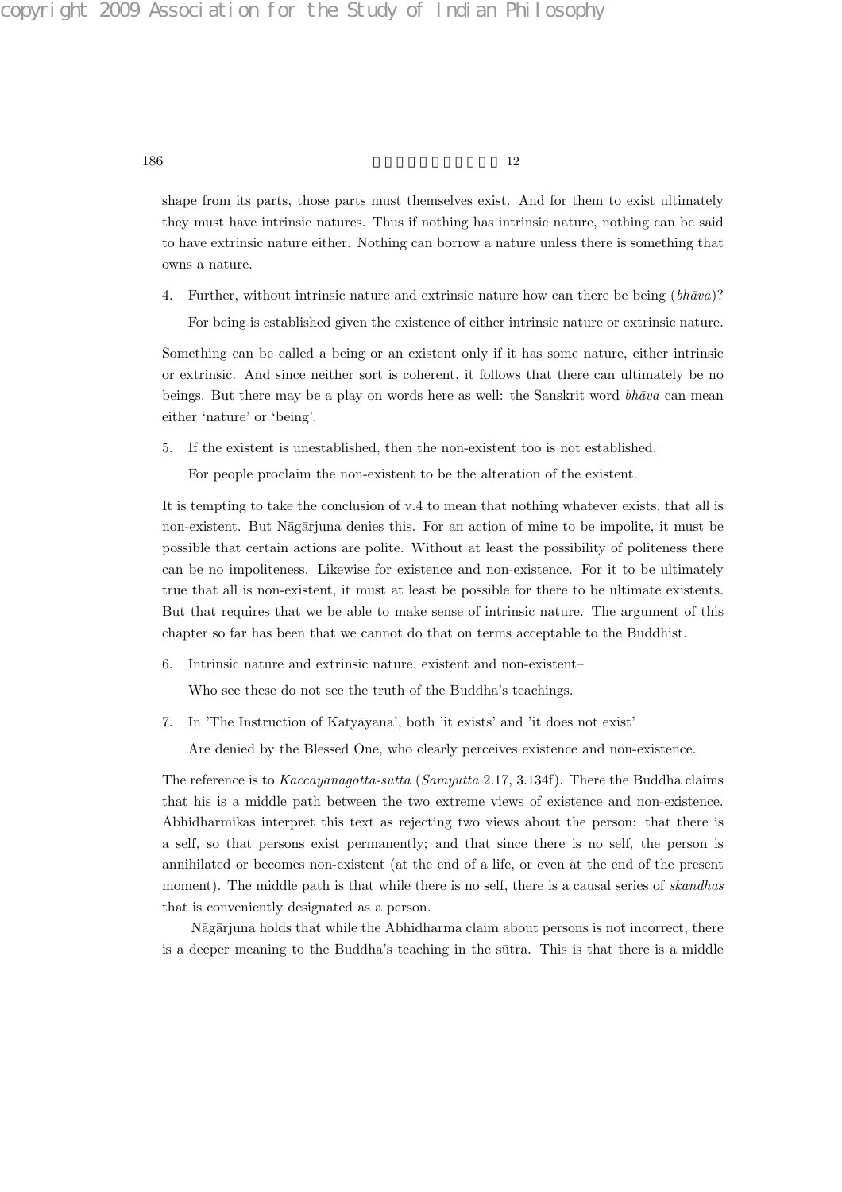shape from its parts, those parts must themselves exist. And for them to exist ultimately they must have intrinsic natures. Thus if nothing has intrinsic nature, nothing can be said to have extrinsic nature either. Nothing can borrow a nature unless there is something that owns a nature.

4. Further, without intrinsic nature and extrinsic nature how can there be being (*bhāva*)?

   For being is established given the existence of either intrinsic nature or extrinsic nature.

Something can be called a being or an existent only if it has some nature, either intrinsic or extrinsic. And since neither sort is coherent, it follows that there can ultimately be no beings. But there may be a play on words here as well: the Sanskrit word *bhāva* can mean either 'nature' or 'being'.

5. If the existent is unestablished, then the non-existent too is not established.

   For people proclaim the non-existent to be the alteration of the existent.

It is tempting to take the conclusion of v.4 to mean that nothing whatever exists, that all is non-existent. But Nāgārjuna denies this. For an action of mine to be impolite, it must be possible that certain actions are polite. Without at least the possibility of politeness there can be no impoliteness. Likewise for existence and non-existence. For it to be ultimately true that all is non-existent, it must at least be possible for there to be ultimate existents. But that requires that we be able to make sense of intrinsic nature. The argument of this chapter so far has been that we cannot do that on terms acceptable to the Buddhist.

6. Intrinsic nature and extrinsic nature, existent and non-existent–

   Who see these do not see the truth of the Buddha's teachings.

7. In 'The Instruction of Katyāyana', both 'it exists' and 'it does not exist'

   Are denied by the Blessed One, who clearly perceives existence and non-existence.

The reference is to *Kaccāyanagotta-sutta* (*Samyutta* 2.17, 3.134f). There the Buddha claims that his is a middle path between the two extreme views of existence and non-existence. Ābhidharmikas interpret this text as rejecting two views about the person: that there is a self, so that persons exist permanently; and that since there is no self, the person is annihilated or becomes non-existent (at the end of a life, or even at the end of the present moment). The middle path is that while there is no self, there is a causal series of *skandhas* that is conveniently designated as a person.

Nāgārjuna holds that while the Abhidharma claim about persons is not incorrect, there is a deeper meaning to the Buddha's teaching in the sūtra. This is that there is a middle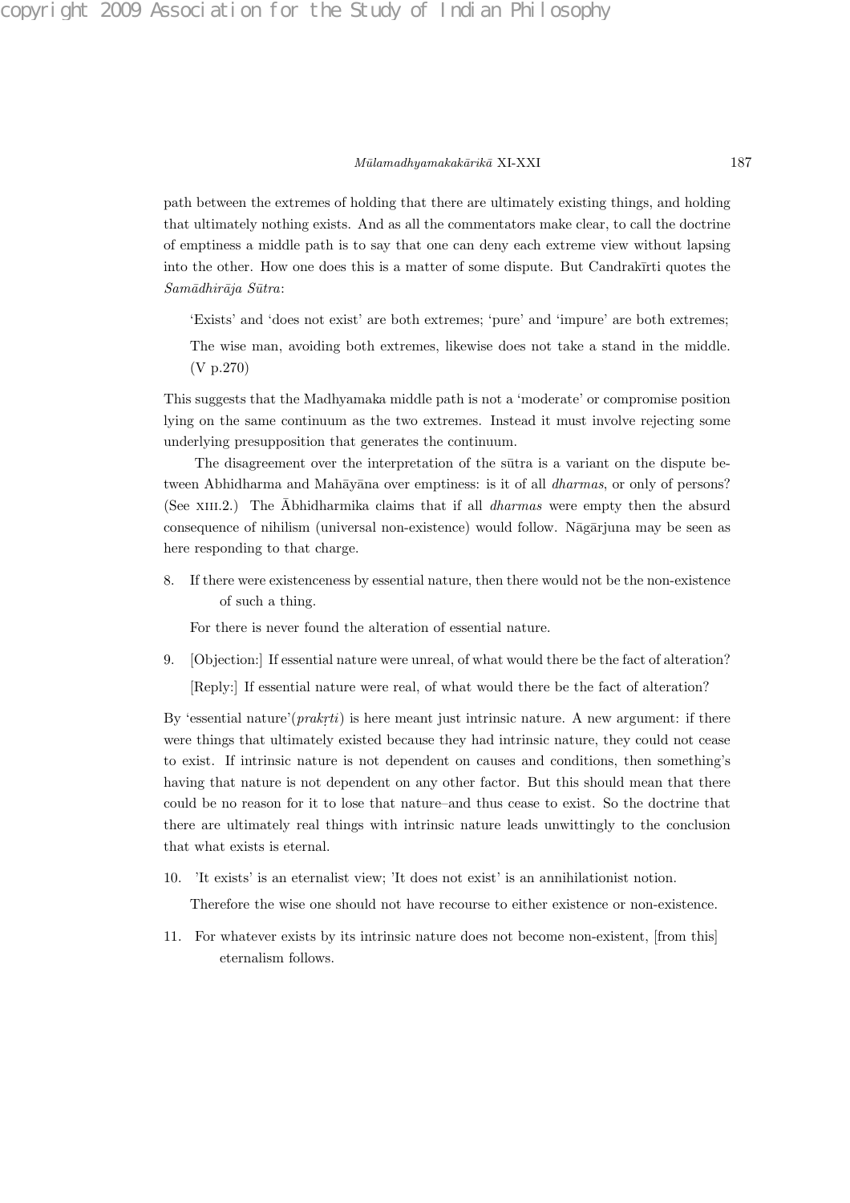path between the extremes of holding that there are ultimately existing things, and holding that ultimately nothing exists. And as all the commentators make clear, to call the doctrine of emptiness a middle path is to say that one can deny each extreme view without lapsing into the other. How one does this is a matter of some dispute. But Candrakīrti quotes the *Samādhirāja Sūtra*:

> 'Exists' and 'does not exist' are both extremes; 'pure' and 'impure' are both extremes;
>
> The wise man, avoiding both extremes, likewise does not take a stand in the middle. (V p.270)

This suggests that the Madhyamaka middle path is not a 'moderate' or compromise position lying on the same continuum as the two extremes. Instead it must involve rejecting some underlying presupposition that generates the continuum.

The disagreement over the interpretation of the sūtra is a variant on the dispute between Abhidharma and Mahāyāna over emptiness: is it of all *dharmas*, or only of persons? (See XIII.2.) The Ābhidharmika claims that if all *dharmas* were empty then the absurd consequence of nihilism (universal non-existence) would follow. Nāgārjuna may be seen as here responding to that charge.

8. If there were existenceness by essential nature, then there would not be the non-existence of such a thing.

   For there is never found the alteration of essential nature.

9. [Objection:] If essential nature were unreal, of what would there be the fact of alteration?

   [Reply:] If essential nature were real, of what would there be the fact of alteration?

By 'essential nature'(*prakṛti*) is here meant just intrinsic nature. A new argument: if there were things that ultimately existed because they had intrinsic nature, they could not cease to exist. If intrinsic nature is not dependent on causes and conditions, then something's having that nature is not dependent on any other factor. But this should mean that there could be no reason for it to lose that nature–and thus cease to exist. So the doctrine that there are ultimately real things with intrinsic nature leads unwittingly to the conclusion that what exists is eternal.

10. 'It exists' is an eternalist view; 'It does not exist' is an annihilationist notion.

    Therefore the wise one should not have recourse to either existence or non-existence.

11. For whatever exists by its intrinsic nature does not become non-existent, [from this] eternalism follows.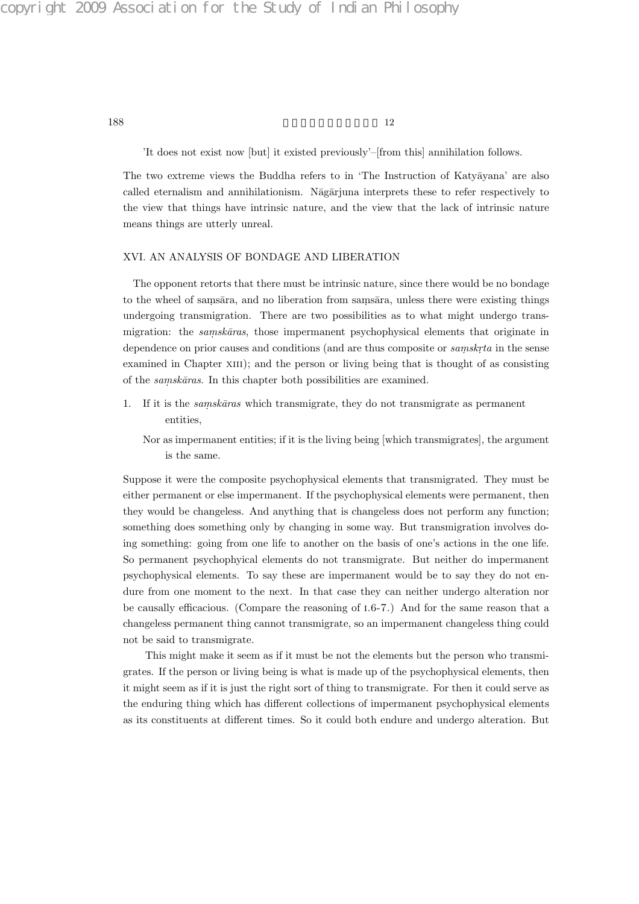'It does not exist now [but] it existed previously'–[from this] annihilation follows.

The two extreme views the Buddha refers to in 'The Instruction of Katyāyana' are also called eternalism and annihilationism. Nāgārjuna interprets these to refer respectively to the view that things have intrinsic nature, and the view that the lack of intrinsic nature means things are utterly unreal.

## XVI. AN ANALYSIS OF BONDAGE AND LIBERATION

The opponent retorts that there must be intrinsic nature, since there would be no bondage to the wheel of saṃsāra, and no liberation from saṃsāra, unless there were existing things undergoing transmigration. There are two possibilities as to what might undergo transmigration: the *saṃskāras*, those impermanent psychophysical elements that originate in dependence on prior causes and conditions (and are thus composite or *saṃskṛta* in the sense examined in Chapter XIII); and the person or living being that is thought of as consisting of the *saṃskāras*. In this chapter both possibilities are examined.

1. If it is the *saṃskāras* which transmigrate, they do not transmigrate as permanent entities,

   Nor as impermanent entities; if it is the living being [which transmigrates], the argument is the same.

Suppose it were the composite psychophysical elements that transmigrated. They must be either permanent or else impermanent. If the psychophysical elements were permanent, then they would be changeless. And anything that is changeless does not perform any function; something does something only by changing in some way. But transmigration involves doing something: going from one life to another on the basis of one's actions in the one life. So permanent psychophyical elements do not transmigrate. But neither do impermanent psychophysical elements. To say these are impermanent would be to say they do not endure from one moment to the next. In that case they can neither undergo alteration nor be causally efficacious. (Compare the reasoning of I.6-7.) And for the same reason that a changeless permanent thing cannot transmigrate, so an impermanent changeless thing could not be said to transmigrate.

This might make it seem as if it must be not the elements but the person who transmigrates. If the person or living being is what is made up of the psychophysical elements, then it might seem as if it is just the right sort of thing to transmigrate. For then it could serve as the enduring thing which has different collections of impermanent psychophysical elements as its constituents at different times. So it could both endure and undergo alteration. But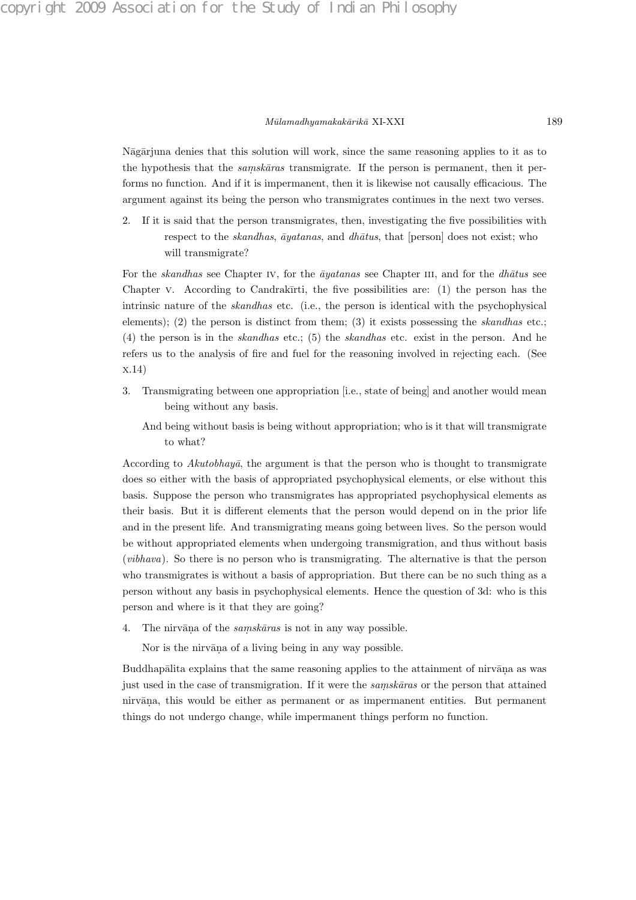Nāgārjuna denies that this solution will work, since the same reasoning applies to it as to the hypothesis that the *saṃskāras* transmigrate. If the person is permanent, then it performs no function. And if it is impermanent, then it is likewise not causally efficacious. The argument against its being the person who transmigrates continues in the next two verses.

2. If it is said that the person transmigrates, then, investigating the five possibilities with respect to the *skandhas*, *āyatanas*, and *dhātus*, that [person] does not exist; who will transmigrate?

For the *skandhas* see Chapter IV, for the *āyatanas* see Chapter III, and for the *dhātus* see Chapter V. According to Candrakīrti, the five possibilities are: (1) the person has the intrinsic nature of the *skandhas* etc. (i.e., the person is identical with the psychophysical elements); (2) the person is distinct from them; (3) it exists possessing the *skandhas* etc.; (4) the person is in the *skandhas* etc.; (5) the *skandhas* etc. exist in the person. And he refers us to the analysis of fire and fuel for the reasoning involved in rejecting each. (See X.14)

3. Transmigrating between one appropriation [i.e., state of being] and another would mean being without any basis.

   And being without basis is being without appropriation; who is it that will transmigrate to what?

According to *Akutobhayā*, the argument is that the person who is thought to transmigrate does so either with the basis of appropriated psychophysical elements, or else without this basis. Suppose the person who transmigrates has appropriated psychophysical elements as their basis. But it is different elements that the person would depend on in the prior life and in the present life. And transmigrating means going between lives. So the person would be without appropriated elements when undergoing transmigration, and thus without basis (*vibhava*). So there is no person who is transmigrating. The alternative is that the person who transmigrates is without a basis of appropriation. But there can be no such thing as a person without any basis in psychophysical elements. Hence the question of 3d: who is this person and where is it that they are going?

4. The nirvāṇa of the *saṃskāras* is not in any way possible.

   Nor is the nirvāṇa of a living being in any way possible.

Buddhapālita explains that the same reasoning applies to the attainment of nirvāṇa as was just used in the case of transmigration. If it were the *saṃskāras* or the person that attained nirvāṇa, this would be either as permanent or as impermanent entities. But permanent things do not undergo change, while impermanent things perform no function.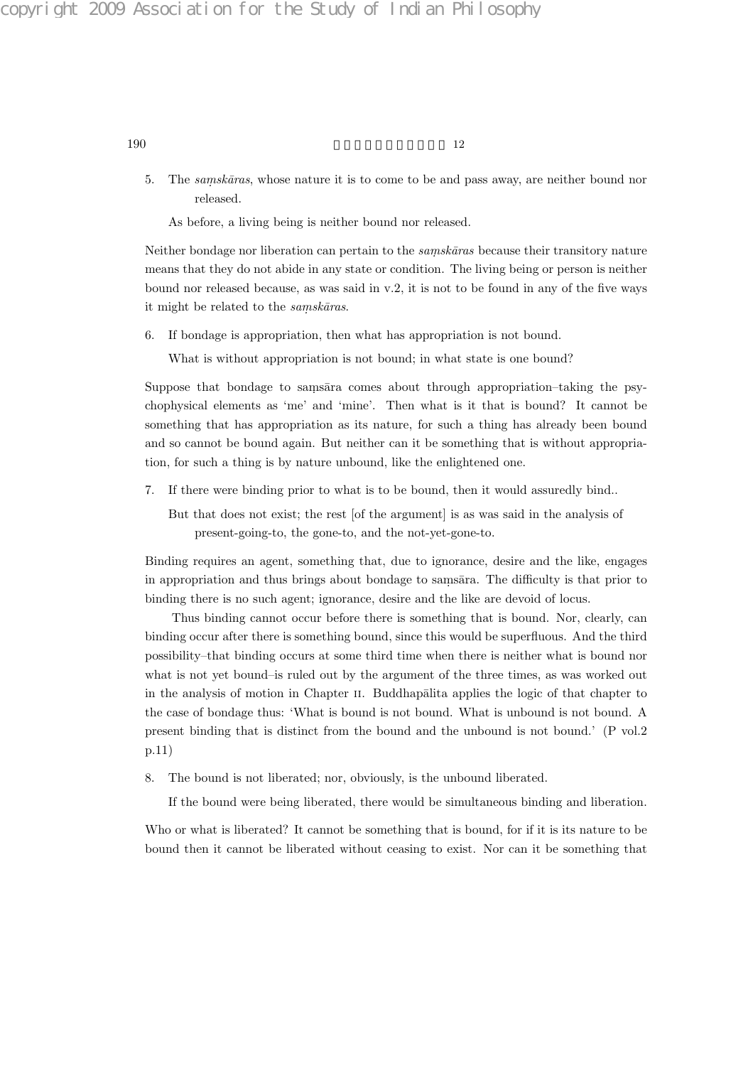5. The *saṃskāras*, whose nature it is to come to be and pass away, are neither bound nor released.

   As before, a living being is neither bound nor released.

Neither bondage nor liberation can pertain to the *saṃskāras* because their transitory nature means that they do not abide in any state or condition. The living being or person is neither bound nor released because, as was said in v.2, it is not to be found in any of the five ways it might be related to the *saṃskāras*.

6. If bondage is appropriation, then what has appropriation is not bound.

   What is without appropriation is not bound; in what state is one bound?

Suppose that bondage to saṃsāra comes about through appropriation–taking the psychophysical elements as 'me' and 'mine'. Then what is it that is bound? It cannot be something that has appropriation as its nature, for such a thing has already been bound and so cannot be bound again. But neither can it be something that is without appropriation, for such a thing is by nature unbound, like the enlightened one.

7. If there were binding prior to what is to be bound, then it would assuredly bind..

   But that does not exist; the rest [of the argument] is as was said in the analysis of present-going-to, the gone-to, and the not-yet-gone-to.

Binding requires an agent, something that, due to ignorance, desire and the like, engages in appropriation and thus brings about bondage to saṃsāra. The difficulty is that prior to binding there is no such agent; ignorance, desire and the like are devoid of locus.

Thus binding cannot occur before there is something that is bound. Nor, clearly, can binding occur after there is something bound, since this would be superfluous. And the third possibility–that binding occurs at some third time when there is neither what is bound nor what is not yet bound–is ruled out by the argument of the three times, as was worked out in the analysis of motion in Chapter II. Buddhapālita applies the logic of that chapter to the case of bondage thus: 'What is bound is not bound. What is unbound is not bound. A present binding that is distinct from the bound and the unbound is not bound.' (P vol.2 p.11)

8. The bound is not liberated; nor, obviously, is the unbound liberated.

   If the bound were being liberated, there would be simultaneous binding and liberation.

Who or what is liberated? It cannot be something that is bound, for if it is its nature to be bound then it cannot be liberated without ceasing to exist. Nor can it be something that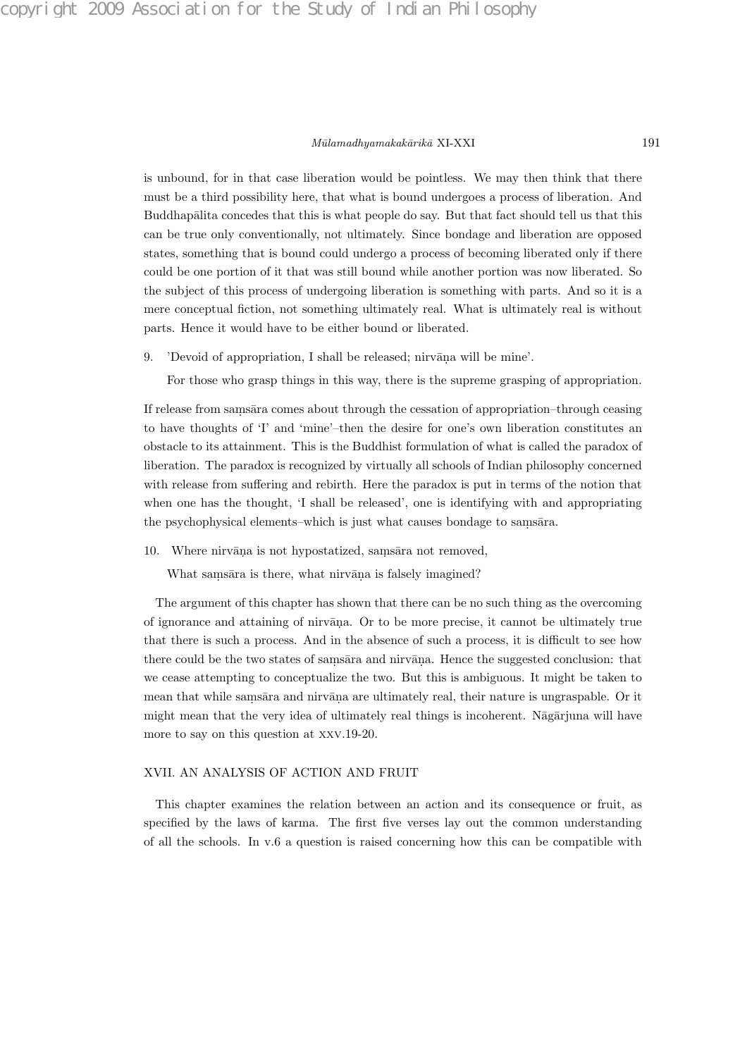is unbound, for in that case liberation would be pointless. We may then think that there must be a third possibility here, that what is bound undergoes a process of liberation. And Buddhapālita concedes that this is what people do say. But that fact should tell us that this can be true only conventionally, not ultimately. Since bondage and liberation are opposed states, something that is bound could undergo a process of becoming liberated only if there could be one portion of it that was still bound while another portion was now liberated. So the subject of this process of undergoing liberation is something with parts. And so it is a mere conceptual fiction, not something ultimately real. What is ultimately real is without parts. Hence it would have to be either bound or liberated.

9. 'Devoid of appropriation, I shall be released; nirvāṇa will be mine'.

   For those who grasp things in this way, there is the supreme grasping of appropriation.

If release from saṃsāra comes about through the cessation of appropriation–through ceasing to have thoughts of 'I' and 'mine'–then the desire for one's own liberation constitutes an obstacle to its attainment. This is the Buddhist formulation of what is called the paradox of liberation. The paradox is recognized by virtually all schools of Indian philosophy concerned with release from suffering and rebirth. Here the paradox is put in terms of the notion that when one has the thought, 'I shall be released', one is identifying with and appropriating the psychophysical elements–which is just what causes bondage to saṃsāra.

10. Where nirvāṇa is not hypostatized, saṃsāra not removed,

    What saṃsāra is there, what nirvāṇa is falsely imagined?

The argument of this chapter has shown that there can be no such thing as the overcoming of ignorance and attaining of nirvāṇa. Or to be more precise, it cannot be ultimately true that there is such a process. And in the absence of such a process, it is difficult to see how there could be the two states of saṃsāra and nirvāṇa. Hence the suggested conclusion: that we cease attempting to conceptualize the two. But this is ambiguous. It might be taken to mean that while saṃsāra and nirvāṇa are ultimately real, their nature is ungraspable. Or it might mean that the very idea of ultimately real things is incoherent. Nāgārjuna will have more to say on this question at XXV.19-20.

## XVII. AN ANALYSIS OF ACTION AND FRUIT

This chapter examines the relation between an action and its consequence or fruit, as specified by the laws of karma. The first five verses lay out the common understanding of all the schools. In v.6 a question is raised concerning how this can be compatible with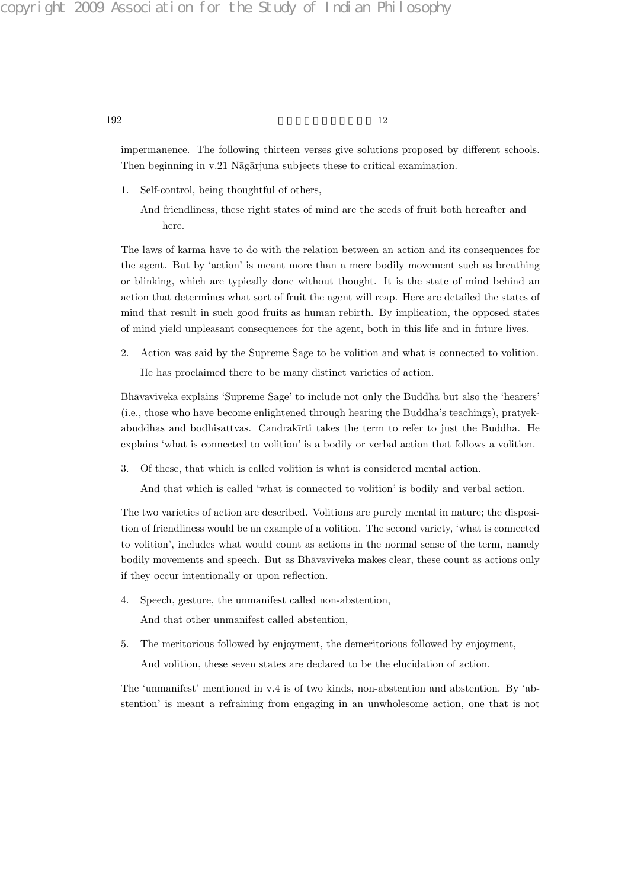impermanence. The following thirteen verses give solutions proposed by different schools. Then beginning in v.21 Nāgārjuna subjects these to critical examination.

1. Self-control, being thoughtful of others,

   And friendliness, these right states of mind are the seeds of fruit both hereafter and here.

The laws of karma have to do with the relation between an action and its consequences for the agent. But by 'action' is meant more than a mere bodily movement such as breathing or blinking, which are typically done without thought. It is the state of mind behind an action that determines what sort of fruit the agent will reap. Here are detailed the states of mind that result in such good fruits as human rebirth. By implication, the opposed states of mind yield unpleasant consequences for the agent, both in this life and in future lives.

2. Action was said by the Supreme Sage to be volition and what is connected to volition.

   He has proclaimed there to be many distinct varieties of action.

Bhāvaviveka explains 'Supreme Sage' to include not only the Buddha but also the 'hearers' (i.e., those who have become enlightened through hearing the Buddha's teachings), pratyekabuddhas and bodhisattvas. Candrakīrti takes the term to refer to just the Buddha. He explains 'what is connected to volition' is a bodily or verbal action that follows a volition.

3. Of these, that which is called volition is what is considered mental action.

   And that which is called 'what is connected to volition' is bodily and verbal action.

The two varieties of action are described. Volitions are purely mental in nature; the disposition of friendliness would be an example of a volition. The second variety, 'what is connected to volition', includes what would count as actions in the normal sense of the term, namely bodily movements and speech. But as Bhāvaviveka makes clear, these count as actions only if they occur intentionally or upon reflection.

4. Speech, gesture, the unmanifest called non-abstention,

   And that other unmanifest called abstention,

5. The meritorious followed by enjoyment, the demeritorious followed by enjoyment,

   And volition, these seven states are declared to be the elucidation of action.

The 'unmanifest' mentioned in v.4 is of two kinds, non-abstention and abstention. By 'abstention' is meant a refraining from engaging in an unwholesome action, one that is not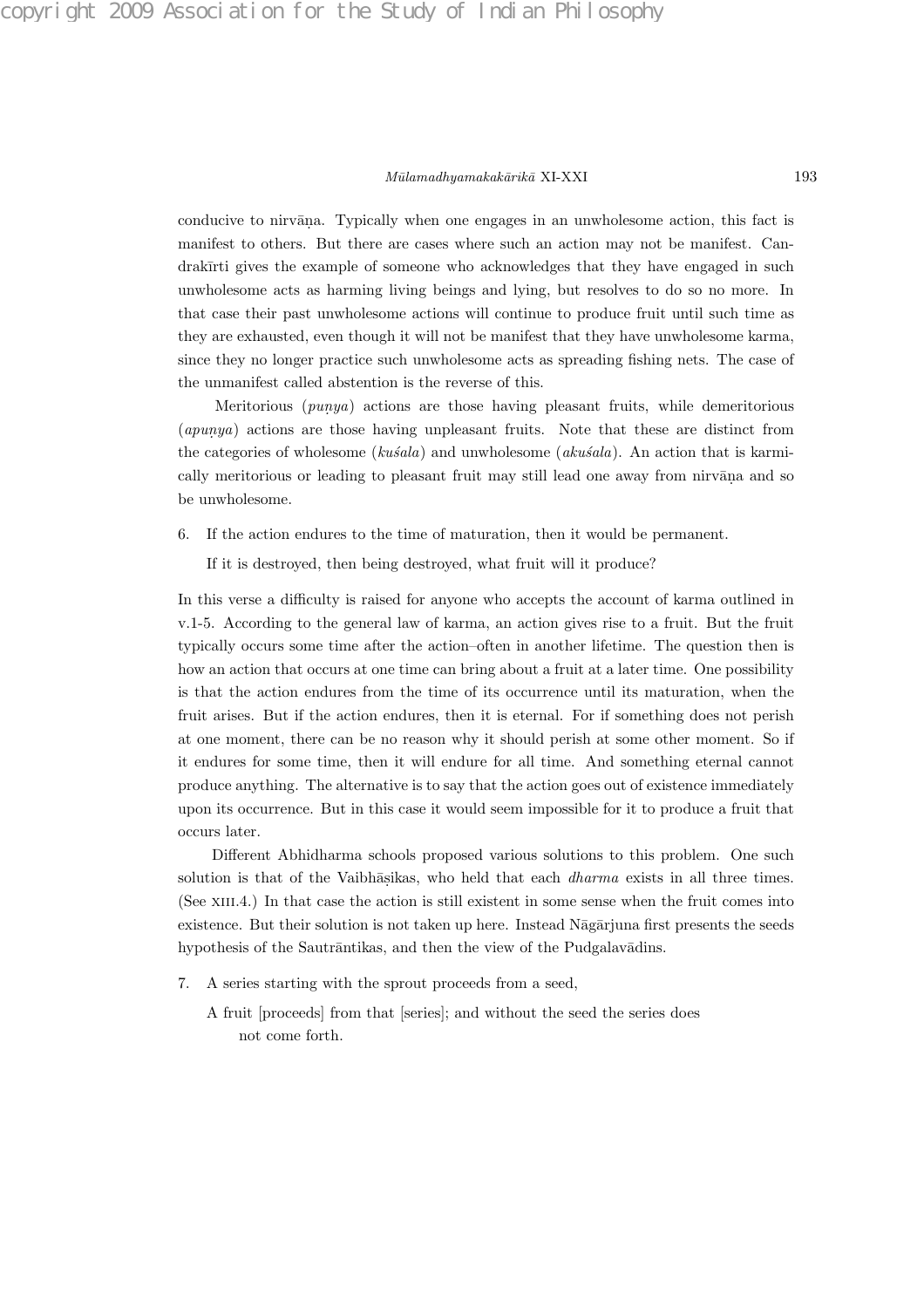conducive to nirvāṇa. Typically when one engages in an unwholesome action, this fact is manifest to others. But there are cases where such an action may not be manifest. Candrakīrti gives the example of someone who acknowledges that they have engaged in such unwholesome acts as harming living beings and lying, but resolves to do so no more. In that case their past unwholesome actions will continue to produce fruit until such time as they are exhausted, even though it will not be manifest that they have unwholesome karma, since they no longer practice such unwholesome acts as spreading fishing nets. The case of the unmanifest called abstention is the reverse of this.

Meritorious (*puṇya*) actions are those having pleasant fruits, while demeritorious (*apuṇya*) actions are those having unpleasant fruits. Note that these are distinct from the categories of wholesome (*kuśala*) and unwholesome (*akuśala*). An action that is karmically meritorious or leading to pleasant fruit may still lead one away from nirvāṇa and so be unwholesome.

6. If the action endures to the time of maturation, then it would be permanent.

   If it is destroyed, then being destroyed, what fruit will it produce?

In this verse a difficulty is raised for anyone who accepts the account of karma outlined in v.1-5. According to the general law of karma, an action gives rise to a fruit. But the fruit typically occurs some time after the action–often in another lifetime. The question then is how an action that occurs at one time can bring about a fruit at a later time. One possibility is that the action endures from the time of its occurrence until its maturation, when the fruit arises. But if the action endures, then it is eternal. For if something does not perish at one moment, there can be no reason why it should perish at some other moment. So if it endures for some time, then it will endure for all time. And something eternal cannot produce anything. The alternative is to say that the action goes out of existence immediately upon its occurrence. But in this case it would seem impossible for it to produce a fruit that occurs later.

Different Abhidharma schools proposed various solutions to this problem. One such solution is that of the Vaibhāṣikas, who held that each *dharma* exists in all three times. (See XIII.4.) In that case the action is still existent in some sense when the fruit comes into existence. But their solution is not taken up here. Instead Nāgārjuna first presents the seeds hypothesis of the Sautrāntikas, and then the view of the Pudgalavādins.

7. A series starting with the sprout proceeds from a seed,

   A fruit [proceeds] from that [series]; and without the seed the series does not come forth.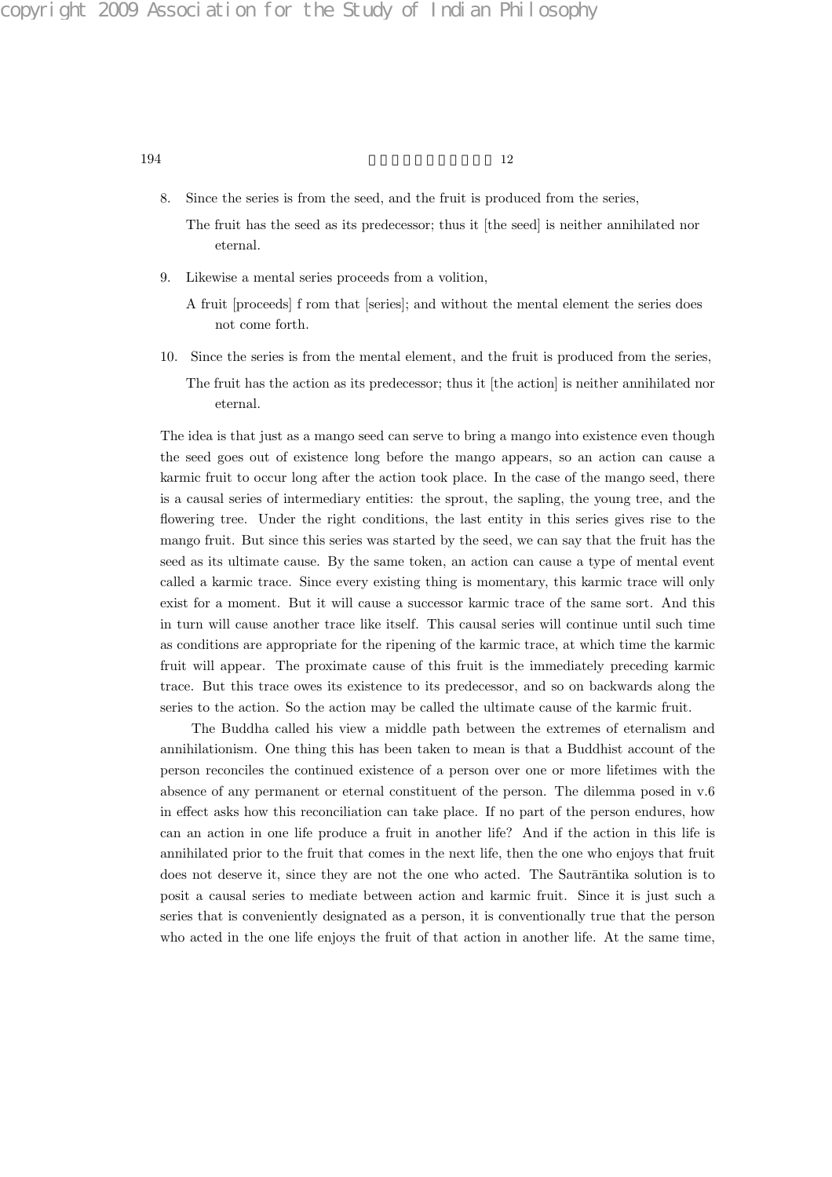8. Since the series is from the seed, and the fruit is produced from the series,

   The fruit has the seed as its predecessor; thus it [the seed] is neither annihilated nor eternal.

9. Likewise a mental series proceeds from a volition,

   A fruit [proceeds] f rom that [series]; and without the mental element the series does not come forth.

10. Since the series is from the mental element, and the fruit is produced from the series,

    The fruit has the action as its predecessor; thus it [the action] is neither annihilated nor eternal.

The idea is that just as a mango seed can serve to bring a mango into existence even though the seed goes out of existence long before the mango appears, so an action can cause a karmic fruit to occur long after the action took place. In the case of the mango seed, there is a causal series of intermediary entities: the sprout, the sapling, the young tree, and the flowering tree. Under the right conditions, the last entity in this series gives rise to the mango fruit. But since this series was started by the seed, we can say that the fruit has the seed as its ultimate cause. By the same token, an action can cause a type of mental event called a karmic trace. Since every existing thing is momentary, this karmic trace will only exist for a moment. But it will cause a successor karmic trace of the same sort. And this in turn will cause another trace like itself. This causal series will continue until such time as conditions are appropriate for the ripening of the karmic trace, at which time the karmic fruit will appear. The proximate cause of this fruit is the immediately preceding karmic trace. But this trace owes its existence to its predecessor, and so on backwards along the series to the action. So the action may be called the ultimate cause of the karmic fruit.

The Buddha called his view a middle path between the extremes of eternalism and annihilationism. One thing this has been taken to mean is that a Buddhist account of the person reconciles the continued existence of a person over one or more lifetimes with the absence of any permanent or eternal constituent of the person. The dilemma posed in v.6 in effect asks how this reconciliation can take place. If no part of the person endures, how can an action in one life produce a fruit in another life? And if the action in this life is annihilated prior to the fruit that comes in the next life, then the one who enjoys that fruit does not deserve it, since they are not the one who acted. The Sautrāntika solution is to posit a causal series to mediate between action and karmic fruit. Since it is just such a series that is conveniently designated as a person, it is conventionally true that the person who acted in the one life enjoys the fruit of that action in another life. At the same time,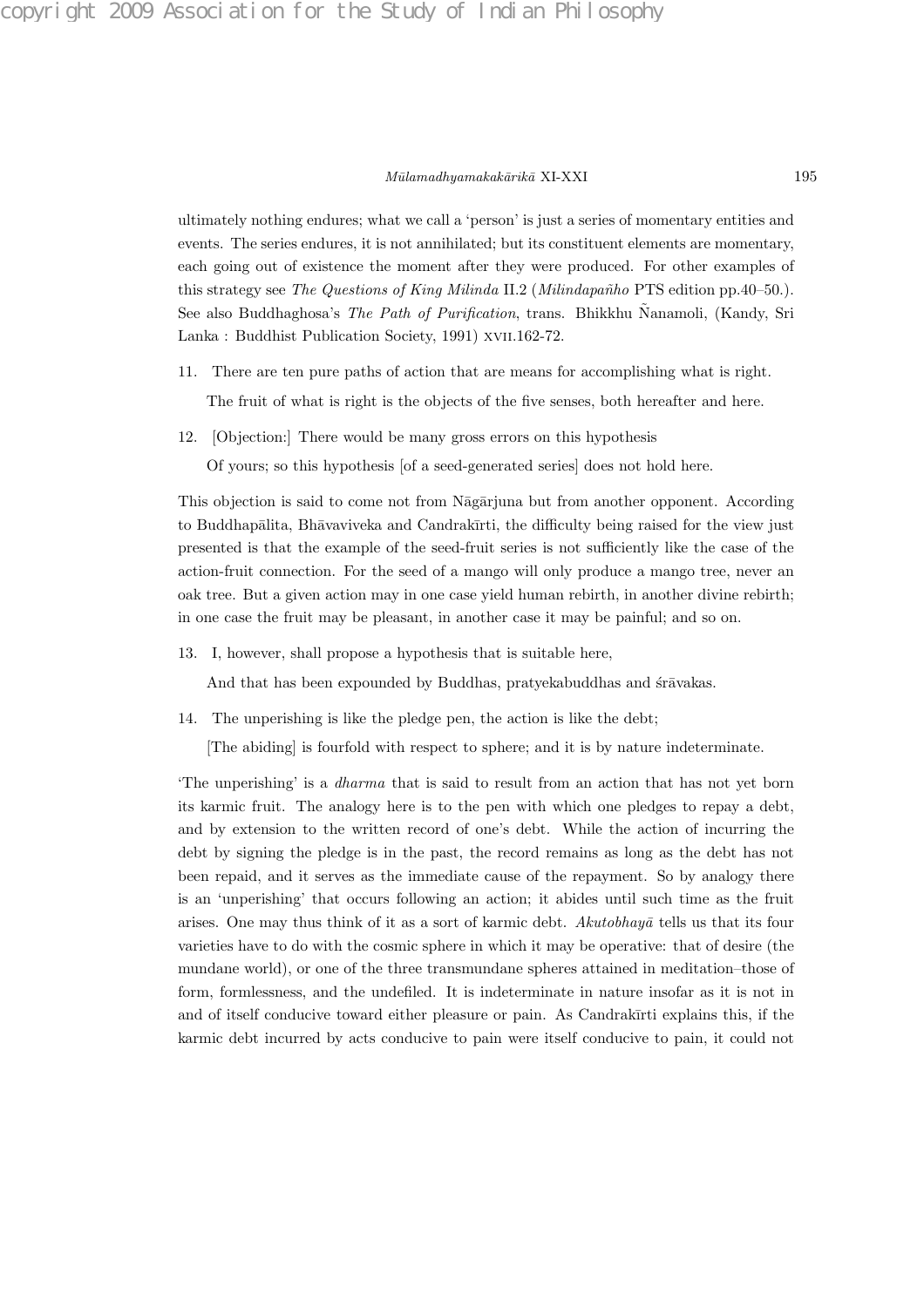ultimately nothing endures; what we call a 'person' is just a series of momentary entities and events. The series endures, it is not annihilated; but its constituent elements are momentary, each going out of existence the moment after they were produced. For other examples of this strategy see *The Questions of King Milinda* II.2 (*Milindapañho* PTS edition pp.40–50.). See also Buddhaghosa's *The Path of Purification*, trans. Bhikkhu Ñanamoli, (Kandy, Sri Lanka : Buddhist Publication Society, 1991) XVII.162-72.

11. There are ten pure paths of action that are means for accomplishing what is right.

    The fruit of what is right is the objects of the five senses, both hereafter and here.

12. [Objection:] There would be many gross errors on this hypothesis

    Of yours; so this hypothesis [of a seed-generated series] does not hold here.

This objection is said to come not from Nāgārjuna but from another opponent. According to Buddhapālita, Bhāvaviveka and Candrakīrti, the difficulty being raised for the view just presented is that the example of the seed-fruit series is not sufficiently like the case of the action-fruit connection. For the seed of a mango will only produce a mango tree, never an oak tree. But a given action may in one case yield human rebirth, in another divine rebirth; in one case the fruit may be pleasant, in another case it may be painful; and so on.

13. I, however, shall propose a hypothesis that is suitable here,

    And that has been expounded by Buddhas, pratyekabuddhas and śrāvakas.

14. The unperishing is like the pledge pen, the action is like the debt;

    [The abiding] is fourfold with respect to sphere; and it is by nature indeterminate.

'The unperishing' is a *dharma* that is said to result from an action that has not yet born its karmic fruit. The analogy here is to the pen with which one pledges to repay a debt, and by extension to the written record of one's debt. While the action of incurring the debt by signing the pledge is in the past, the record remains as long as the debt has not been repaid, and it serves as the immediate cause of the repayment. So by analogy there is an 'unperishing' that occurs following an action; it abides until such time as the fruit arises. One may thus think of it as a sort of karmic debt. *Akutobhayā* tells us that its four varieties have to do with the cosmic sphere in which it may be operative: that of desire (the mundane world), or one of the three transmundane spheres attained in meditation–those of form, formlessness, and the undefiled. It is indeterminate in nature insofar as it is not in and of itself conducive toward either pleasure or pain. As Candrakīrti explains this, if the karmic debt incurred by acts conducive to pain were itself conducive to pain, it could not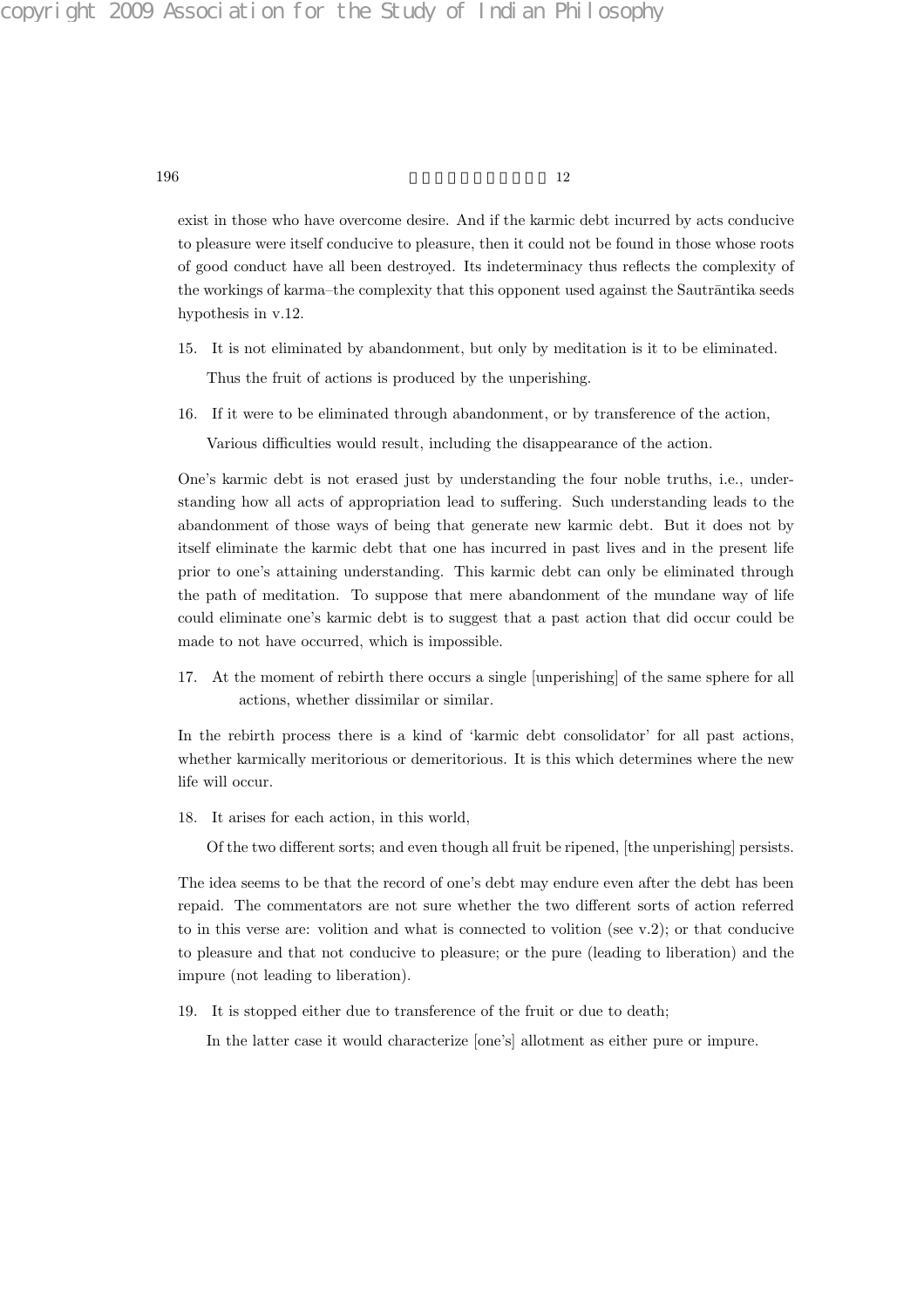exist in those who have overcome desire. And if the karmic debt incurred by acts conducive to pleasure were itself conducive to pleasure, then it could not be found in those whose roots of good conduct have all been destroyed. Its indeterminacy thus reflects the complexity of the workings of karma–the complexity that this opponent used against the Sautrāntika seeds hypothesis in v.12.

15. It is not eliminated by abandonment, but only by meditation is it to be eliminated.
    Thus the fruit of actions is produced by the unperishing.

16. If it were to be eliminated through abandonment, or by transference of the action,
    Various difficulties would result, including the disappearance of the action.

One's karmic debt is not erased just by understanding the four noble truths, i.e., understanding how all acts of appropriation lead to suffering. Such understanding leads to the abandonment of those ways of being that generate new karmic debt. But it does not by itself eliminate the karmic debt that one has incurred in past lives and in the present life prior to one's attaining understanding. This karmic debt can only be eliminated through the path of meditation. To suppose that mere abandonment of the mundane way of life could eliminate one's karmic debt is to suggest that a past action that did occur could be made to not have occurred, which is impossible.

17. At the moment of rebirth there occurs a single [unperishing] of the same sphere for all actions, whether dissimilar or similar.

In the rebirth process there is a kind of 'karmic debt consolidator' for all past actions, whether karmically meritorious or demeritorious. It is this which determines where the new life will occur.

18. It arises for each action, in this world,
    Of the two different sorts; and even though all fruit be ripened, [the unperishing] persists.

The idea seems to be that the record of one's debt may endure even after the debt has been repaid. The commentators are not sure whether the two different sorts of action referred to in this verse are: volition and what is connected to volition (see v.2); or that conducive to pleasure and that not conducive to pleasure; or the pure (leading to liberation) and the impure (not leading to liberation).

19. It is stopped either due to transference of the fruit or due to death;
    In the latter case it would characterize [one's] allotment as either pure or impure.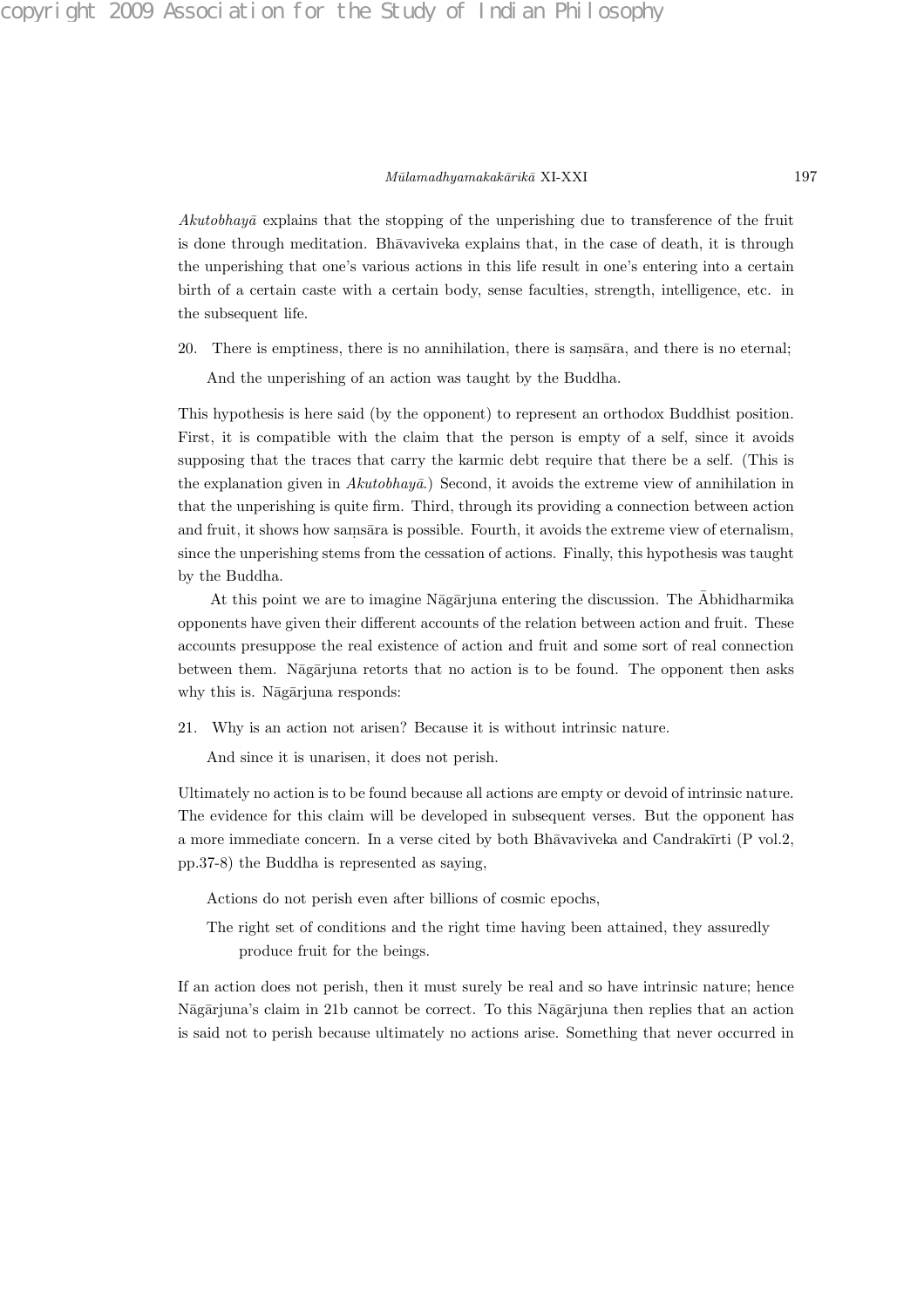*Akutobhayā* explains that the stopping of the unperishing due to transference of the fruit is done through meditation. Bhāvaviveka explains that, in the case of death, it is through the unperishing that one's various actions in this life result in one's entering into a certain birth of a certain caste with a certain body, sense faculties, strength, intelligence, etc. in the subsequent life.

20. There is emptiness, there is no annihilation, there is saṃsāra, and there is no eternal;

 And the unperishing of an action was taught by the Buddha.

This hypothesis is here said (by the opponent) to represent an orthodox Buddhist position. First, it is compatible with the claim that the person is empty of a self, since it avoids supposing that the traces that carry the karmic debt require that there be a self. (This is the explanation given in *Akutobhayā*.) Second, it avoids the extreme view of annihilation in that the unperishing is quite firm. Third, through its providing a connection between action and fruit, it shows how saṃsāra is possible. Fourth, it avoids the extreme view of eternalism, since the unperishing stems from the cessation of actions. Finally, this hypothesis was taught by the Buddha.

At this point we are to imagine Nāgārjuna entering the discussion. The Ābhidharmika opponents have given their different accounts of the relation between action and fruit. These accounts presuppose the real existence of action and fruit and some sort of real connection between them. Nāgārjuna retorts that no action is to be found. The opponent then asks why this is. Nāgārjuna responds:

21. Why is an action not arisen? Because it is without intrinsic nature.

 And since it is unarisen, it does not perish.

Ultimately no action is to be found because all actions are empty or devoid of intrinsic nature. The evidence for this claim will be developed in subsequent verses. But the opponent has a more immediate concern. In a verse cited by both Bhāvaviveka and Candrakīrti (P vol.2, pp.37-8) the Buddha is represented as saying,

> Actions do not perish even after billions of cosmic epochs,
>
> The right set of conditions and the right time having been attained, they assuredly produce fruit for the beings.

If an action does not perish, then it must surely be real and so have intrinsic nature; hence Nāgārjuna's claim in 21b cannot be correct. To this Nāgārjuna then replies that an action is said not to perish because ultimately no actions arise. Something that never occurred in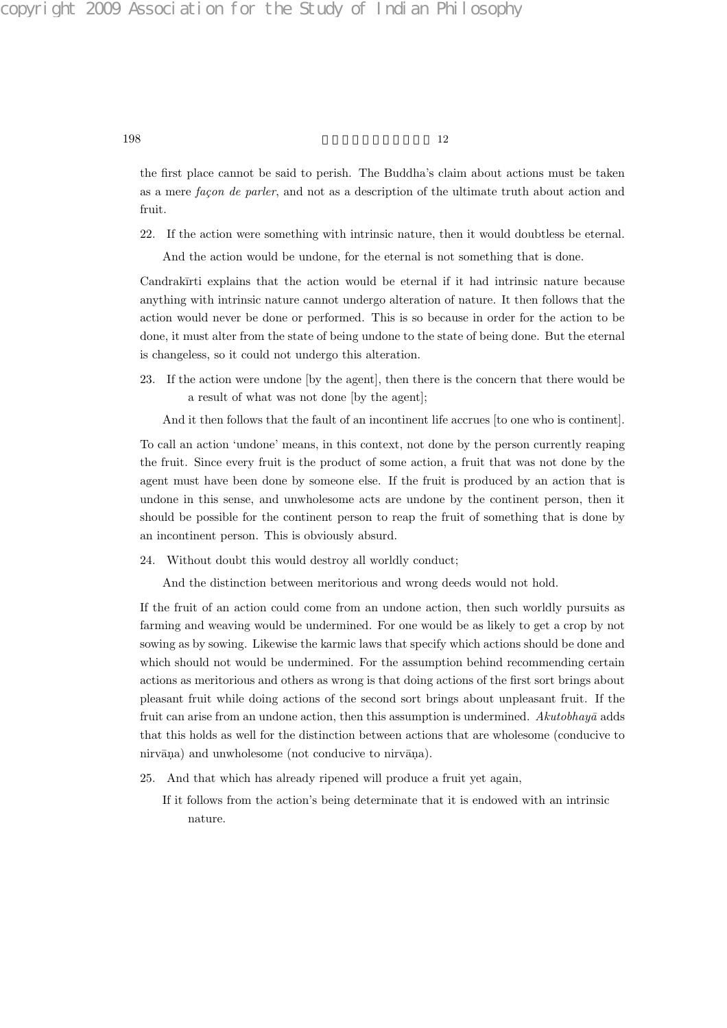the first place cannot be said to perish. The Buddha's claim about actions must be taken as a mere *façon de parler*, and not as a description of the ultimate truth about action and fruit.

22. If the action were something with intrinsic nature, then it would doubtless be eternal.
    And the action would be undone, for the eternal is not something that is done.

Candrakīrti explains that the action would be eternal if it had intrinsic nature because anything with intrinsic nature cannot undergo alteration of nature. It then follows that the action would never be done or performed. This is so because in order for the action to be done, it must alter from the state of being undone to the state of being done. But the eternal is changeless, so it could not undergo this alteration.

23. If the action were undone [by the agent], then there is the concern that there would be a result of what was not done [by the agent];
    And it then follows that the fault of an incontinent life accrues [to one who is continent].

To call an action 'undone' means, in this context, not done by the person currently reaping the fruit. Since every fruit is the product of some action, a fruit that was not done by the agent must have been done by someone else. If the fruit is produced by an action that is undone in this sense, and unwholesome acts are undone by the continent person, then it should be possible for the continent person to reap the fruit of something that is done by an incontinent person. This is obviously absurd.

24. Without doubt this would destroy all worldly conduct;
    And the distinction between meritorious and wrong deeds would not hold.

If the fruit of an action could come from an undone action, then such worldly pursuits as farming and weaving would be undermined. For one would be as likely to get a crop by not sowing as by sowing. Likewise the karmic laws that specify which actions should be done and which should not would be undermined. For the assumption behind recommending certain actions as meritorious and others as wrong is that doing actions of the first sort brings about pleasant fruit while doing actions of the second sort brings about unpleasant fruit. If the fruit can arise from an undone action, then this assumption is undermined. *Akutobhayā* adds that this holds as well for the distinction between actions that are wholesome (conducive to nirvāṇa) and unwholesome (not conducive to nirvāṇa).

25. And that which has already ripened will produce a fruit yet again,
    If it follows from the action's being determinate that it is endowed with an intrinsic nature.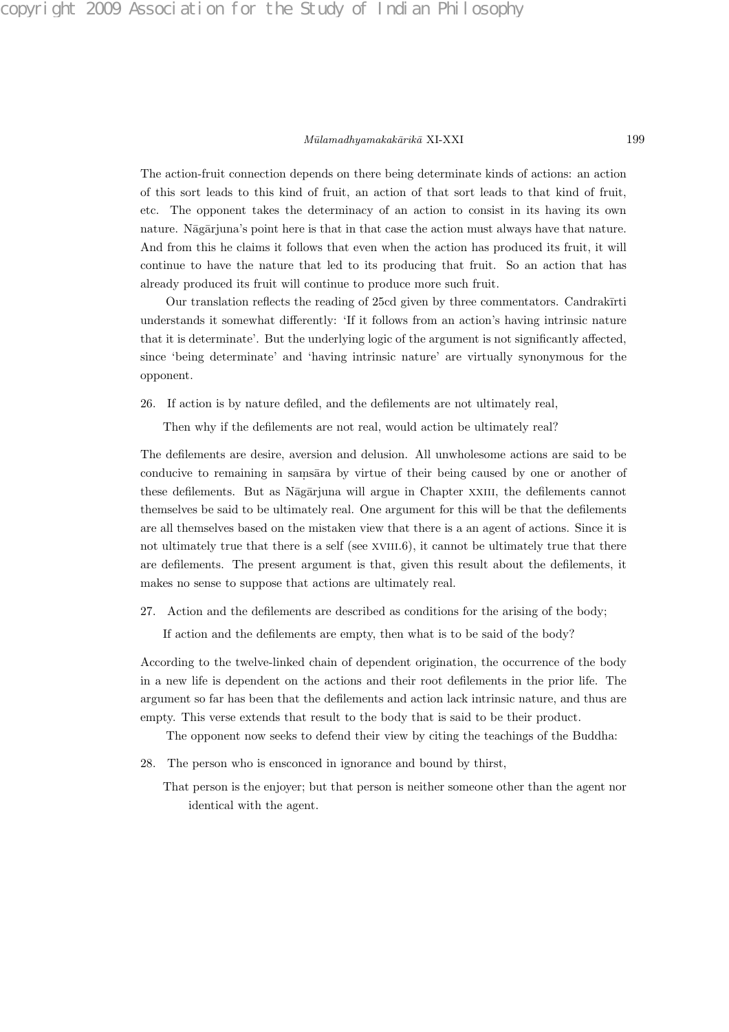The action-fruit connection depends on there being determinate kinds of actions: an action of this sort leads to this kind of fruit, an action of that sort leads to that kind of fruit, etc. The opponent takes the determinacy of an action to consist in its having its own nature. Nāgārjuna's point here is that in that case the action must always have that nature. And from this he claims it follows that even when the action has produced its fruit, it will continue to have the nature that led to its producing that fruit. So an action that has already produced its fruit will continue to produce more such fruit.

Our translation reflects the reading of 25cd given by three commentators. Candrakīrti understands it somewhat differently: 'If it follows from an action's having intrinsic nature that it is determinate'. But the underlying logic of the argument is not significantly affected, since 'being determinate' and 'having intrinsic nature' are virtually synonymous for the opponent.

26. If action is by nature defiled, and the defilements are not ultimately real,

Then why if the defilements are not real, would action be ultimately real?

The defilements are desire, aversion and delusion. All unwholesome actions are said to be conducive to remaining in saṃsāra by virtue of their being caused by one or another of these defilements. But as Nāgārjuna will argue in Chapter XXIII, the defilements cannot themselves be said to be ultimately real. One argument for this will be that the defilements are all themselves based on the mistaken view that there is a an agent of actions. Since it is not ultimately true that there is a self (see XVIII.6), it cannot be ultimately true that there are defilements. The present argument is that, given this result about the defilements, it makes no sense to suppose that actions are ultimately real.

27. Action and the defilements are described as conditions for the arising of the body;

If action and the defilements are empty, then what is to be said of the body?

According to the twelve-linked chain of dependent origination, the occurrence of the body in a new life is dependent on the actions and their root defilements in the prior life. The argument so far has been that the defilements and action lack intrinsic nature, and thus are empty. This verse extends that result to the body that is said to be their product.

The opponent now seeks to defend their view by citing the teachings of the Buddha:

28. The person who is ensconced in ignorance and bound by thirst,

That person is the enjoyer; but that person is neither someone other than the agent nor identical with the agent.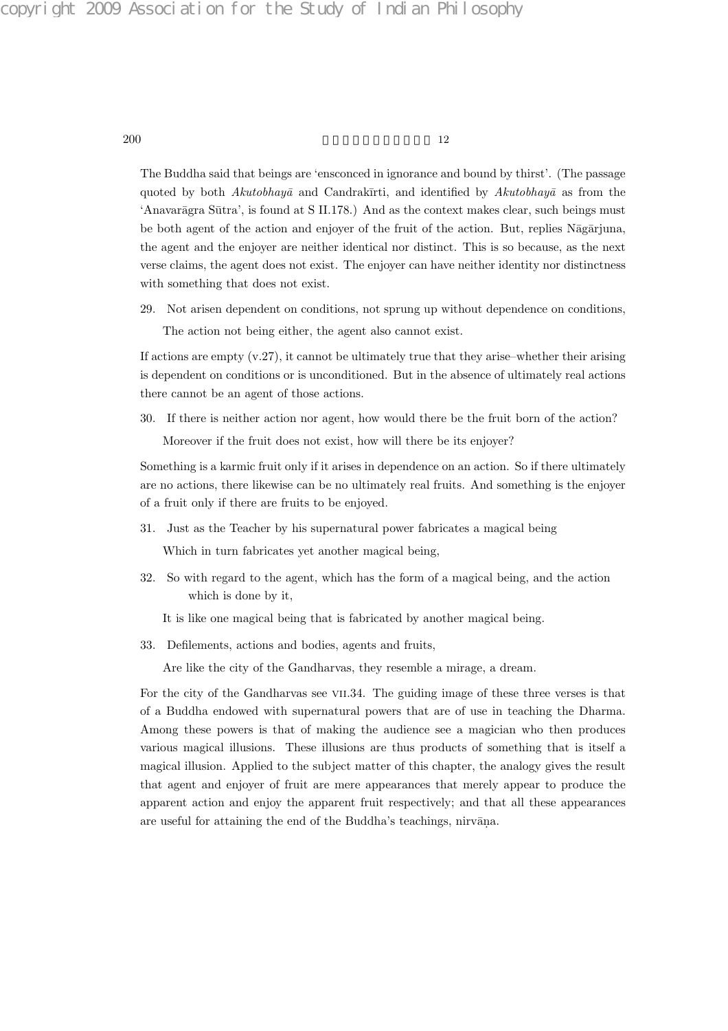The Buddha said that beings are 'ensconced in ignorance and bound by thirst'. (The passage quoted by both *Akutobhayā* and Candrakīrti, and identified by *Akutobhayā* as from the 'Anavarāgra Sūtra', is found at S II.178.) And as the context makes clear, such beings must be both agent of the action and enjoyer of the fruit of the action. But, replies Nāgārjuna, the agent and the enjoyer are neither identical nor distinct. This is so because, as the next verse claims, the agent does not exist. The enjoyer can have neither identity nor distinctness with something that does not exist.

29. Not arisen dependent on conditions, not sprung up without dependence on conditions,
 The action not being either, the agent also cannot exist.

If actions are empty (v.27), it cannot be ultimately true that they arise–whether their arising is dependent on conditions or is unconditioned. But in the absence of ultimately real actions there cannot be an agent of those actions.

30. If there is neither action nor agent, how would there be the fruit born of the action?
 Moreover if the fruit does not exist, how will there be its enjoyer?

Something is a karmic fruit only if it arises in dependence on an action. So if there ultimately are no actions, there likewise can be no ultimately real fruits. And something is the enjoyer of a fruit only if there are fruits to be enjoyed.

31. Just as the Teacher by his supernatural power fabricates a magical being
 Which in turn fabricates yet another magical being,

32. So with regard to the agent, which has the form of a magical being, and the action which is done by it,
 It is like one magical being that is fabricated by another magical being.

33. Defilements, actions and bodies, agents and fruits,
 Are like the city of the Gandharvas, they resemble a mirage, a dream.

For the city of the Gandharvas see VII.34. The guiding image of these three verses is that of a Buddha endowed with supernatural powers that are of use in teaching the Dharma. Among these powers is that of making the audience see a magician who then produces various magical illusions. These illusions are thus products of something that is itself a magical illusion. Applied to the subject matter of this chapter, the analogy gives the result that agent and enjoyer of fruit are mere appearances that merely appear to produce the apparent action and enjoy the apparent fruit respectively; and that all these appearances are useful for attaining the end of the Buddha's teachings, nirvāṇa.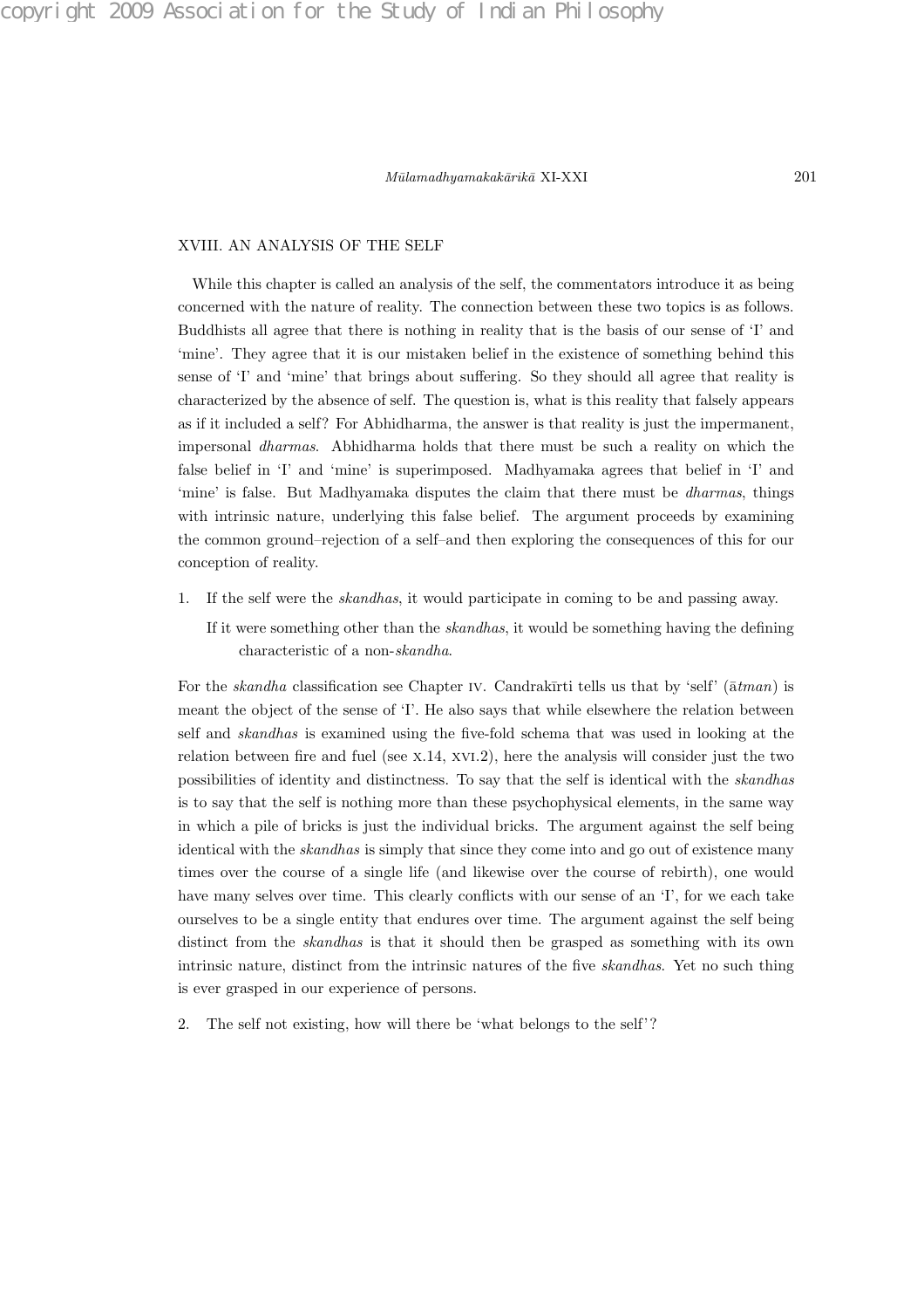## XVIII. AN ANALYSIS OF THE SELF

While this chapter is called an analysis of the self, the commentators introduce it as being concerned with the nature of reality. The connection between these two topics is as follows. Buddhists all agree that there is nothing in reality that is the basis of our sense of 'I' and 'mine'. They agree that it is our mistaken belief in the existence of something behind this sense of 'I' and 'mine' that brings about suffering. So they should all agree that reality is characterized by the absence of self. The question is, what is this reality that falsely appears as if it included a self? For Abhidharma, the answer is that reality is just the impermanent, impersonal *dharmas*. Abhidharma holds that there must be such a reality on which the false belief in 'I' and 'mine' is superimposed. Madhyamaka agrees that belief in 'I' and 'mine' is false. But Madhyamaka disputes the claim that there must be *dharmas*, things with intrinsic nature, underlying this false belief. The argument proceeds by examining the common ground–rejection of a self–and then exploring the consequences of this for our conception of reality.

1. If the self were the *skandhas*, it would participate in coming to be and passing away.

   If it were something other than the *skandhas*, it would be something having the defining characteristic of a non-*skandha*.

For the *skandha* classification see Chapter IV. Candrakīrti tells us that by 'self' (*ātman*) is meant the object of the sense of 'I'. He also says that while elsewhere the relation between self and *skandhas* is examined using the five-fold schema that was used in looking at the relation between fire and fuel (see X.14, XVI.2), here the analysis will consider just the two possibilities of identity and distinctness. To say that the self is identical with the *skandhas* is to say that the self is nothing more than these psychophysical elements, in the same way in which a pile of bricks is just the individual bricks. The argument against the self being identical with the *skandhas* is simply that since they come into and go out of existence many times over the course of a single life (and likewise over the course of rebirth), one would have many selves over time. This clearly conflicts with our sense of an 'I', for we each take ourselves to be a single entity that endures over time. The argument against the self being distinct from the *skandhas* is that it should then be grasped as something with its own intrinsic nature, distinct from the intrinsic natures of the five *skandhas*. Yet no such thing is ever grasped in our experience of persons.

2. The self not existing, how will there be 'what belongs to the self'?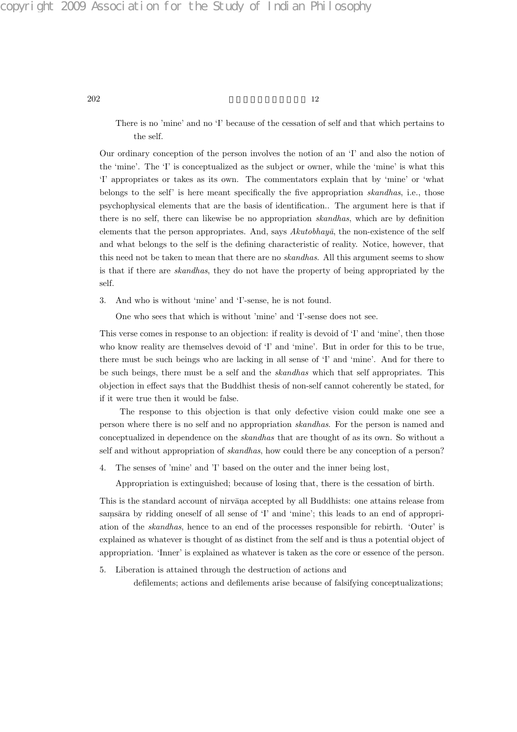There is no 'mine' and no 'I' because of the cessation of self and that which pertains to the self.

Our ordinary conception of the person involves the notion of an 'I' and also the notion of the 'mine'. The 'I' is conceptualized as the subject or owner, while the 'mine' is what this 'I' appropriates or takes as its own. The commentators explain that by 'mine' or 'what belongs to the self' is here meant specifically the five appropriation *skandhas*, i.e., those psychophysical elements that are the basis of identification.. The argument here is that if there is no self, there can likewise be no appropriation *skandhas*, which are by definition elements that the person appropriates. And, says *Akutobhayā*, the non-existence of the self and what belongs to the self is the defining characteristic of reality. Notice, however, that this need not be taken to mean that there are no *skandhas*. All this argument seems to show is that if there are *skandhas*, they do not have the property of being appropriated by the self.

3. And who is without 'mine' and 'I'-sense, he is not found.

   One who sees that which is without 'mine' and 'I'-sense does not see.

This verse comes in response to an objection: if reality is devoid of 'I' and 'mine', then those who know reality are themselves devoid of 'I' and 'mine'. But in order for this to be true, there must be such beings who are lacking in all sense of 'I' and 'mine'. And for there to be such beings, there must be a self and the *skandhas* which that self appropriates. This objection in effect says that the Buddhist thesis of non-self cannot coherently be stated, for if it were true then it would be false.

The response to this objection is that only defective vision could make one see a person where there is no self and no appropriation *skandhas*. For the person is named and conceptualized in dependence on the *skandhas* that are thought of as its own. So without a self and without appropriation of *skandhas*, how could there be any conception of a person?

4. The senses of 'mine' and 'I' based on the outer and the inner being lost,

   Appropriation is extinguished; because of losing that, there is the cessation of birth.

This is the standard account of nirvāṇa accepted by all Buddhists: one attains release from saṃsāra by ridding oneself of all sense of 'I' and 'mine'; this leads to an end of appropriation of the *skandhas*, hence to an end of the processes responsible for rebirth. 'Outer' is explained as whatever is thought of as distinct from the self and is thus a potential object of appropriation. 'Inner' is explained as whatever is taken as the core or essence of the person.

5. Liberation is attained through the destruction of actions and defilements; actions and defilements arise because of falsifying conceptualizations;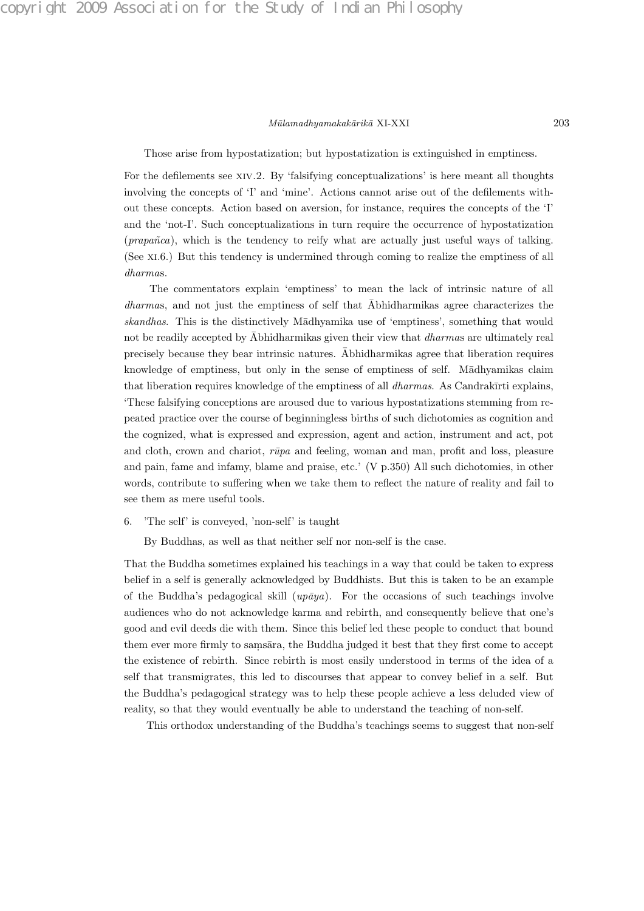Those arise from hypostatization; but hypostatization is extinguished in emptiness.

For the defilements see xiv.2. By 'falsifying conceptualizations' is here meant all thoughts involving the concepts of 'I' and 'mine'. Actions cannot arise out of the defilements without these concepts. Action based on aversion, for instance, requires the concepts of the 'I' and the 'not-I'. Such conceptualizations in turn require the occurrence of hypostatization (*prapañca*), which is the tendency to reify what are actually just useful ways of talking. (See xi.6.) But this tendency is undermined through coming to realize the emptiness of all *dharma*s.

The commentators explain 'emptiness' to mean the lack of intrinsic nature of all *dharma*s, and not just the emptiness of self that Ābhidharmikas agree characterizes the *skandhas*. This is the distinctively Mādhyamika use of 'emptiness', something that would not be readily accepted by Ābhidharmikas given their view that *dharma*s are ultimately real precisely because they bear intrinsic natures. Ābhidharmikas agree that liberation requires knowledge of emptiness, but only in the sense of emptiness of self. Mādhyamikas claim that liberation requires knowledge of the emptiness of all *dharmas*. As Candrakīrti explains, 'These falsifying conceptions are aroused due to various hypostatizations stemming from repeated practice over the course of beginningless births of such dichotomies as cognition and the cognized, what is expressed and expression, agent and action, instrument and act, pot and cloth, crown and chariot, *rūpa* and feeling, woman and man, profit and loss, pleasure and pain, fame and infamy, blame and praise, etc.' (V p.350) All such dichotomies, in other words, contribute to suffering when we take them to reflect the nature of reality and fail to see them as mere useful tools.

6. 'The self' is conveyed, 'non-self' is taught

   By Buddhas, as well as that neither self nor non-self is the case.

That the Buddha sometimes explained his teachings in a way that could be taken to express belief in a self is generally acknowledged by Buddhists. But this is taken to be an example of the Buddha's pedagogical skill (*upāya*). For the occasions of such teachings involve audiences who do not acknowledge karma and rebirth, and consequently believe that one's good and evil deeds die with them. Since this belief led these people to conduct that bound them ever more firmly to saṃsāra, the Buddha judged it best that they first come to accept the existence of rebirth. Since rebirth is most easily understood in terms of the idea of a self that transmigrates, this led to discourses that appear to convey belief in a self. But the Buddha's pedagogical strategy was to help these people achieve a less deluded view of reality, so that they would eventually be able to understand the teaching of non-self.

This orthodox understanding of the Buddha's teachings seems to suggest that non-self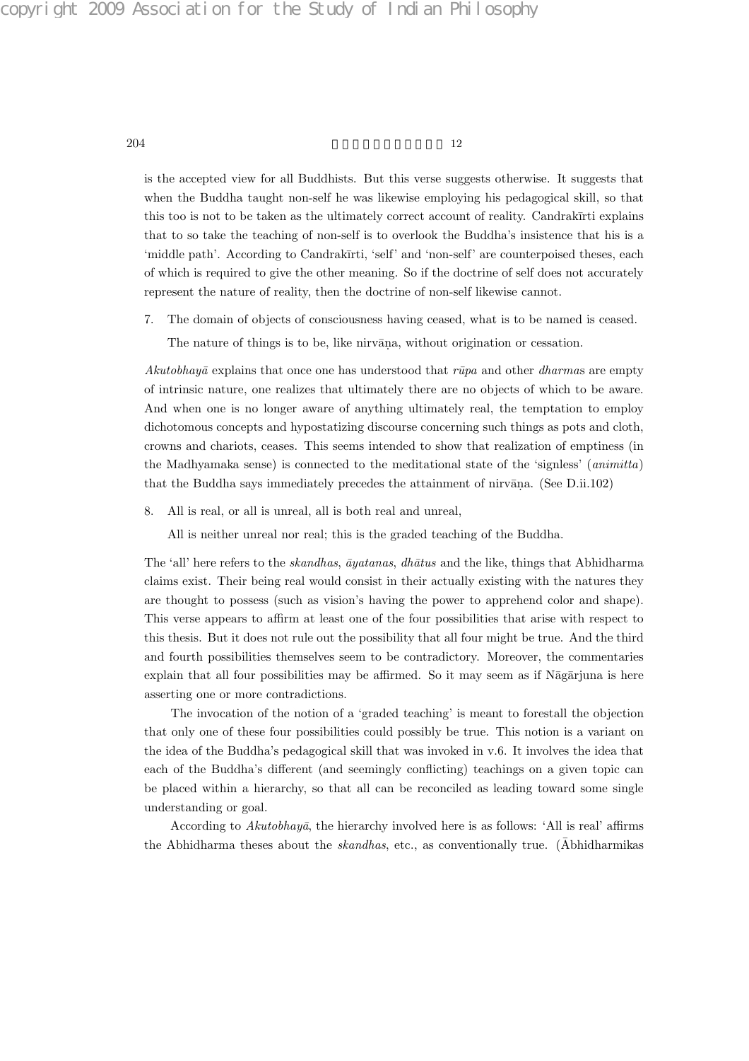is the accepted view for all Buddhists. But this verse suggests otherwise. It suggests that when the Buddha taught non-self he was likewise employing his pedagogical skill, so that this too is not to be taken as the ultimately correct account of reality. Candrakīrti explains that to so take the teaching of non-self is to overlook the Buddha's insistence that his is a 'middle path'. According to Candrakīrti, 'self' and 'non-self' are counterpoised theses, each of which is required to give the other meaning. So if the doctrine of self does not accurately represent the nature of reality, then the doctrine of non-self likewise cannot.

7. The domain of objects of consciousness having ceased, what is to be named is ceased.

   The nature of things is to be, like nirvāṇa, without origination or cessation.

*Akutobhayā* explains that once one has understood that *rūpa* and other *dharma*s are empty of intrinsic nature, one realizes that ultimately there are no objects of which to be aware. And when one is no longer aware of anything ultimately real, the temptation to employ dichotomous concepts and hypostatizing discourse concerning such things as pots and cloth, crowns and chariots, ceases. This seems intended to show that realization of emptiness (in the Madhyamaka sense) is connected to the meditational state of the 'signless' (*animitta*) that the Buddha says immediately precedes the attainment of nirvāṇa. (See D.ii.102)

8. All is real, or all is unreal, all is both real and unreal,

   All is neither unreal nor real; this is the graded teaching of the Buddha.

The 'all' here refers to the *skandhas*, *āyatanas*, *dhātus* and the like, things that Abhidharma claims exist. Their being real would consist in their actually existing with the natures they are thought to possess (such as vision's having the power to apprehend color and shape). This verse appears to affirm at least one of the four possibilities that arise with respect to this thesis. But it does not rule out the possibility that all four might be true. And the third and fourth possibilities themselves seem to be contradictory. Moreover, the commentaries explain that all four possibilities may be affirmed. So it may seem as if Nāgārjuna is here asserting one or more contradictions.

The invocation of the notion of a 'graded teaching' is meant to forestall the objection that only one of these four possibilities could possibly be true. This notion is a variant on the idea of the Buddha's pedagogical skill that was invoked in v.6. It involves the idea that each of the Buddha's different (and seemingly conflicting) teachings on a given topic can be placed within a hierarchy, so that all can be reconciled as leading toward some single understanding or goal.

According to *Akutobhayā*, the hierarchy involved here is as follows: 'All is real' affirms the Abhidharma theses about the *skandhas*, etc., as conventionally true. (Ābhidharmikas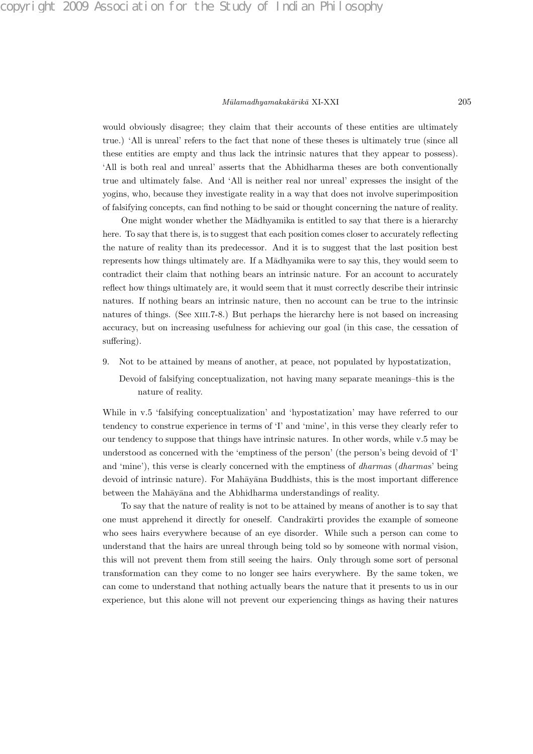would obviously disagree; they claim that their accounts of these entities are ultimately true.) ‘All is unreal’ refers to the fact that none of these theses is ultimately true (since all these entities are empty and thus lack the intrinsic natures that they appear to possess). ‘All is both real and unreal’ asserts that the Abhidharma theses are both conventionally true and ultimately false. And ‘All is neither real nor unreal’ expresses the insight of the yogins, who, because they investigate reality in a way that does not involve superimposition of falsifying concepts, can find nothing to be said or thought concerning the nature of reality.

One might wonder whether the Mādhyamika is entitled to say that there is a hierarchy here. To say that there is, is to suggest that each position comes closer to accurately reflecting the nature of reality than its predecessor. And it is to suggest that the last position best represents how things ultimately are. If a Mādhyamika were to say this, they would seem to contradict their claim that nothing bears an intrinsic nature. For an account to accurately reflect how things ultimately are, it would seem that it must correctly describe their intrinsic natures. If nothing bears an intrinsic nature, then no account can be true to the intrinsic natures of things. (See XIII.7-8.) But perhaps the hierarchy here is not based on increasing accuracy, but on increasing usefulness for achieving our goal (in this case, the cessation of suffering).

9. Not to be attained by means of another, at peace, not populated by hypostatization,

   Devoid of falsifying conceptualization, not having many separate meanings–this is the nature of reality.

While in v.5 ‘falsifying conceptualization’ and ‘hypostatization’ may have referred to our tendency to construe experience in terms of ‘I’ and ‘mine’, in this verse they clearly refer to our tendency to suppose that things have intrinsic natures. In other words, while v.5 may be understood as concerned with the ‘emptiness of the person’ (the person’s being devoid of ‘I’ and ‘mine’), this verse is clearly concerned with the emptiness of *dharma*s (*dharma*s’ being devoid of intrinsic nature). For Mahāyāna Buddhists, this is the most important difference between the Mahāyāna and the Abhidharma understandings of reality.

To say that the nature of reality is not to be attained by means of another is to say that one must apprehend it directly for oneself. Candrakīrti provides the example of someone who sees hairs everywhere because of an eye disorder. While such a person can come to understand that the hairs are unreal through being told so by someone with normal vision, this will not prevent them from still seeing the hairs. Only through some sort of personal transformation can they come to no longer see hairs everywhere. By the same token, we can come to understand that nothing actually bears the nature that it presents to us in our experience, but this alone will not prevent our experiencing things as having their natures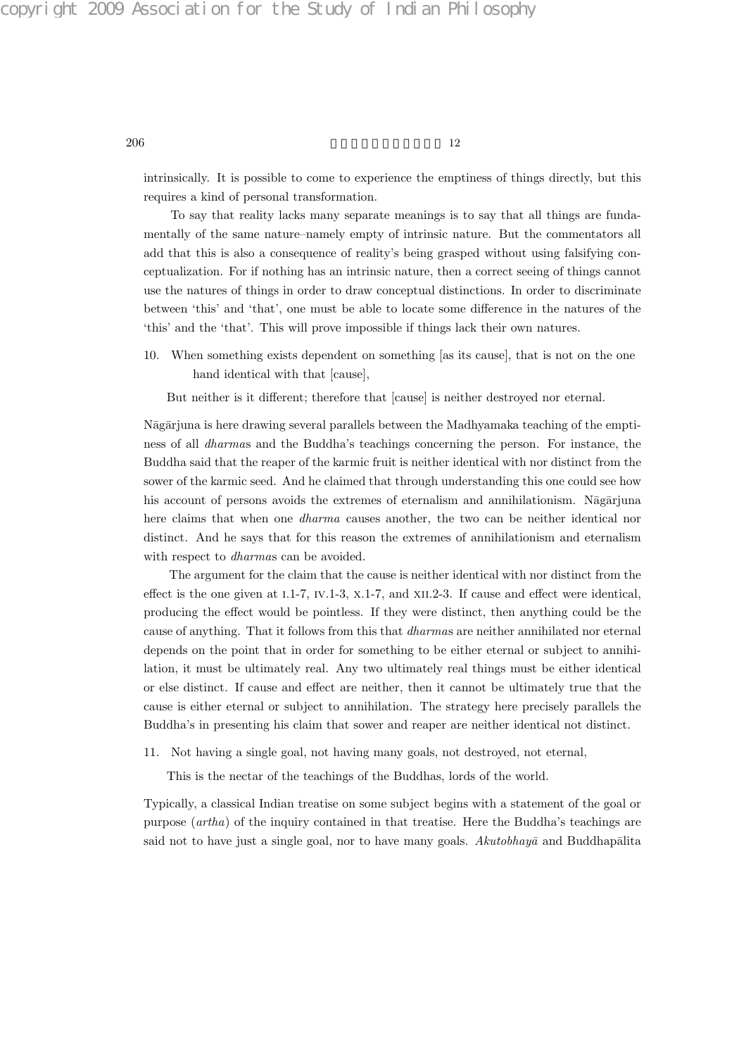intrinsically. It is possible to come to experience the emptiness of things directly, but this requires a kind of personal transformation.

To say that reality lacks many separate meanings is to say that all things are fundamentally of the same nature–namely empty of intrinsic nature. But the commentators all add that this is also a consequence of reality's being grasped without using falsifying conceptualization. For if nothing has an intrinsic nature, then a correct seeing of things cannot use the natures of things in order to draw conceptual distinctions. In order to discriminate between 'this' and 'that', one must be able to locate some difference in the natures of the 'this' and the 'that'. This will prove impossible if things lack their own natures.

10. When something exists dependent on something [as its cause], that is not on the one hand identical with that [cause],

    But neither is it different; therefore that [cause] is neither destroyed nor eternal.

Nāgārjuna is here drawing several parallels between the Madhyamaka teaching of the emptiness of all *dharma*s and the Buddha's teachings concerning the person. For instance, the Buddha said that the reaper of the karmic fruit is neither identical with nor distinct from the sower of the karmic seed. And he claimed that through understanding this one could see how his account of persons avoids the extremes of eternalism and annihilationism. Nāgārjuna here claims that when one *dharma* causes another, the two can be neither identical nor distinct. And he says that for this reason the extremes of annihilationism and eternalism with respect to *dharma*s can be avoided.

The argument for the claim that the cause is neither identical with nor distinct from the effect is the one given at I.1-7, IV.1-3, X.1-7, and XII.2-3. If cause and effect were identical, producing the effect would be pointless. If they were distinct, then anything could be the cause of anything. That it follows from this that *dharma*s are neither annihilated nor eternal depends on the point that in order for something to be either eternal or subject to annihilation, it must be ultimately real. Any two ultimately real things must be either identical or else distinct. If cause and effect are neither, then it cannot be ultimately true that the cause is either eternal or subject to annihilation. The strategy here precisely parallels the Buddha's in presenting his claim that sower and reaper are neither identical not distinct.

11. Not having a single goal, not having many goals, not destroyed, not eternal,

    This is the nectar of the teachings of the Buddhas, lords of the world.

Typically, a classical Indian treatise on some subject begins with a statement of the goal or purpose (*artha*) of the inquiry contained in that treatise. Here the Buddha's teachings are said not to have just a single goal, nor to have many goals. *Akutobhayā* and Buddhapālita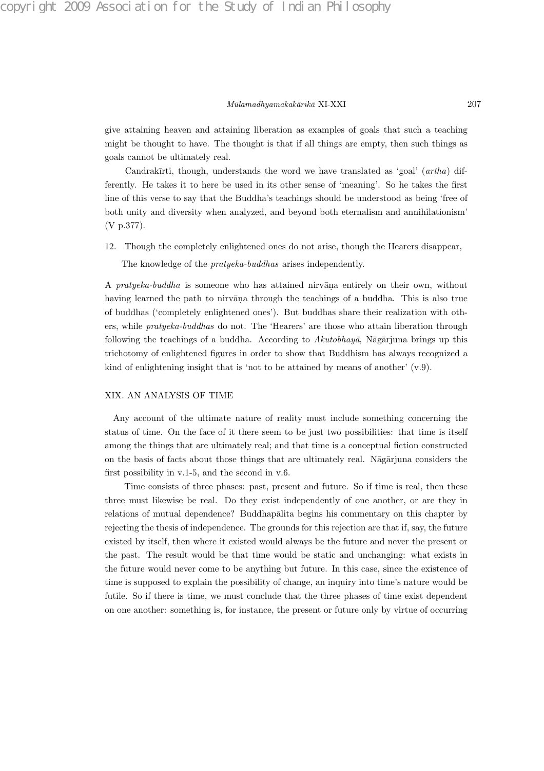give attaining heaven and attaining liberation as examples of goals that such a teaching might be thought to have. The thought is that if all things are empty, then such things as goals cannot be ultimately real.

Candrakīrti, though, understands the word we have translated as 'goal' (*artha*) differently. He takes it to here be used in its other sense of 'meaning'. So he takes the first line of this verse to say that the Buddha's teachings should be understood as being 'free of both unity and diversity when analyzed, and beyond both eternalism and annihilationism' (V p.377).

12. Though the completely enlightened ones do not arise, though the Hearers disappear,
 The knowledge of the *pratyeka-buddhas* arises independently.

A *pratyeka-buddha* is someone who has attained nirvāṇa entirely on their own, without having learned the path to nirvāṇa through the teachings of a buddha. This is also true of buddhas ('completely enlightened ones'). But buddhas share their realization with others, while *pratyeka-buddhas* do not. The 'Hearers' are those who attain liberation through following the teachings of a buddha. According to *Akutobhayā*, Nāgārjuna brings up this trichotomy of enlightened figures in order to show that Buddhism has always recognized a kind of enlightening insight that is 'not to be attained by means of another' (v.9).

## XIX. AN ANALYSIS OF TIME

Any account of the ultimate nature of reality must include something concerning the status of time. On the face of it there seem to be just two possibilities: that time is itself among the things that are ultimately real; and that time is a conceptual fiction constructed on the basis of facts about those things that are ultimately real. Nāgārjuna considers the first possibility in v.1-5, and the second in v.6.

Time consists of three phases: past, present and future. So if time is real, then these three must likewise be real. Do they exist independently of one another, or are they in relations of mutual dependence? Buddhapālita begins his commentary on this chapter by rejecting the thesis of independence. The grounds for this rejection are that if, say, the future existed by itself, then where it existed would always be the future and never the present or the past. The result would be that time would be static and unchanging: what exists in the future would never come to be anything but future. In this case, since the existence of time is supposed to explain the possibility of change, an inquiry into time's nature would be futile. So if there is time, we must conclude that the three phases of time exist dependent on one another: something is, for instance, the present or future only by virtue of occurring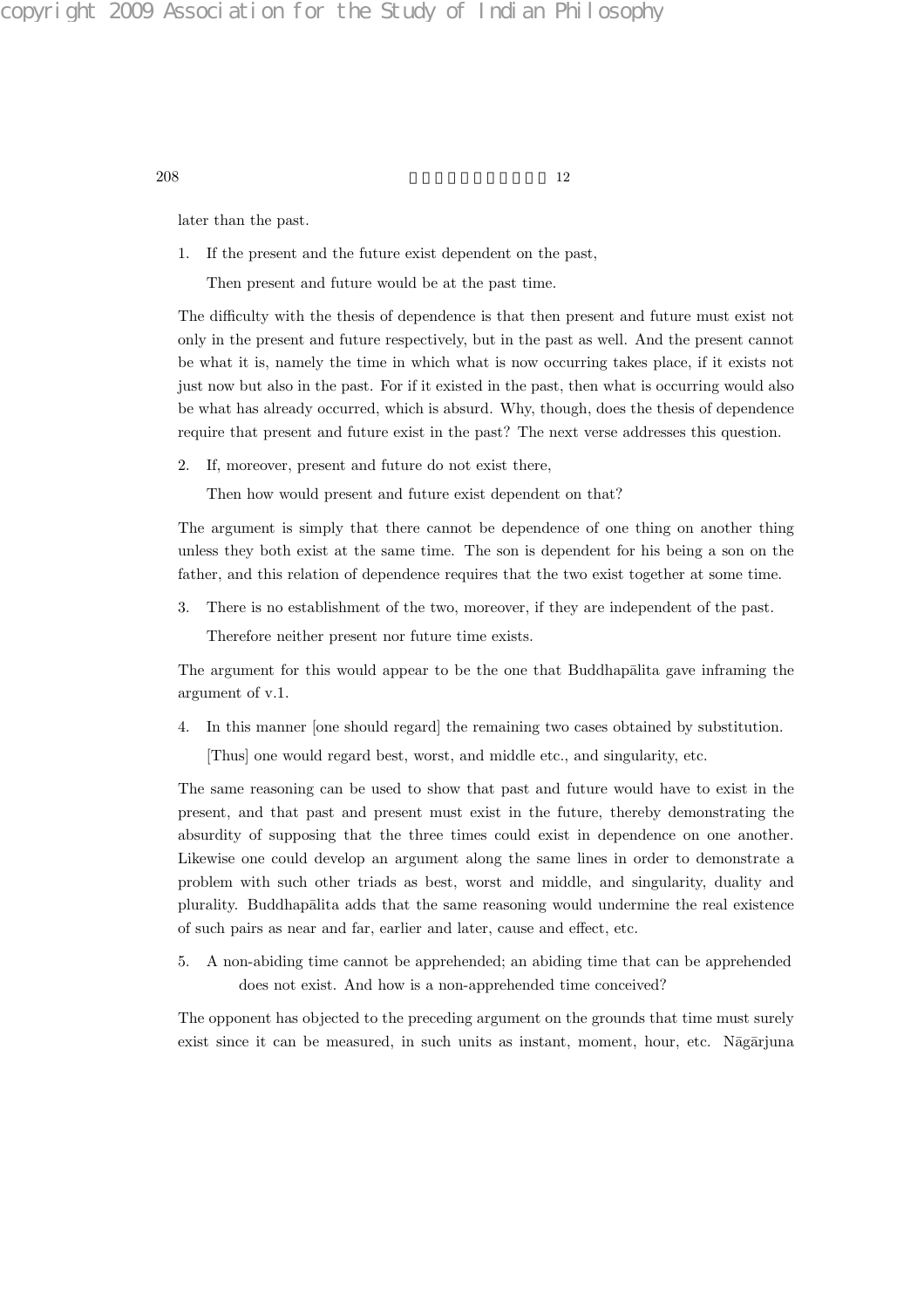later than the past.

1. If the present and the future exist dependent on the past,

   Then present and future would be at the past time.

The difficulty with the thesis of dependence is that then present and future must exist not only in the present and future respectively, but in the past as well. And the present cannot be what it is, namely the time in which what is now occurring takes place, if it exists not just now but also in the past. For if it existed in the past, then what is occurring would also be what has already occurred, which is absurd. Why, though, does the thesis of dependence require that present and future exist in the past? The next verse addresses this question.

2. If, moreover, present and future do not exist there,

   Then how would present and future exist dependent on that?

The argument is simply that there cannot be dependence of one thing on another thing unless they both exist at the same time. The son is dependent for his being a son on the father, and this relation of dependence requires that the two exist together at some time.

3. There is no establishment of the two, moreover, if they are independent of the past.

   Therefore neither present nor future time exists.

The argument for this would appear to be the one that Buddhapālita gave inframing the argument of v.1.

4. In this manner [one should regard] the remaining two cases obtained by substitution.

   [Thus] one would regard best, worst, and middle etc., and singularity, etc.

The same reasoning can be used to show that past and future would have to exist in the present, and that past and present must exist in the future, thereby demonstrating the absurdity of supposing that the three times could exist in dependence on one another. Likewise one could develop an argument along the same lines in order to demonstrate a problem with such other triads as best, worst and middle, and singularity, duality and plurality. Buddhapālita adds that the same reasoning would undermine the real existence of such pairs as near and far, earlier and later, cause and effect, etc.

5. A non-abiding time cannot be apprehended; an abiding time that can be apprehended does not exist. And how is a non-apprehended time conceived?

The opponent has objected to the preceding argument on the grounds that time must surely exist since it can be measured, in such units as instant, moment, hour, etc. Nāgārjuna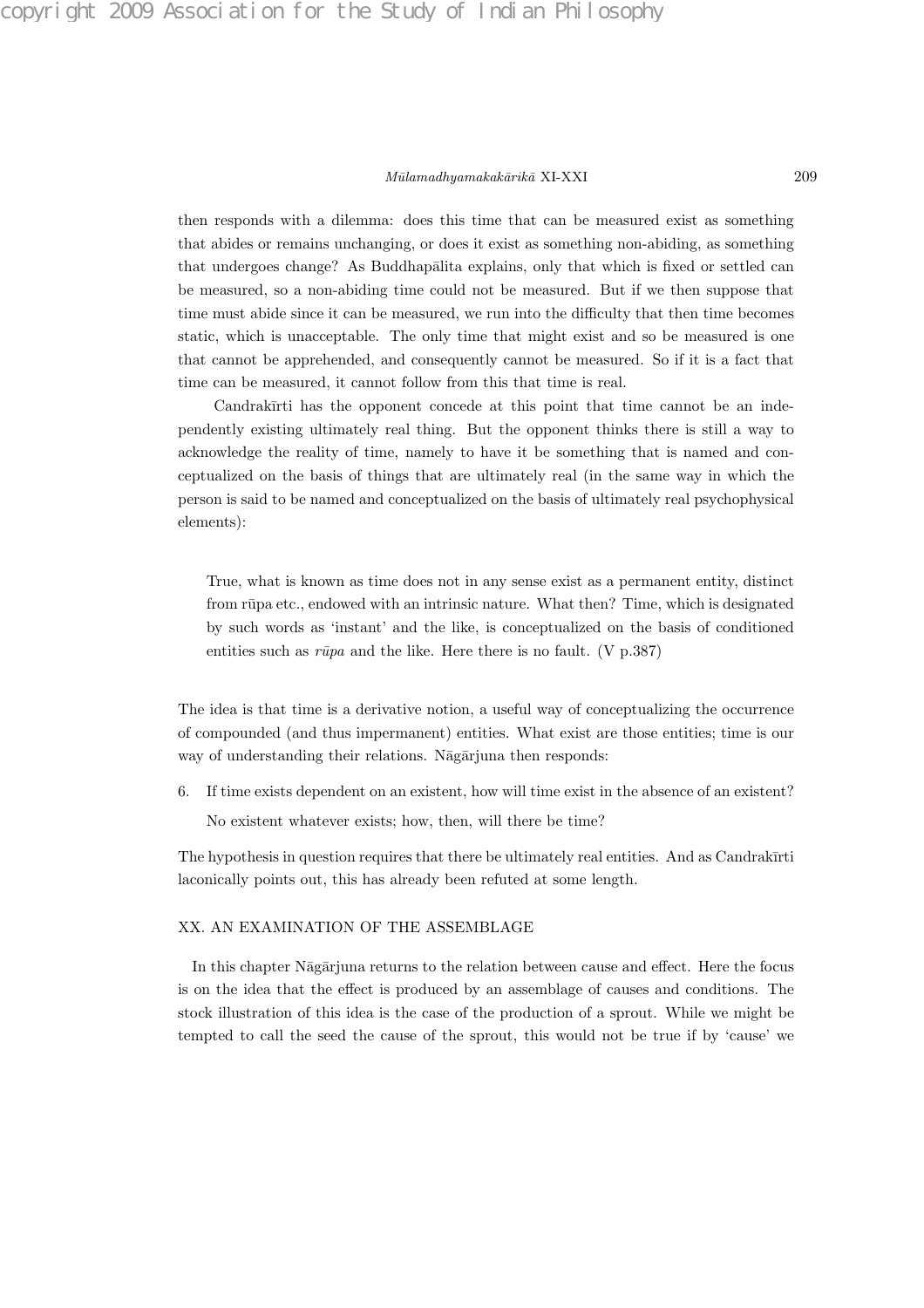then responds with a dilemma: does this time that can be measured exist as something that abides or remains unchanging, or does it exist as something non-abiding, as something that undergoes change? As Buddhapālita explains, only that which is fixed or settled can be measured, so a non-abiding time could not be measured. But if we then suppose that time must abide since it can be measured, we run into the difficulty that then time becomes static, which is unacceptable. The only time that might exist and so be measured is one that cannot be apprehended, and consequently cannot be measured. So if it is a fact that time can be measured, it cannot follow from this that time is real.

Candrakīrti has the opponent concede at this point that time cannot be an independently existing ultimately real thing. But the opponent thinks there is still a way to acknowledge the reality of time, namely to have it be something that is named and conceptualized on the basis of things that are ultimately real (in the same way in which the person is said to be named and conceptualized on the basis of ultimately real psychophysical elements):

> True, what is known as time does not in any sense exist as a permanent entity, distinct from rūpa etc., endowed with an intrinsic nature. What then? Time, which is designated by such words as 'instant' and the like, is conceptualized on the basis of conditioned entities such as *rūpa* and the like. Here there is no fault. (V p.387)

The idea is that time is a derivative notion, a useful way of conceptualizing the occurrence of compounded (and thus impermanent) entities. What exist are those entities; time is our way of understanding their relations. Nāgārjuna then responds:

6. If time exists dependent on an existent, how will time exist in the absence of an existent?

   No existent whatever exists; how, then, will there be time?

The hypothesis in question requires that there be ultimately real entities. And as Candrakīrti laconically points out, this has already been refuted at some length.

## XX. AN EXAMINATION OF THE ASSEMBLAGE

In this chapter Nāgārjuna returns to the relation between cause and effect. Here the focus is on the idea that the effect is produced by an assemblage of causes and conditions. The stock illustration of this idea is the case of the production of a sprout. While we might be tempted to call the seed the cause of the sprout, this would not be true if by 'cause' we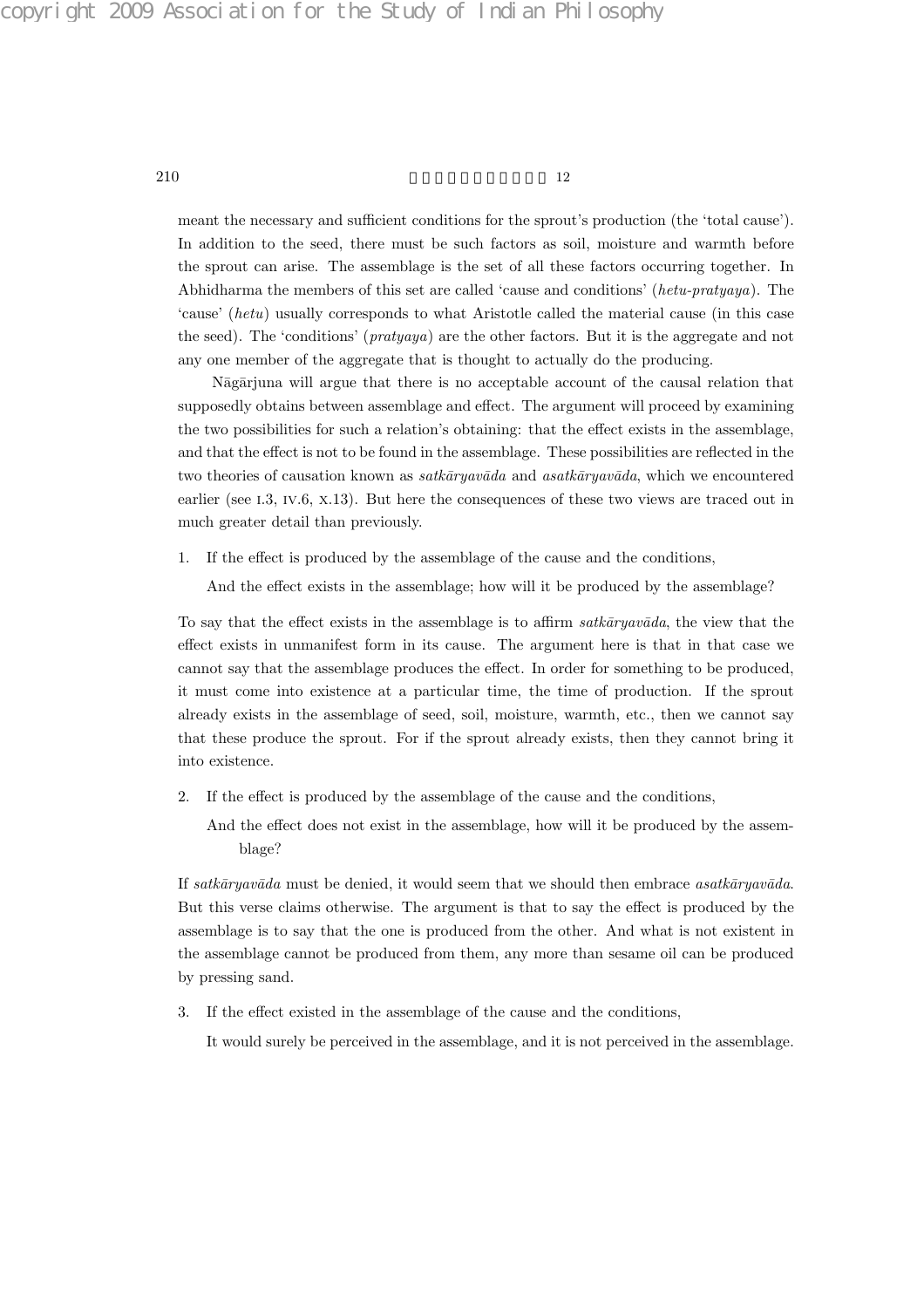meant the necessary and sufficient conditions for the sprout's production (the 'total cause'). In addition to the seed, there must be such factors as soil, moisture and warmth before the sprout can arise. The assemblage is the set of all these factors occurring together. In Abhidharma the members of this set are called 'cause and conditions' (*hetu-pratyaya*). The 'cause' (*hetu*) usually corresponds to what Aristotle called the material cause (in this case the seed). The 'conditions' (*pratyaya*) are the other factors. But it is the aggregate and not any one member of the aggregate that is thought to actually do the producing.

Nāgārjuna will argue that there is no acceptable account of the causal relation that supposedly obtains between assemblage and effect. The argument will proceed by examining the two possibilities for such a relation's obtaining: that the effect exists in the assemblage, and that the effect is not to be found in the assemblage. These possibilities are reflected in the two theories of causation known as *satkāryavāda* and *asatkāryavāda*, which we encountered earlier (see I.3, IV.6, X.13). But here the consequences of these two views are traced out in much greater detail than previously.

1. If the effect is produced by the assemblage of the cause and the conditions,

   And the effect exists in the assemblage; how will it be produced by the assemblage?

To say that the effect exists in the assemblage is to affirm *satkāryavāda*, the view that the effect exists in unmanifest form in its cause. The argument here is that in that case we cannot say that the assemblage produces the effect. In order for something to be produced, it must come into existence at a particular time, the time of production. If the sprout already exists in the assemblage of seed, soil, moisture, warmth, etc., then we cannot say that these produce the sprout. For if the sprout already exists, then they cannot bring it into existence.

2. If the effect is produced by the assemblage of the cause and the conditions,

   And the effect does not exist in the assemblage, how will it be produced by the assemblage?

If *satkāryavāda* must be denied, it would seem that we should then embrace *asatkāryavāda*. But this verse claims otherwise. The argument is that to say the effect is produced by the assemblage is to say that the one is produced from the other. And what is not existent in the assemblage cannot be produced from them, any more than sesame oil can be produced by pressing sand.

3. If the effect existed in the assemblage of the cause and the conditions,

   It would surely be perceived in the assemblage, and it is not perceived in the assemblage.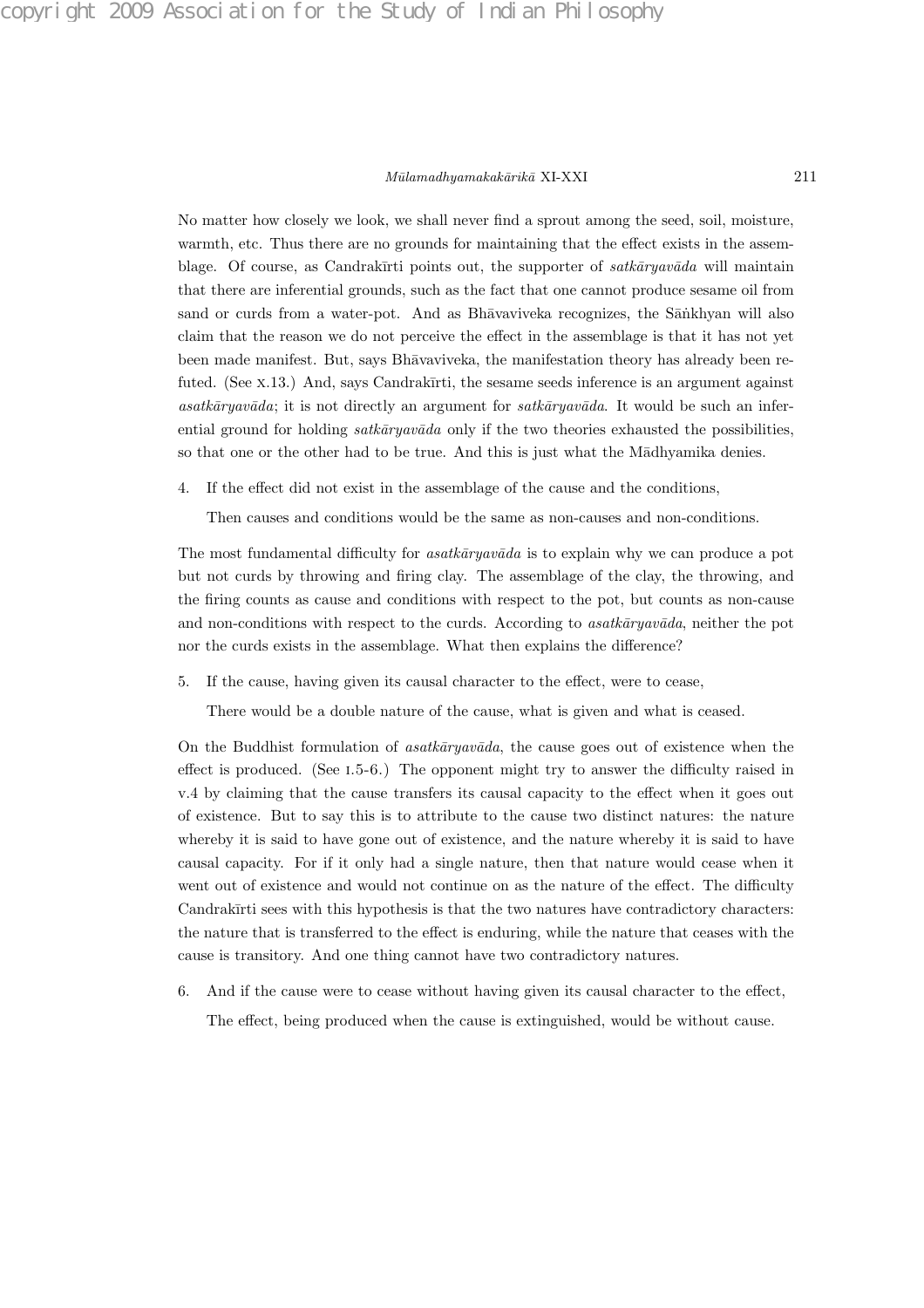No matter how closely we look, we shall never find a sprout among the seed, soil, moisture, warmth, etc. Thus there are no grounds for maintaining that the effect exists in the assemblage. Of course, as Candrakīrti points out, the supporter of *satkāryavāda* will maintain that there are inferential grounds, such as the fact that one cannot produce sesame oil from sand or curds from a water-pot. And as Bhāvaviveka recognizes, the Sāṅkhyan will also claim that the reason we do not perceive the effect in the assemblage is that it has not yet been made manifest. But, says Bhāvaviveka, the manifestation theory has already been refuted. (See x.13.) And, says Candrakīrti, the sesame seeds inference is an argument against *asatkāryavāda*; it is not directly an argument for *satkāryavāda*. It would be such an inferential ground for holding *satkāryavāda* only if the two theories exhausted the possibilities, so that one or the other had to be true. And this is just what the Mādhyamika denies.

4. If the effect did not exist in the assemblage of the cause and the conditions,

   Then causes and conditions would be the same as non-causes and non-conditions.

The most fundamental difficulty for *asatkāryavāda* is to explain why we can produce a pot but not curds by throwing and firing clay. The assemblage of the clay, the throwing, and the firing counts as cause and conditions with respect to the pot, but counts as non-cause and non-conditions with respect to the curds. According to *asatkāryavāda*, neither the pot nor the curds exists in the assemblage. What then explains the difference?

5. If the cause, having given its causal character to the effect, were to cease,

   There would be a double nature of the cause, what is given and what is ceased.

On the Buddhist formulation of *asatkāryavāda*, the cause goes out of existence when the effect is produced. (See i.5-6.) The opponent might try to answer the difficulty raised in v.4 by claiming that the cause transfers its causal capacity to the effect when it goes out of existence. But to say this is to attribute to the cause two distinct natures: the nature whereby it is said to have gone out of existence, and the nature whereby it is said to have causal capacity. For if it only had a single nature, then that nature would cease when it went out of existence and would not continue on as the nature of the effect. The difficulty Candrakīrti sees with this hypothesis is that the two natures have contradictory characters: the nature that is transferred to the effect is enduring, while the nature that ceases with the cause is transitory. And one thing cannot have two contradictory natures.

6. And if the cause were to cease without having given its causal character to the effect,

   The effect, being produced when the cause is extinguished, would be without cause.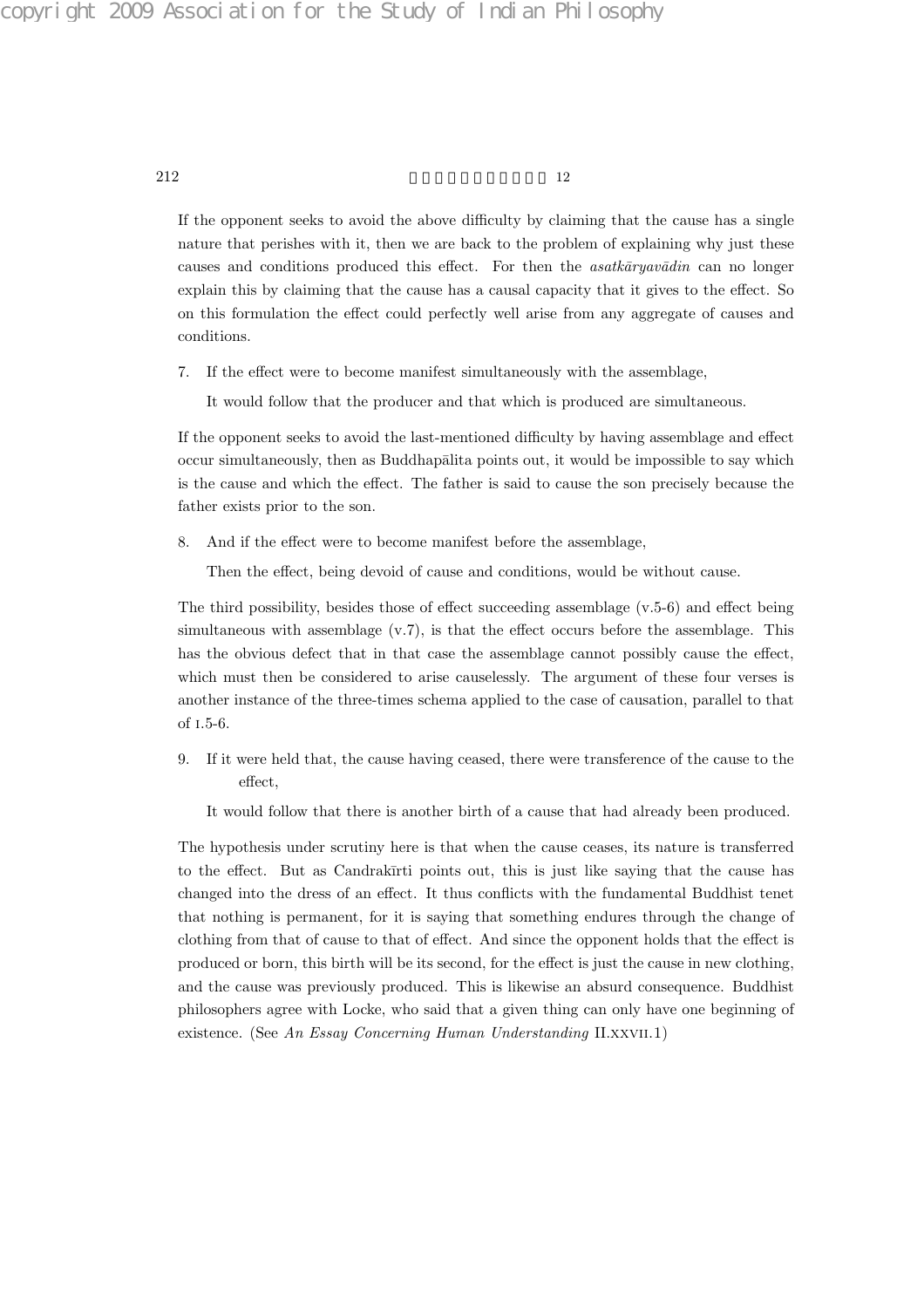If the opponent seeks to avoid the above difficulty by claiming that the cause has a single nature that perishes with it, then we are back to the problem of explaining why just these causes and conditions produced this effect. For then the *asatkāryavādin* can no longer explain this by claiming that the cause has a causal capacity that it gives to the effect. So on this formulation the effect could perfectly well arise from any aggregate of causes and conditions.

7. If the effect were to become manifest simultaneously with the assemblage,

   It would follow that the producer and that which is produced are simultaneous.

If the opponent seeks to avoid the last-mentioned difficulty by having assemblage and effect occur simultaneously, then as Buddhapālita points out, it would be impossible to say which is the cause and which the effect. The father is said to cause the son precisely because the father exists prior to the son.

8. And if the effect were to become manifest before the assemblage,

   Then the effect, being devoid of cause and conditions, would be without cause.

The third possibility, besides those of effect succeeding assemblage (v.5-6) and effect being simultaneous with assemblage (v.7), is that the effect occurs before the assemblage. This has the obvious defect that in that case the assemblage cannot possibly cause the effect, which must then be considered to arise causelessly. The argument of these four verses is another instance of the three-times schema applied to the case of causation, parallel to that of I.5-6.

9. If it were held that, the cause having ceased, there were transference of the cause to the effect,

   It would follow that there is another birth of a cause that had already been produced.

The hypothesis under scrutiny here is that when the cause ceases, its nature is transferred to the effect. But as Candrakīrti points out, this is just like saying that the cause has changed into the dress of an effect. It thus conflicts with the fundamental Buddhist tenet that nothing is permanent, for it is saying that something endures through the change of clothing from that of cause to that of effect. And since the opponent holds that the effect is produced or born, this birth will be its second, for the effect is just the cause in new clothing, and the cause was previously produced. This is likewise an absurd consequence. Buddhist philosophers agree with Locke, who said that a given thing can only have one beginning of existence. (See *An Essay Concerning Human Understanding* II.XXVII.1)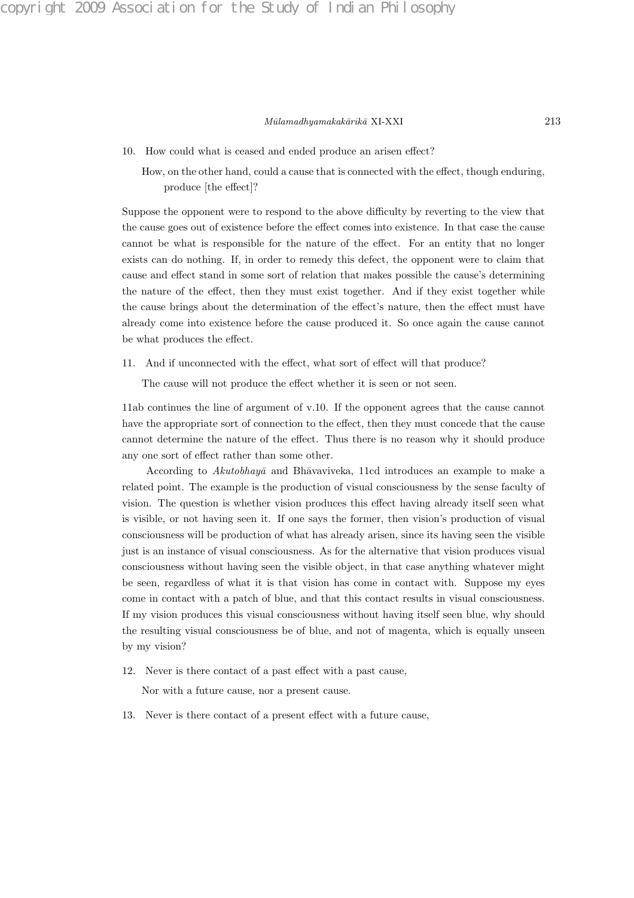10. How could what is ceased and ended produce an arisen effect?

   How, on the other hand, could a cause that is connected with the effect, though enduring, produce [the effect]?

Suppose the opponent were to respond to the above difficulty by reverting to the view that the cause goes out of existence before the effect comes into existence. In that case the cause cannot be what is responsible for the nature of the effect. For an entity that no longer exists can do nothing. If, in order to remedy this defect, the opponent were to claim that cause and effect stand in some sort of relation that makes possible the cause's determining the nature of the effect, then they must exist together. And if they exist together while the cause brings about the determination of the effect's nature, then the effect must have already come into existence before the cause produced it. So once again the cause cannot be what produces the effect.

11. And if unconnected with the effect, what sort of effect will that produce?

   The cause will not produce the effect whether it is seen or not seen.

11ab continues the line of argument of v.10. If the opponent agrees that the cause cannot have the appropriate sort of connection to the effect, then they must concede that the cause cannot determine the nature of the effect. Thus there is no reason why it should produce any one sort of effect rather than some other.

According to *Akutobhayā* and Bhāvaviveka, 11cd introduces an example to make a related point. The example is the production of visual consciousness by the sense faculty of vision. The question is whether vision produces this effect having already itself seen what is visible, or not having seen it. If one says the former, then vision's production of visual consciousness will be production of what has already arisen, since its having seen the visible just is an instance of visual consciousness. As for the alternative that vision produces visual consciousness without having seen the visible object, in that case anything whatever might be seen, regardless of what it is that vision has come in contact with. Suppose my eyes come in contact with a patch of blue, and that this contact results in visual consciousness. If my vision produces this visual consciousness without having itself seen blue, why should the resulting visual consciousness be of blue, and not of magenta, which is equally unseen by my vision?

12. Never is there contact of a past effect with a past cause,

   Nor with a future cause, nor a present cause.

13. Never is there contact of a present effect with a future cause,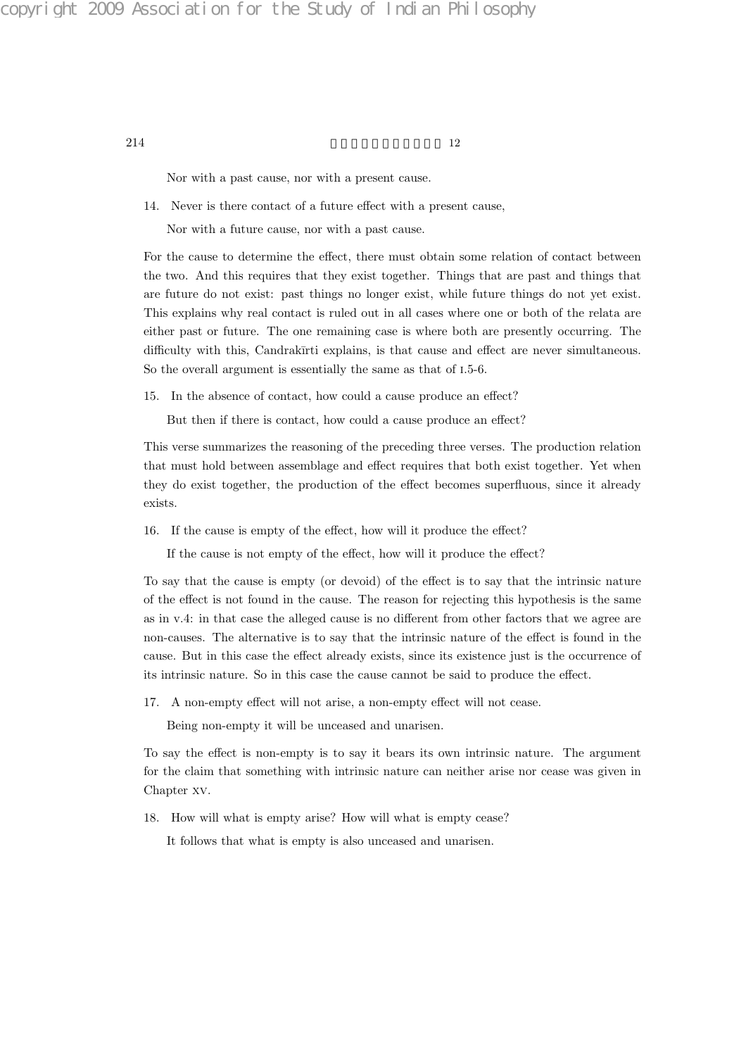Nor with a past cause, nor with a present cause.

14. Never is there contact of a future effect with a present cause,

 Nor with a future cause, nor with a past cause.

For the cause to determine the effect, there must obtain some relation of contact between the two. And this requires that they exist together. Things that are past and things that are future do not exist: past things no longer exist, while future things do not yet exist. This explains why real contact is ruled out in all cases where one or both of the relata are either past or future. The one remaining case is where both are presently occurring. The difficulty with this, Candrakīrti explains, is that cause and effect are never simultaneous. So the overall argument is essentially the same as that of I.5-6.

15. In the absence of contact, how could a cause produce an effect?

 But then if there is contact, how could a cause produce an effect?

This verse summarizes the reasoning of the preceding three verses. The production relation that must hold between assemblage and effect requires that both exist together. Yet when they do exist together, the production of the effect becomes superfluous, since it already exists.

16. If the cause is empty of the effect, how will it produce the effect?

 If the cause is not empty of the effect, how will it produce the effect?

To say that the cause is empty (or devoid) of the effect is to say that the intrinsic nature of the effect is not found in the cause. The reason for rejecting this hypothesis is the same as in V.4: in that case the alleged cause is no different from other factors that we agree are non-causes. The alternative is to say that the intrinsic nature of the effect is found in the cause. But in this case the effect already exists, since its existence just is the occurrence of its intrinsic nature. So in this case the cause cannot be said to produce the effect.

17. A non-empty effect will not arise, a non-empty effect will not cease.

 Being non-empty it will be unceased and unarisen.

To say the effect is non-empty is to say it bears its own intrinsic nature. The argument for the claim that something with intrinsic nature can neither arise nor cease was given in Chapter XV.

18. How will what is empty arise? How will what is empty cease?

 It follows that what is empty is also unceased and unarisen.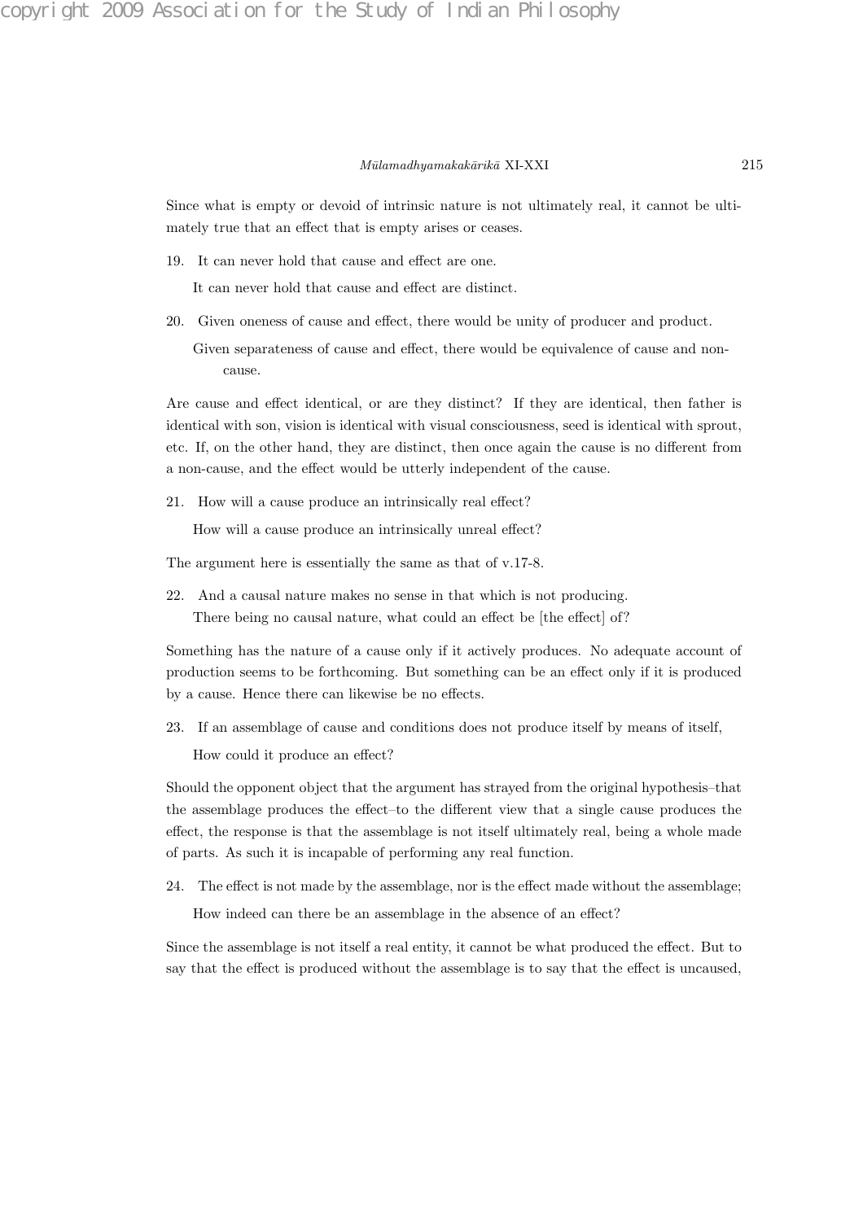Since what is empty or devoid of intrinsic nature is not ultimately real, it cannot be ultimately true that an effect that is empty arises or ceases.

19. It can never hold that cause and effect are one.

    It can never hold that cause and effect are distinct.

20. Given oneness of cause and effect, there would be unity of producer and product.

    Given separateness of cause and effect, there would be equivalence of cause and non-cause.

Are cause and effect identical, or are they distinct? If they are identical, then father is identical with son, vision is identical with visual consciousness, seed is identical with sprout, etc. If, on the other hand, they are distinct, then once again the cause is no different from a non-cause, and the effect would be utterly independent of the cause.

21. How will a cause produce an intrinsically real effect?

    How will a cause produce an intrinsically unreal effect?

The argument here is essentially the same as that of v.17-8.

22. And a causal nature makes no sense in that which is not producing.

    There being no causal nature, what could an effect be [the effect] of?

Something has the nature of a cause only if it actively produces. No adequate account of production seems to be forthcoming. But something can be an effect only if it is produced by a cause. Hence there can likewise be no effects.

23. If an assemblage of cause and conditions does not produce itself by means of itself,

    How could it produce an effect?

Should the opponent object that the argument has strayed from the original hypothesis–that the assemblage produces the effect–to the different view that a single cause produces the effect, the response is that the assemblage is not itself ultimately real, being a whole made of parts. As such it is incapable of performing any real function.

24. The effect is not made by the assemblage, nor is the effect made without the assemblage;

    How indeed can there be an assemblage in the absence of an effect?

Since the assemblage is not itself a real entity, it cannot be what produced the effect. But to say that the effect is produced without the assemblage is to say that the effect is uncaused,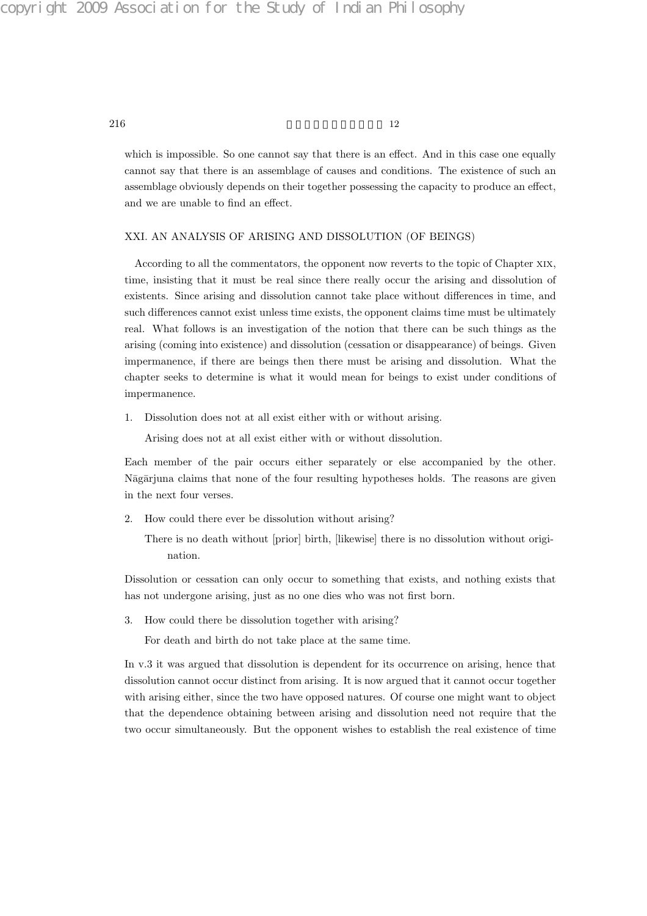which is impossible. So one cannot say that there is an effect. And in this case one equally cannot say that there is an assemblage of causes and conditions. The existence of such an assemblage obviously depends on their together possessing the capacity to produce an effect, and we are unable to find an effect.

## XXI. AN ANALYSIS OF ARISING AND DISSOLUTION (OF BEINGS)

According to all the commentators, the opponent now reverts to the topic of Chapter XIX, time, insisting that it must be real since there really occur the arising and dissolution of existents. Since arising and dissolution cannot take place without differences in time, and such differences cannot exist unless time exists, the opponent claims time must be ultimately real. What follows is an investigation of the notion that there can be such things as the arising (coming into existence) and dissolution (cessation or disappearance) of beings. Given impermanence, if there are beings then there must be arising and dissolution. What the chapter seeks to determine is what it would mean for beings to exist under conditions of impermanence.

1. Dissolution does not at all exist either with or without arising.

   Arising does not at all exist either with or without dissolution.

Each member of the pair occurs either separately or else accompanied by the other. Nāgārjuna claims that none of the four resulting hypotheses holds. The reasons are given in the next four verses.

2. How could there ever be dissolution without arising?

   There is no death without [prior] birth, [likewise] there is no dissolution without origination.

Dissolution or cessation can only occur to something that exists, and nothing exists that has not undergone arising, just as no one dies who was not first born.

3. How could there be dissolution together with arising?

   For death and birth do not take place at the same time.

In v.3 it was argued that dissolution is dependent for its occurrence on arising, hence that dissolution cannot occur distinct from arising. It is now argued that it cannot occur together with arising either, since the two have opposed natures. Of course one might want to object that the dependence obtaining between arising and dissolution need not require that the two occur simultaneously. But the opponent wishes to establish the real existence of time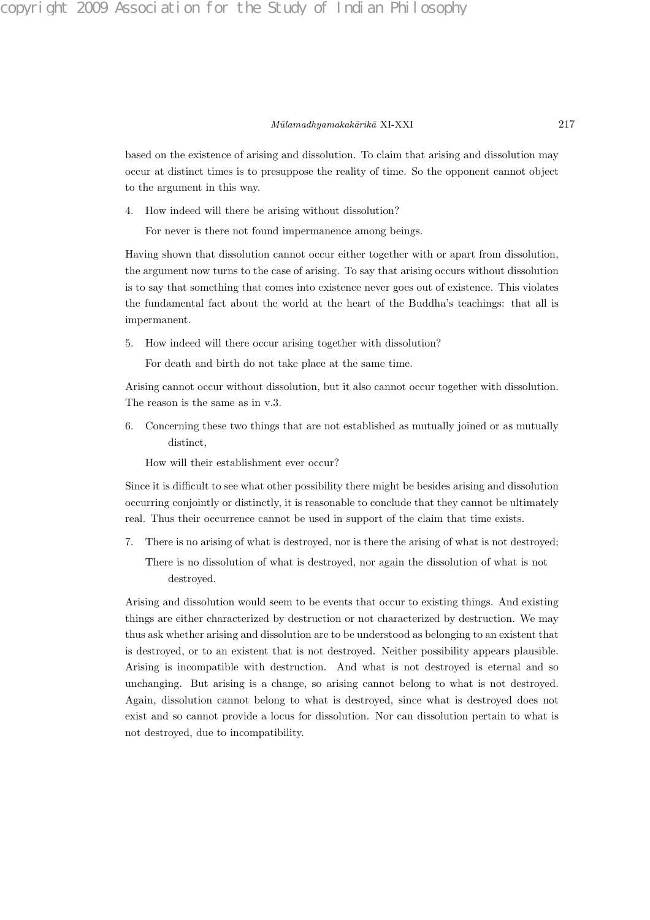based on the existence of arising and dissolution. To claim that arising and dissolution may occur at distinct times is to presuppose the reality of time. So the opponent cannot object to the argument in this way.

4. How indeed will there be arising without dissolution?

   For never is there not found impermanence among beings.

Having shown that dissolution cannot occur either together with or apart from dissolution, the argument now turns to the case of arising. To say that arising occurs without dissolution is to say that something that comes into existence never goes out of existence. This violates the fundamental fact about the world at the heart of the Buddha's teachings: that all is impermanent.

5. How indeed will there occur arising together with dissolution?

   For death and birth do not take place at the same time.

Arising cannot occur without dissolution, but it also cannot occur together with dissolution. The reason is the same as in v.3.

6. Concerning these two things that are not established as mutually joined or as mutually distinct,

   How will their establishment ever occur?

Since it is difficult to see what other possibility there might be besides arising and dissolution occurring conjointly or distinctly, it is reasonable to conclude that they cannot be ultimately real. Thus their occurrence cannot be used in support of the claim that time exists.

7. There is no arising of what is destroyed, nor is there the arising of what is not destroyed;

   There is no dissolution of what is destroyed, nor again the dissolution of what is not destroyed.

Arising and dissolution would seem to be events that occur to existing things. And existing things are either characterized by destruction or not characterized by destruction. We may thus ask whether arising and dissolution are to be understood as belonging to an existent that is destroyed, or to an existent that is not destroyed. Neither possibility appears plausible. Arising is incompatible with destruction. And what is not destroyed is eternal and so unchanging. But arising is a change, so arising cannot belong to what is not destroyed. Again, dissolution cannot belong to what is destroyed, since what is destroyed does not exist and so cannot provide a locus for dissolution. Nor can dissolution pertain to what is not destroyed, due to incompatibility.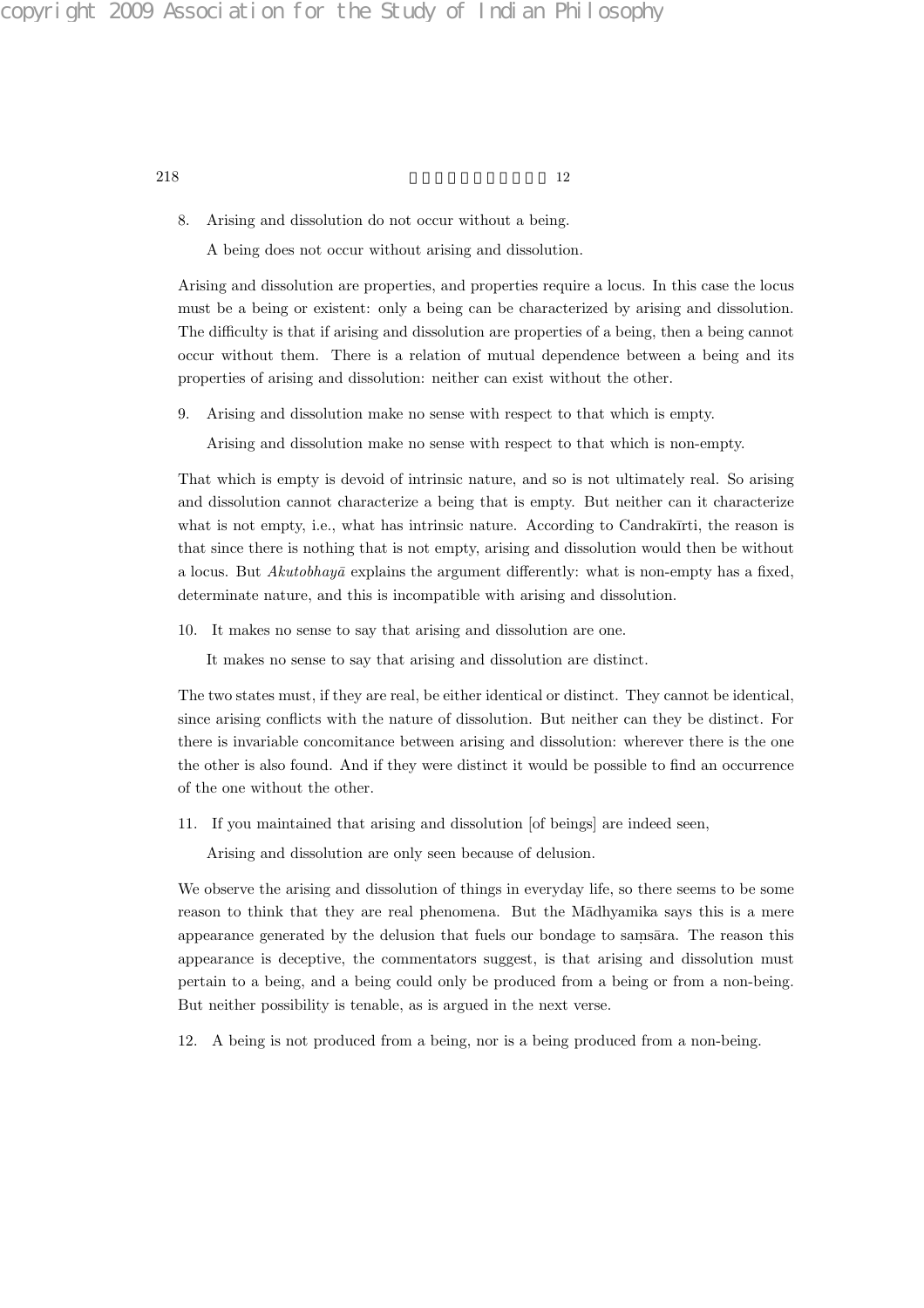8. Arising and dissolution do not occur without a being.

   A being does not occur without arising and dissolution.

Arising and dissolution are properties, and properties require a locus. In this case the locus must be a being or existent: only a being can be characterized by arising and dissolution. The difficulty is that if arising and dissolution are properties of a being, then a being cannot occur without them. There is a relation of mutual dependence between a being and its properties of arising and dissolution: neither can exist without the other.

9. Arising and dissolution make no sense with respect to that which is empty.

   Arising and dissolution make no sense with respect to that which is non-empty.

That which is empty is devoid of intrinsic nature, and so is not ultimately real. So arising and dissolution cannot characterize a being that is empty. But neither can it characterize what is not empty, i.e., what has intrinsic nature. According to Candrakīrti, the reason is that since there is nothing that is not empty, arising and dissolution would then be without a locus. But *Akutobhayā* explains the argument differently: what is non-empty has a fixed, determinate nature, and this is incompatible with arising and dissolution.

10. It makes no sense to say that arising and dissolution are one.

    It makes no sense to say that arising and dissolution are distinct.

The two states must, if they are real, be either identical or distinct. They cannot be identical, since arising conflicts with the nature of dissolution. But neither can they be distinct. For there is invariable concomitance between arising and dissolution: wherever there is the one the other is also found. And if they were distinct it would be possible to find an occurrence of the one without the other.

11. If you maintained that arising and dissolution [of beings] are indeed seen,

    Arising and dissolution are only seen because of delusion.

We observe the arising and dissolution of things in everyday life, so there seems to be some reason to think that they are real phenomena. But the Mādhyamika says this is a mere appearance generated by the delusion that fuels our bondage to saṃsāra. The reason this appearance is deceptive, the commentators suggest, is that arising and dissolution must pertain to a being, and a being could only be produced from a being or from a non-being. But neither possibility is tenable, as is argued in the next verse.

12. A being is not produced from a being, nor is a being produced from a non-being.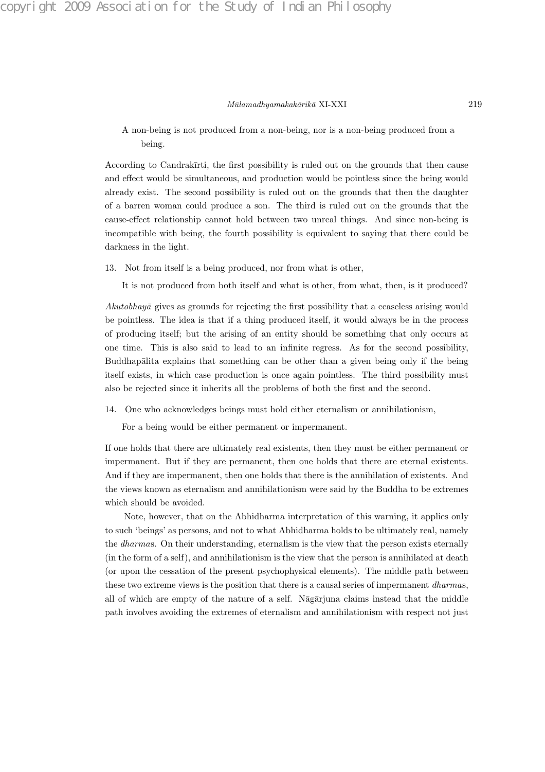A non-being is not produced from a non-being, nor is a non-being produced from a being.

According to Candrakīrti, the first possibility is ruled out on the grounds that then cause and effect would be simultaneous, and production would be pointless since the being would already exist. The second possibility is ruled out on the grounds that then the daughter of a barren woman could produce a son. The third is ruled out on the grounds that the cause-effect relationship cannot hold between two unreal things. And since non-being is incompatible with being, the fourth possibility is equivalent to saying that there could be darkness in the light.

13. Not from itself is a being produced, nor from what is other,

 It is not produced from both itself and what is other, from what, then, is it produced?

*Akutobhayā* gives as grounds for rejecting the first possibility that a ceaseless arising would be pointless. The idea is that if a thing produced itself, it would always be in the process of producing itself; but the arising of an entity should be something that only occurs at one time. This is also said to lead to an infinite regress. As for the second possibility, Buddhapālita explains that something can be other than a given being only if the being itself exists, in which case production is once again pointless. The third possibility must also be rejected since it inherits all the problems of both the first and the second.

14. One who acknowledges beings must hold either eternalism or annihilationism,

 For a being would be either permanent or impermanent.

If one holds that there are ultimately real existents, then they must be either permanent or impermanent. But if they are permanent, then one holds that there are eternal existents. And if they are impermanent, then one holds that there is the annihilation of existents. And the views known as eternalism and annihilationism were said by the Buddha to be extremes which should be avoided.

Note, however, that on the Abhidharma interpretation of this warning, it applies only to such 'beings' as persons, and not to what Abhidharma holds to be ultimately real, namely the *dharmas*. On their understanding, eternalism is the view that the person exists eternally (in the form of a self), and annihilationism is the view that the person is annihilated at death (or upon the cessation of the present psychophysical elements). The middle path between these two extreme views is the position that there is a causal series of impermanent *dharmas*, all of which are empty of the nature of a self. Nāgārjuna claims instead that the middle path involves avoiding the extremes of eternalism and annihilationism with respect not just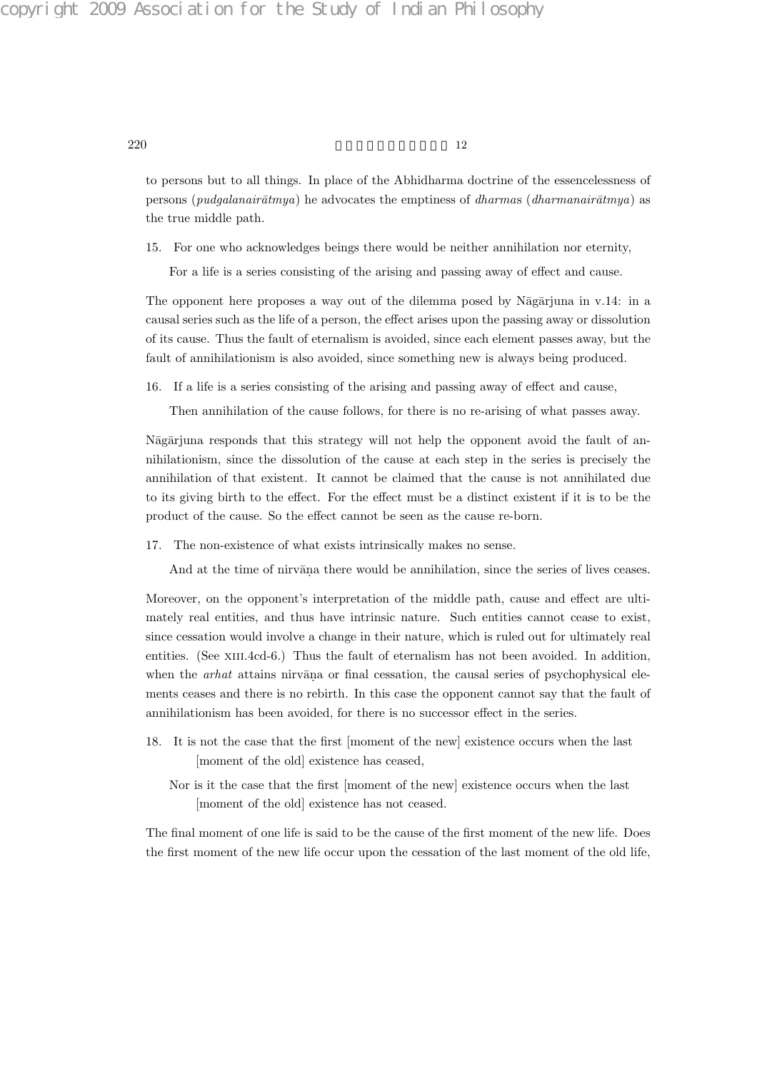to persons but to all things. In place of the Abhidharma doctrine of the essencelessness of persons (*pudgalanairātmya*) he advocates the emptiness of *dharmas* (*dharmanairātmya*) as the true middle path.

15. For one who acknowledges beings there would be neither annihilation nor eternity,

 For a life is a series consisting of the arising and passing away of effect and cause.

The opponent here proposes a way out of the dilemma posed by Nāgārjuna in v.14: in a causal series such as the life of a person, the effect arises upon the passing away or dissolution of its cause. Thus the fault of eternalism is avoided, since each element passes away, but the fault of annihilationism is also avoided, since something new is always being produced.

16. If a life is a series consisting of the arising and passing away of effect and cause,

 Then annihilation of the cause follows, for there is no re-arising of what passes away.

Nāgārjuna responds that this strategy will not help the opponent avoid the fault of annihilationism, since the dissolution of the cause at each step in the series is precisely the annihilation of that existent. It cannot be claimed that the cause is not annihilated due to its giving birth to the effect. For the effect must be a distinct existent if it is to be the product of the cause. So the effect cannot be seen as the cause re-born.

17. The non-existence of what exists intrinsically makes no sense.

 And at the time of nirvāṇa there would be annihilation, since the series of lives ceases.

Moreover, on the opponent's interpretation of the middle path, cause and effect are ultimately real entities, and thus have intrinsic nature. Such entities cannot cease to exist, since cessation would involve a change in their nature, which is ruled out for ultimately real entities. (See XIII.4cd-6.) Thus the fault of eternalism has not been avoided. In addition, when the *arhat* attains nirvāṇa or final cessation, the causal series of psychophysical elements ceases and there is no rebirth. In this case the opponent cannot say that the fault of annihilationism has been avoided, for there is no successor effect in the series.

18. It is not the case that the first [moment of the new] existence occurs when the last [moment of the old] existence has ceased,

 Nor is it the case that the first [moment of the new] existence occurs when the last [moment of the old] existence has not ceased.

The final moment of one life is said to be the cause of the first moment of the new life. Does the first moment of the new life occur upon the cessation of the last moment of the old life,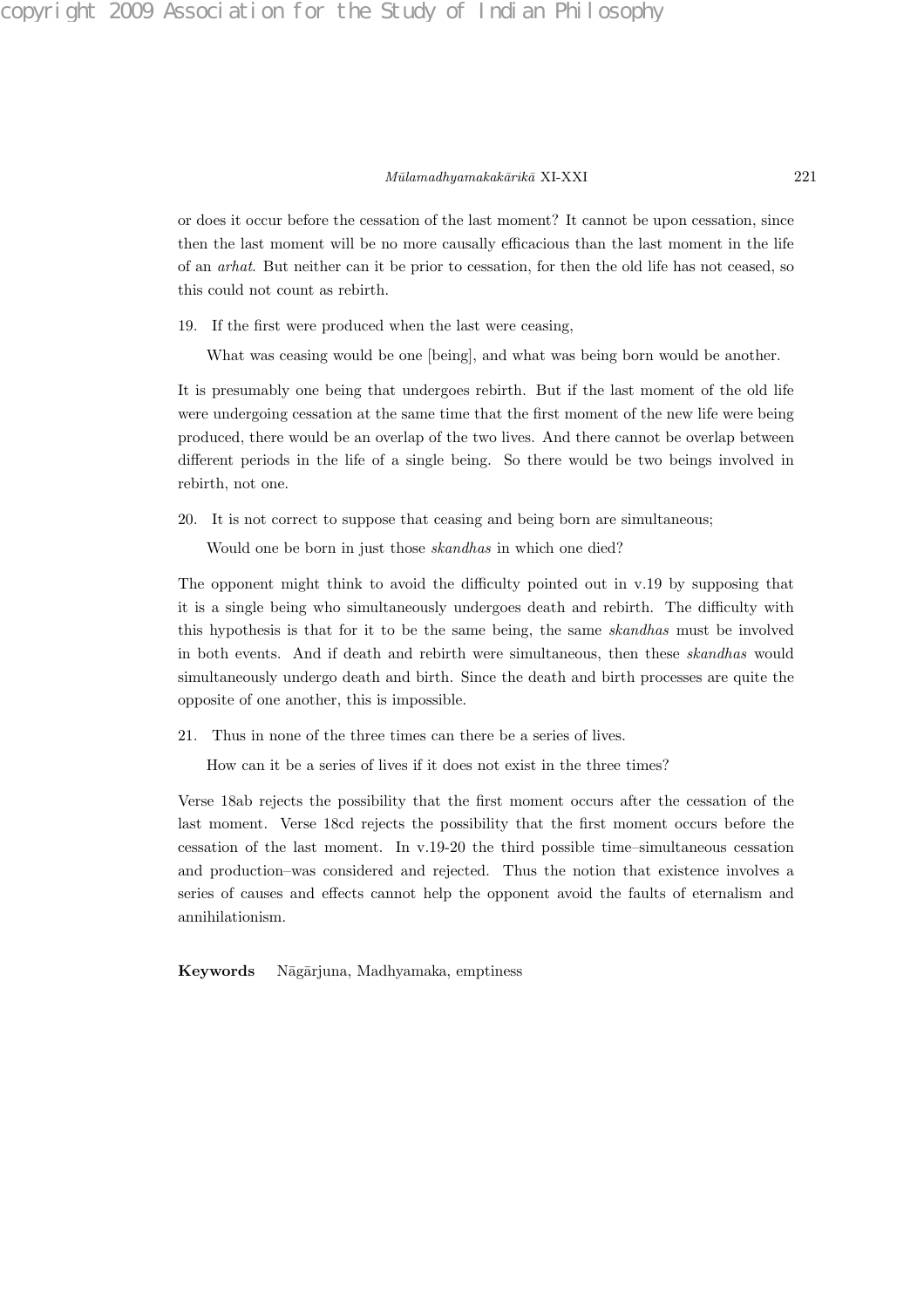or does it occur before the cessation of the last moment? It cannot be upon cessation, since then the last moment will be no more causally efficacious than the last moment in the life of an *arhat*. But neither can it be prior to cessation, for then the old life has not ceased, so this could not count as rebirth.

19. If the first were produced when the last were ceasing,

 What was ceasing would be one [being], and what was being born would be another.

It is presumably one being that undergoes rebirth. But if the last moment of the old life were undergoing cessation at the same time that the first moment of the new life were being produced, there would be an overlap of the two lives. And there cannot be overlap between different periods in the life of a single being. So there would be two beings involved in rebirth, not one.

20. It is not correct to suppose that ceasing and being born are simultaneous;

 Would one be born in just those *skandhas* in which one died?

The opponent might think to avoid the difficulty pointed out in v.19 by supposing that it is a single being who simultaneously undergoes death and rebirth. The difficulty with this hypothesis is that for it to be the same being, the same *skandhas* must be involved in both events. And if death and rebirth were simultaneous, then these *skandhas* would simultaneously undergo death and birth. Since the death and birth processes are quite the opposite of one another, this is impossible.

21. Thus in none of the three times can there be a series of lives.

 How can it be a series of lives if it does not exist in the three times?

Verse 18ab rejects the possibility that the first moment occurs after the cessation of the last moment. Verse 18cd rejects the possibility that the first moment occurs before the cessation of the last moment. In v.19-20 the third possible time–simultaneous cessation and production–was considered and rejected. Thus the notion that existence involves a series of causes and effects cannot help the opponent avoid the faults of eternalism and annihilationism.

**Keywords** Nāgārjuna, Madhyamaka, emptiness